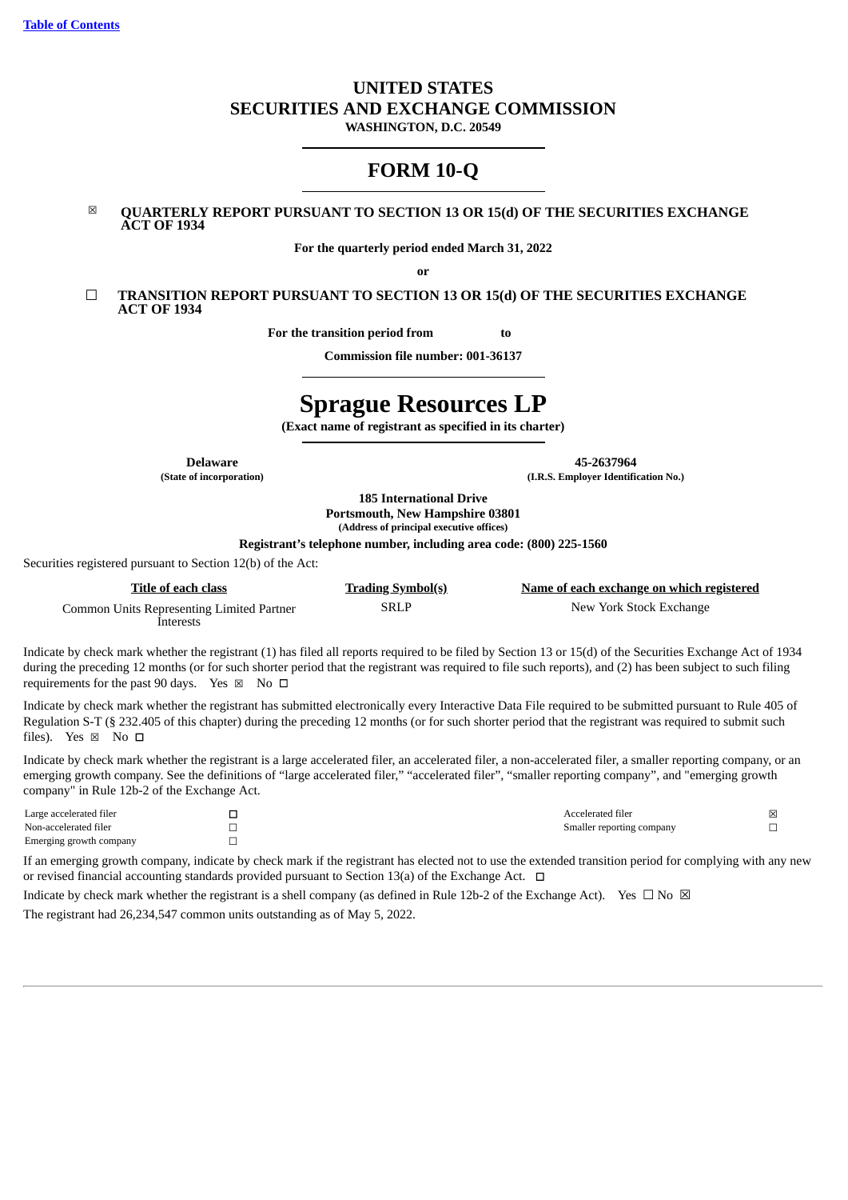[Table of Contents](#)

# UNITED STATES
# SECURITIES AND EXCHANGE COMMISSION
**WASHINGTON, D.C. 20549**

# FORM 10-Q

☒ **QUARTERLY REPORT PURSUANT TO SECTION 13 OR 15(d) OF THE SECURITIES EXCHANGE ACT OF 1934**

**For the quarterly period ended March 31, 2022**

**or**

☐ **TRANSITION REPORT PURSUANT TO SECTION 13 OR 15(d) OF THE SECURITIES EXCHANGE ACT OF 1934**

**For the transition period from to**

**Commission file number: 001-36137**

# Sprague Resources LP
**(Exact name of registrant as specified in its charter)**

| **Delaware** | **45-2637964** |
|---|---|
| **(State of incorporation)** | **(I.R.S. Employer Identification No.)** |

**185 International Drive**
**Portsmouth, New Hampshire 03801**
**(Address of principal executive offices)**

**Registrant's telephone number, including area code: (800) 225-1560**

Securities registered pursuant to Section 12(b) of the Act:

| Title of each class | Trading Symbol(s) | Name of each exchange on which registered |
|---|---|---|
| Common Units Representing Limited Partner Interests | SRLP | New York Stock Exchange |

Indicate by check mark whether the registrant (1) has filed all reports required to be filed by Section 13 or 15(d) of the Securities Exchange Act of 1934 during the preceding 12 months (or for such shorter period that the registrant was required to file such reports), and (2) has been subject to such filing requirements for the past 90 days. Yes ☒ No ☐

Indicate by check mark whether the registrant has submitted electronically every Interactive Data File required to be submitted pursuant to Rule 405 of Regulation S-T (§ 232.405 of this chapter) during the preceding 12 months (or for such shorter period that the registrant was required to submit such files). Yes ☒ No ☐

Indicate by check mark whether the registrant is a large accelerated filer, an accelerated filer, a non-accelerated filer, a smaller reporting company, or an emerging growth company. See the definitions of "large accelerated filer," "accelerated filer", "smaller reporting company", and "emerging growth company" in Rule 12b-2 of the Exchange Act.

| | | | |
|---|---|---|---|
| Large accelerated filer | ☐ | Accelerated filer | ☒ |
| Non-accelerated filer | ☐ | Smaller reporting company | ☐ |
| Emerging growth company | ☐ | | |

If an emerging growth company, indicate by check mark if the registrant has elected not to use the extended transition period for complying with any new or revised financial accounting standards provided pursuant to Section 13(a) of the Exchange Act. ☐

Indicate by check mark whether the registrant is a shell company (as defined in Rule 12b-2 of the Exchange Act). Yes ☐ No ☒

The registrant had 26,234,547 common units outstanding as of May 5, 2022.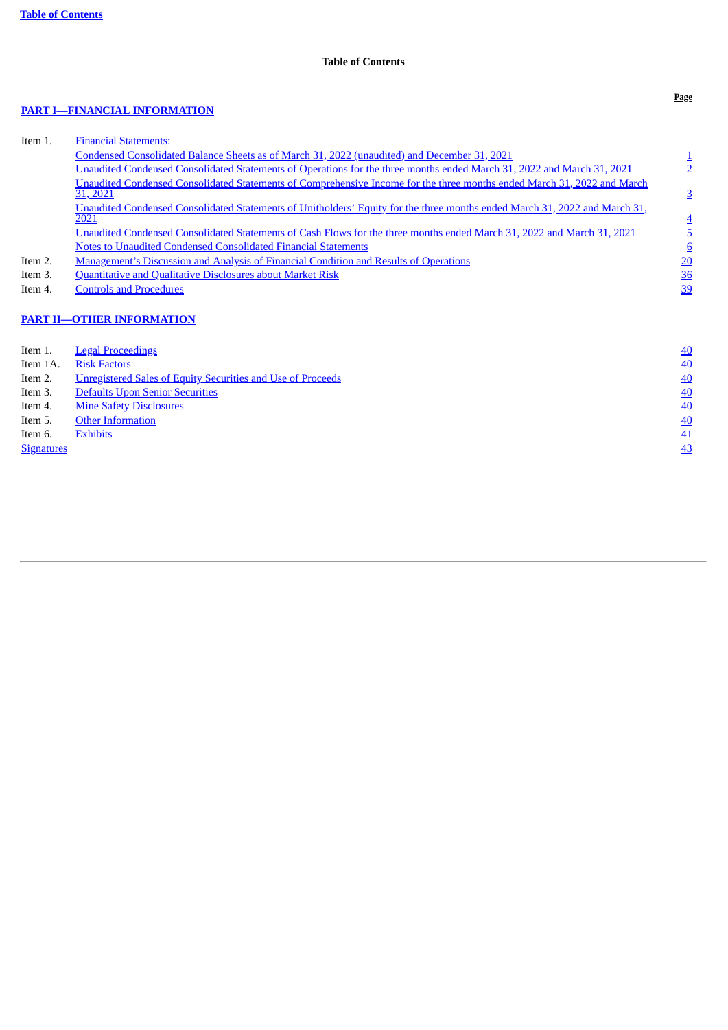# Table of Contents

| | | Page |
|---|---|---|
| **PART I—FINANCIAL INFORMATION** | | |
| Item 1. | Financial Statements: | |
| | Condensed Consolidated Balance Sheets as of March 31, 2022 (unaudited) and December 31, 2021 | 1 |
| | Unaudited Condensed Consolidated Statements of Operations for the three months ended March 31, 2022 and March 31, 2021 | 2 |
| | Unaudited Condensed Consolidated Statements of Comprehensive Income for the three months ended March 31, 2022 and March 31, 2021 | 3 |
| | Unaudited Condensed Consolidated Statements of Unitholders' Equity for the three months ended March 31, 2022 and March 31, 2021 | 4 |
| | Unaudited Condensed Consolidated Statements of Cash Flows for the three months ended March 31, 2022 and March 31, 2021 | 5 |
| | Notes to Unaudited Condensed Consolidated Financial Statements | 6 |
| Item 2. | Management's Discussion and Analysis of Financial Condition and Results of Operations | 20 |
| Item 3. | Quantitative and Qualitative Disclosures about Market Risk | 36 |
| Item 4. | Controls and Procedures | 39 |
| **PART II—OTHER INFORMATION** | | |
| Item 1. | Legal Proceedings | 40 |
| Item 1A. | Risk Factors | 40 |
| Item 2. | Unregistered Sales of Equity Securities and Use of Proceeds | 40 |
| Item 3. | Defaults Upon Senior Securities | 40 |
| Item 4. | Mine Safety Disclosures | 40 |
| Item 5. | Other Information | 40 |
| Item 6. | Exhibits | 41 |
| Signatures | | 43 |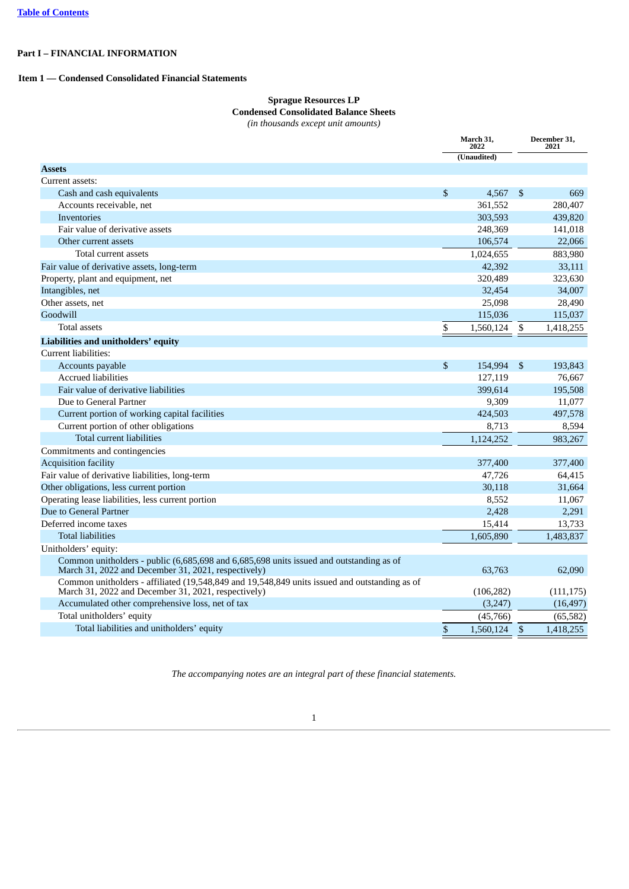[Table of Contents](#)

# Part I – FINANCIAL INFORMATION

## Item 1 — Condensed Consolidated Financial Statements

**Sprague Resources LP**
**Condensed Consolidated Balance Sheets**
*(in thousands except unit amounts)*

| | March 31, 2022 | December 31, 2021 |
|---|---|---|
| | (Unaudited) | |
| **Assets** | | |
| Current assets: | | |
| Cash and cash equivalents | $ 4,567 | $ 669 |
| Accounts receivable, net | 361,552 | 280,407 |
| Inventories | 303,593 | 439,820 |
| Fair value of derivative assets | 248,369 | 141,018 |
| Other current assets | 106,574 | 22,066 |
| Total current assets | 1,024,655 | 883,980 |
| Fair value of derivative assets, long-term | 42,392 | 33,111 |
| Property, plant and equipment, net | 320,489 | 323,630 |
| Intangibles, net | 32,454 | 34,007 |
| Other assets, net | 25,098 | 28,490 |
| Goodwill | 115,036 | 115,037 |
| Total assets | $ 1,560,124 | $ 1,418,255 |
| **Liabilities and unitholders' equity** | | |
| Current liabilities: | | |
| Accounts payable | $ 154,994 | $ 193,843 |
| Accrued liabilities | 127,119 | 76,667 |
| Fair value of derivative liabilities | 399,614 | 195,508 |
| Due to General Partner | 9,309 | 11,077 |
| Current portion of working capital facilities | 424,503 | 497,578 |
| Current portion of other obligations | 8,713 | 8,594 |
| Total current liabilities | 1,124,252 | 983,267 |
| Commitments and contingencies | | |
| Acquisition facility | 377,400 | 377,400 |
| Fair value of derivative liabilities, long-term | 47,726 | 64,415 |
| Other obligations, less current portion | 30,118 | 31,664 |
| Operating lease liabilities, less current portion | 8,552 | 11,067 |
| Due to General Partner | 2,428 | 2,291 |
| Deferred income taxes | 15,414 | 13,733 |
| Total liabilities | 1,605,890 | 1,483,837 |
| Unitholders' equity: | | |
| Common unitholders - public (6,685,698 and 6,685,698 units issued and outstanding as of March 31, 2022 and December 31, 2021, respectively) | 63,763 | 62,090 |
| Common unitholders - affiliated (19,548,849 and 19,548,849 units issued and outstanding as of March 31, 2022 and December 31, 2021, respectively) | (106,282) | (111,175) |
| Accumulated other comprehensive loss, net of tax | (3,247) | (16,497) |
| Total unitholders' equity | (45,766) | (65,582) |
| Total liabilities and unitholders' equity | $ 1,560,124 | $ 1,418,255 |

*The accompanying notes are an integral part of these financial statements.*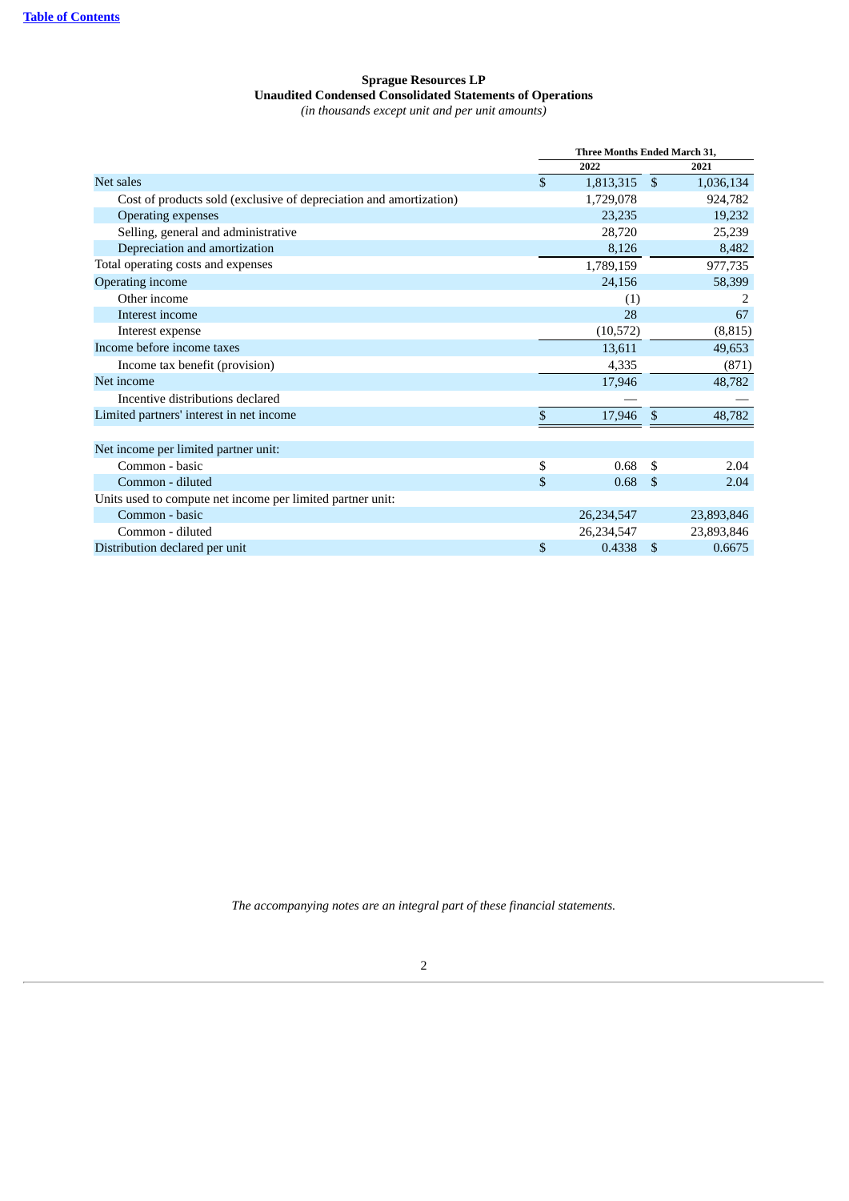**Sprague Resources LP**
**Unaudited Condensed Consolidated Statements of Operations**
*(in thousands except unit and per unit amounts)*

| | Three Months Ended March 31, | |
|---|---|---|
| | 2022 | 2021 |
| Net sales | $ 1,813,315 | $ 1,036,134 |
| Cost of products sold (exclusive of depreciation and amortization) | 1,729,078 | 924,782 |
| Operating expenses | 23,235 | 19,232 |
| Selling, general and administrative | 28,720 | 25,239 |
| Depreciation and amortization | 8,126 | 8,482 |
| Total operating costs and expenses | 1,789,159 | 977,735 |
| Operating income | 24,156 | 58,399 |
| Other income | (1) | 2 |
| Interest income | 28 | 67 |
| Interest expense | (10,572) | (8,815) |
| Income before income taxes | 13,611 | 49,653 |
| Income tax benefit (provision) | 4,335 | (871) |
| Net income | 17,946 | 48,782 |
| Incentive distributions declared | — | — |
| Limited partners' interest in net income | $ 17,946 | $ 48,782 |
| | | |
| Net income per limited partner unit: | | |
| Common - basic | $ 0.68 | $ 2.04 |
| Common - diluted | $ 0.68 | $ 2.04 |
| Units used to compute net income per limited partner unit: | | |
| Common - basic | 26,234,547 | 23,893,846 |
| Common - diluted | 26,234,547 | 23,893,846 |
| Distribution declared per unit | $ 0.4338 | $ 0.6675 |

*The accompanying notes are an integral part of these financial statements.*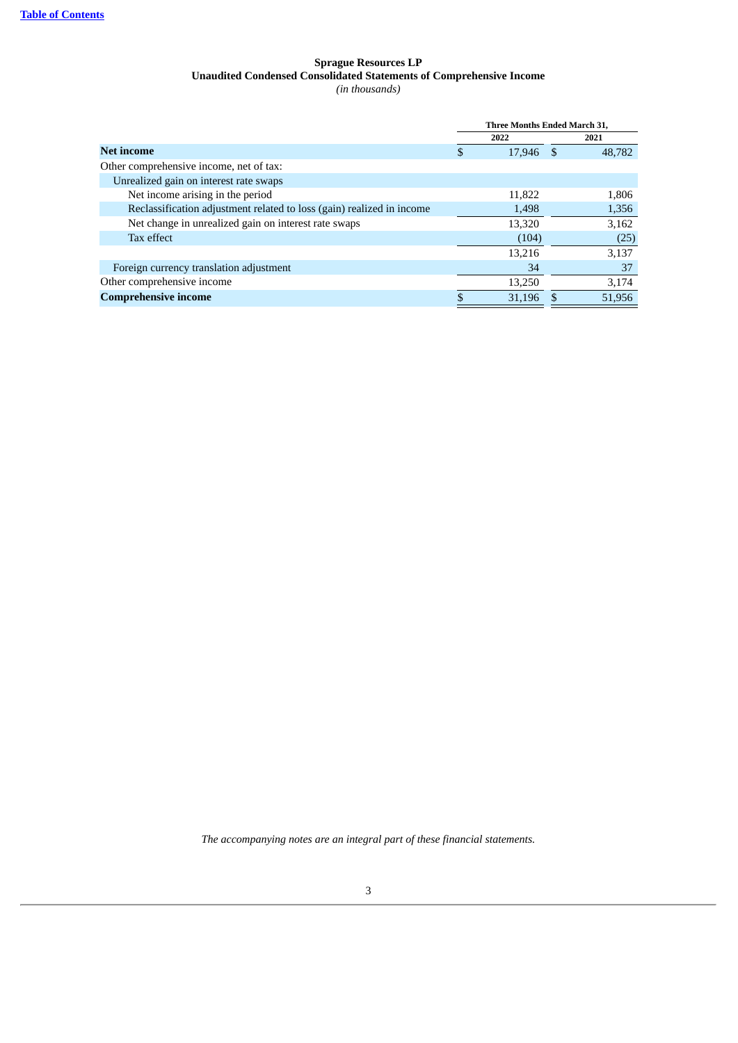**Sprague Resources LP**
**Unaudited Condensed Consolidated Statements of Comprehensive Income**
*(in thousands)*

| | Three Months Ended March 31, | |
|---|---|---|
| | 2022 | 2021 |
| **Net income** | $ 17,946 | $ 48,782 |
| Other comprehensive income, net of tax: | | |
| Unrealized gain on interest rate swaps | | |
| Net income arising in the period | 11,822 | 1,806 |
| Reclassification adjustment related to loss (gain) realized in income | 1,498 | 1,356 |
| Net change in unrealized gain on interest rate swaps | 13,320 | 3,162 |
| Tax effect | (104) | (25) |
| | 13,216 | 3,137 |
| Foreign currency translation adjustment | 34 | 37 |
| Other comprehensive income | 13,250 | 3,174 |
| **Comprehensive income** | $ 31,196 | $ 51,956 |

*The accompanying notes are an integral part of these financial statements.*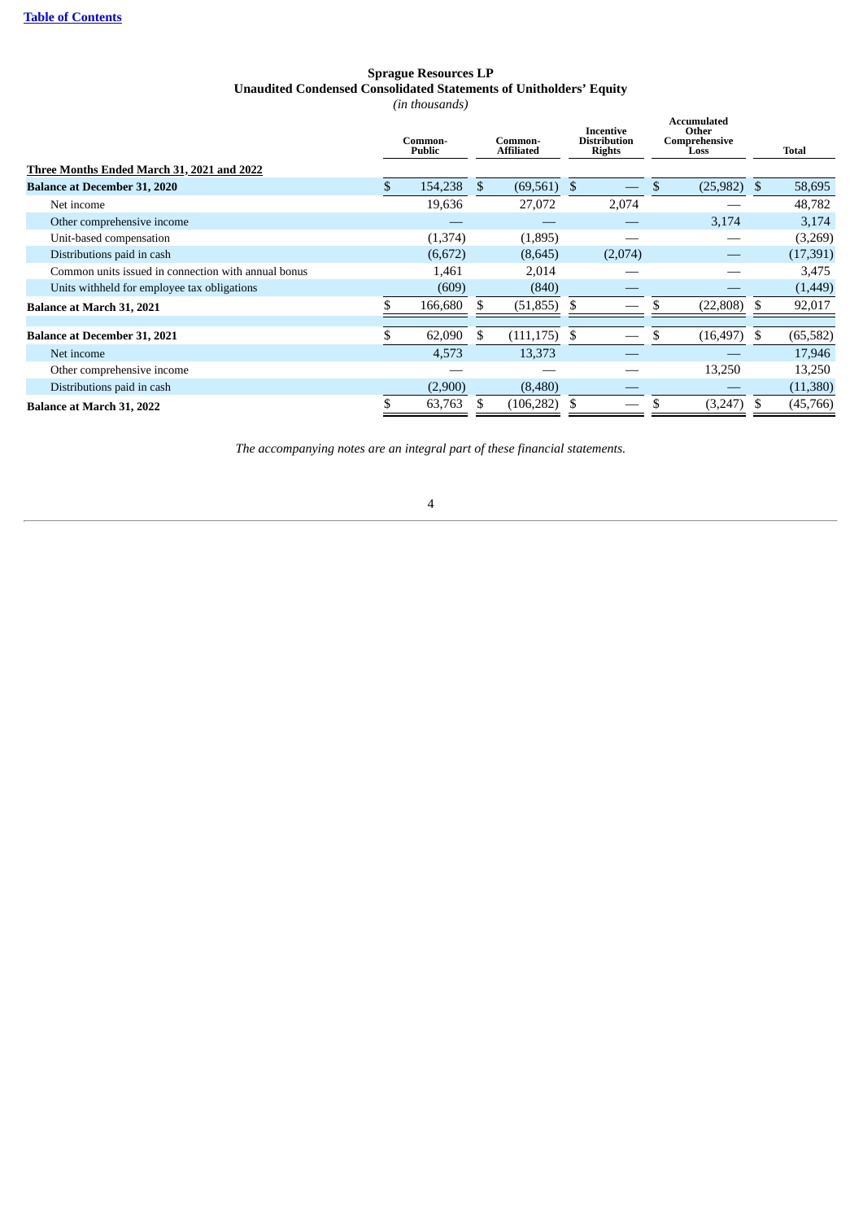# Sprague Resources LP
## Unaudited Condensed Consolidated Statements of Unitholders' Equity
*(in thousands)*

| | Common-Public | Common-Affiliated | Incentive Distribution Rights | Accumulated Other Comprehensive Loss | Total |
|---|---|---|---|---|---|
| **Three Months Ended March 31, 2021 and 2022** | | | | | |
| **Balance at December 31, 2020** | $ 154,238 | $ (69,561) | $ — | $ (25,982) | $ 58,695 |
| Net income | 19,636 | 27,072 | 2,074 | — | 48,782 |
| Other comprehensive income | — | — | — | 3,174 | 3,174 |
| Unit-based compensation | (1,374) | (1,895) | — | — | (3,269) |
| Distributions paid in cash | (6,672) | (8,645) | (2,074) | — | (17,391) |
| Common units issued in connection with annual bonus | 1,461 | 2,014 | — | — | 3,475 |
| Units withheld for employee tax obligations | (609) | (840) | — | — | (1,449) |
| **Balance at March 31, 2021** | $ 166,680 | $ (51,855) | $ — | $ (22,808) | $ 92,017 |
| | | | | | |
| **Balance at December 31, 2021** | $ 62,090 | $ (111,175) | $ — | $ (16,497) | $ (65,582) |
| Net income | 4,573 | 13,373 | — | — | 17,946 |
| Other comprehensive income | — | — | — | 13,250 | 13,250 |
| Distributions paid in cash | (2,900) | (8,480) | — | — | (11,380) |
| **Balance at March 31, 2022** | $ 63,763 | $ (106,282) | $ — | $ (3,247) | $ (45,766) |

*The accompanying notes are an integral part of these financial statements.*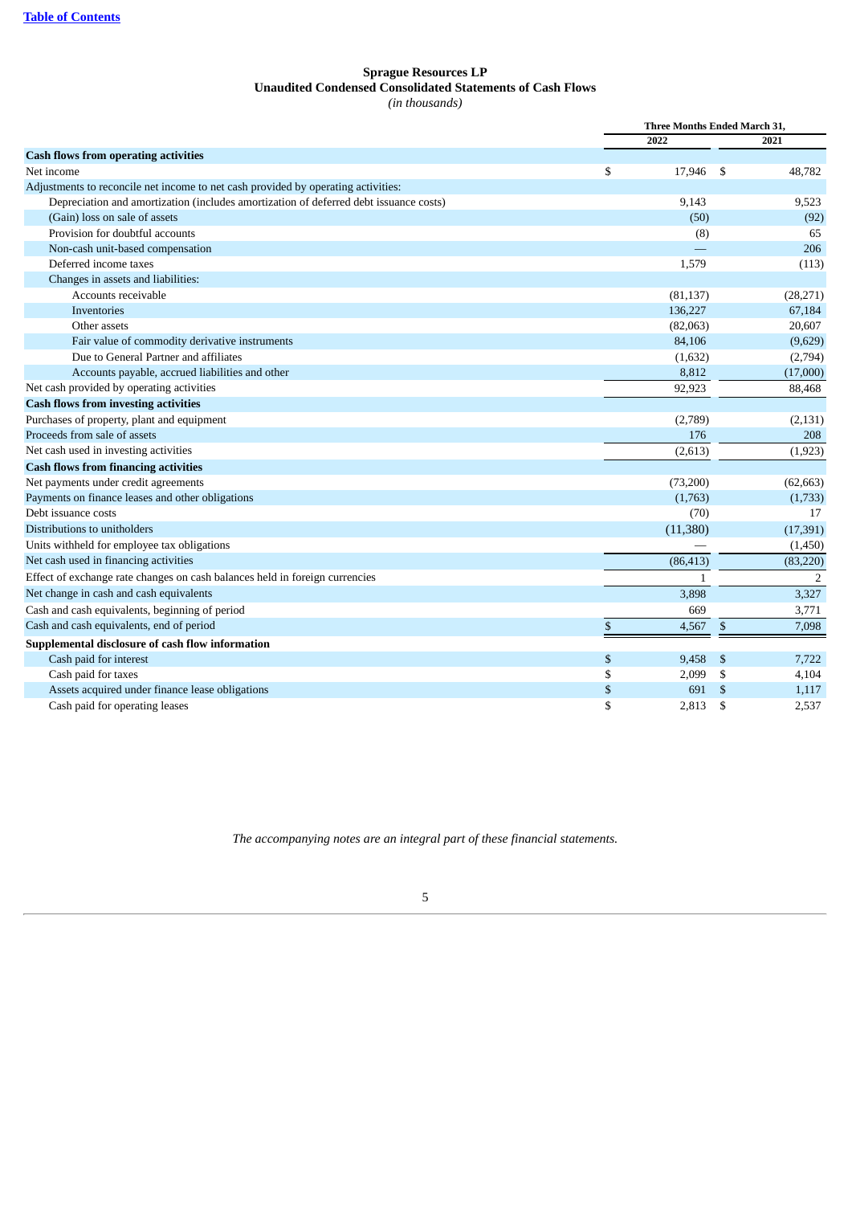# Sprague Resources LP

## Unaudited Condensed Consolidated Statements of Cash Flows

*(in thousands)*

| | Three Months Ended March 31, | |
|---|---|---|
| | 2022 | 2021 |
| **Cash flows from operating activities** | | |
| Net income | $ 17,946 | $ 48,782 |
| Adjustments to reconcile net income to net cash provided by operating activities: | | |
| Depreciation and amortization (includes amortization of deferred debt issuance costs) | 9,143 | 9,523 |
| (Gain) loss on sale of assets | (50) | (92) |
| Provision for doubtful accounts | (8) | 65 |
| Non-cash unit-based compensation | — | 206 |
| Deferred income taxes | 1,579 | (113) |
| Changes in assets and liabilities: | | |
| Accounts receivable | (81,137) | (28,271) |
| Inventories | 136,227 | 67,184 |
| Other assets | (82,063) | 20,607 |
| Fair value of commodity derivative instruments | 84,106 | (9,629) |
| Due to General Partner and affiliates | (1,632) | (2,794) |
| Accounts payable, accrued liabilities and other | 8,812 | (17,000) |
| Net cash provided by operating activities | 92,923 | 88,468 |
| **Cash flows from investing activities** | | |
| Purchases of property, plant and equipment | (2,789) | (2,131) |
| Proceeds from sale of assets | 176 | 208 |
| Net cash used in investing activities | (2,613) | (1,923) |
| **Cash flows from financing activities** | | |
| Net payments under credit agreements | (73,200) | (62,663) |
| Payments on finance leases and other obligations | (1,763) | (1,733) |
| Debt issuance costs | (70) | 17 |
| Distributions to unitholders | (11,380) | (17,391) |
| Units withheld for employee tax obligations | — | (1,450) |
| Net cash used in financing activities | (86,413) | (83,220) |
| Effect of exchange rate changes on cash balances held in foreign currencies | 1 | 2 |
| Net change in cash and cash equivalents | 3,898 | 3,327 |
| Cash and cash equivalents, beginning of period | 669 | 3,771 |
| Cash and cash equivalents, end of period | $ 4,567 | $ 7,098 |
| **Supplemental disclosure of cash flow information** | | |
| Cash paid for interest | $ 9,458 | $ 7,722 |
| Cash paid for taxes | $ 2,099 | $ 4,104 |
| Assets acquired under finance lease obligations | $ 691 | $ 1,117 |
| Cash paid for operating leases | $ 2,813 | $ 2,537 |

*The accompanying notes are an integral part of these financial statements.*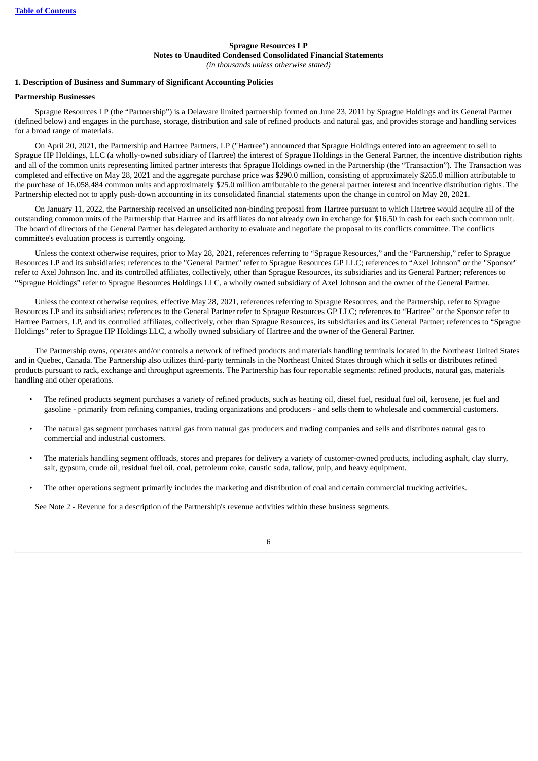**Sprague Resources LP**
**Notes to Unaudited Condensed Consolidated Financial Statements**
*(in thousands unless otherwise stated)*

## 1. Description of Business and Summary of Significant Accounting Policies

### Partnership Businesses

Sprague Resources LP (the "Partnership") is a Delaware limited partnership formed on June 23, 2011 by Sprague Holdings and its General Partner (defined below) and engages in the purchase, storage, distribution and sale of refined products and natural gas, and provides storage and handling services for a broad range of materials.

On April 20, 2021, the Partnership and Hartree Partners, LP ("Hartree") announced that Sprague Holdings entered into an agreement to sell to Sprague HP Holdings, LLC (a wholly-owned subsidiary of Hartree) the interest of Sprague Holdings in the General Partner, the incentive distribution rights and all of the common units representing limited partner interests that Sprague Holdings owned in the Partnership (the "Transaction"). The Transaction was completed and effective on May 28, 2021 and the aggregate purchase price was $290.0 million, consisting of approximately $265.0 million attributable to the purchase of 16,058,484 common units and approximately $25.0 million attributable to the general partner interest and incentive distribution rights. The Partnership elected not to apply push-down accounting in its consolidated financial statements upon the change in control on May 28, 2021.

On January 11, 2022, the Partnership received an unsolicited non-binding proposal from Hartree pursuant to which Hartree would acquire all of the outstanding common units of the Partnership that Hartree and its affiliates do not already own in exchange for $16.50 in cash for each such common unit. The board of directors of the General Partner has delegated authority to evaluate and negotiate the proposal to its conflicts committee. The conflicts committee's evaluation process is currently ongoing.

Unless the context otherwise requires, prior to May 28, 2021, references referring to "Sprague Resources," and the "Partnership," refer to Sprague Resources LP and its subsidiaries; references to the "General Partner" refer to Sprague Resources GP LLC; references to "Axel Johnson" or the "Sponsor" refer to Axel Johnson Inc. and its controlled affiliates, collectively, other than Sprague Resources, its subsidiaries and its General Partner; references to "Sprague Holdings" refer to Sprague Resources Holdings LLC, a wholly owned subsidiary of Axel Johnson and the owner of the General Partner.

Unless the context otherwise requires, effective May 28, 2021, references referring to Sprague Resources, and the Partnership, refer to Sprague Resources LP and its subsidiaries; references to the General Partner refer to Sprague Resources GP LLC; references to "Hartree" or the Sponsor refer to Hartree Partners, LP, and its controlled affiliates, collectively, other than Sprague Resources, its subsidiaries and its General Partner; references to "Sprague Holdings" refer to Sprague HP Holdings LLC, a wholly owned subsidiary of Hartree and the owner of the General Partner.

The Partnership owns, operates and/or controls a network of refined products and materials handling terminals located in the Northeast United States and in Quebec, Canada. The Partnership also utilizes third-party terminals in the Northeast United States through which it sells or distributes refined products pursuant to rack, exchange and throughput agreements. The Partnership has four reportable segments: refined products, natural gas, materials handling and other operations.

- The refined products segment purchases a variety of refined products, such as heating oil, diesel fuel, residual fuel oil, kerosene, jet fuel and gasoline - primarily from refining companies, trading organizations and producers - and sells them to wholesale and commercial customers.
- The natural gas segment purchases natural gas from natural gas producers and trading companies and sells and distributes natural gas to commercial and industrial customers.
- The materials handling segment offloads, stores and prepares for delivery a variety of customer-owned products, including asphalt, clay slurry, salt, gypsum, crude oil, residual fuel oil, coal, petroleum coke, caustic soda, tallow, pulp, and heavy equipment.
- The other operations segment primarily includes the marketing and distribution of coal and certain commercial trucking activities.

See Note 2 - Revenue for a description of the Partnership's revenue activities within these business segments.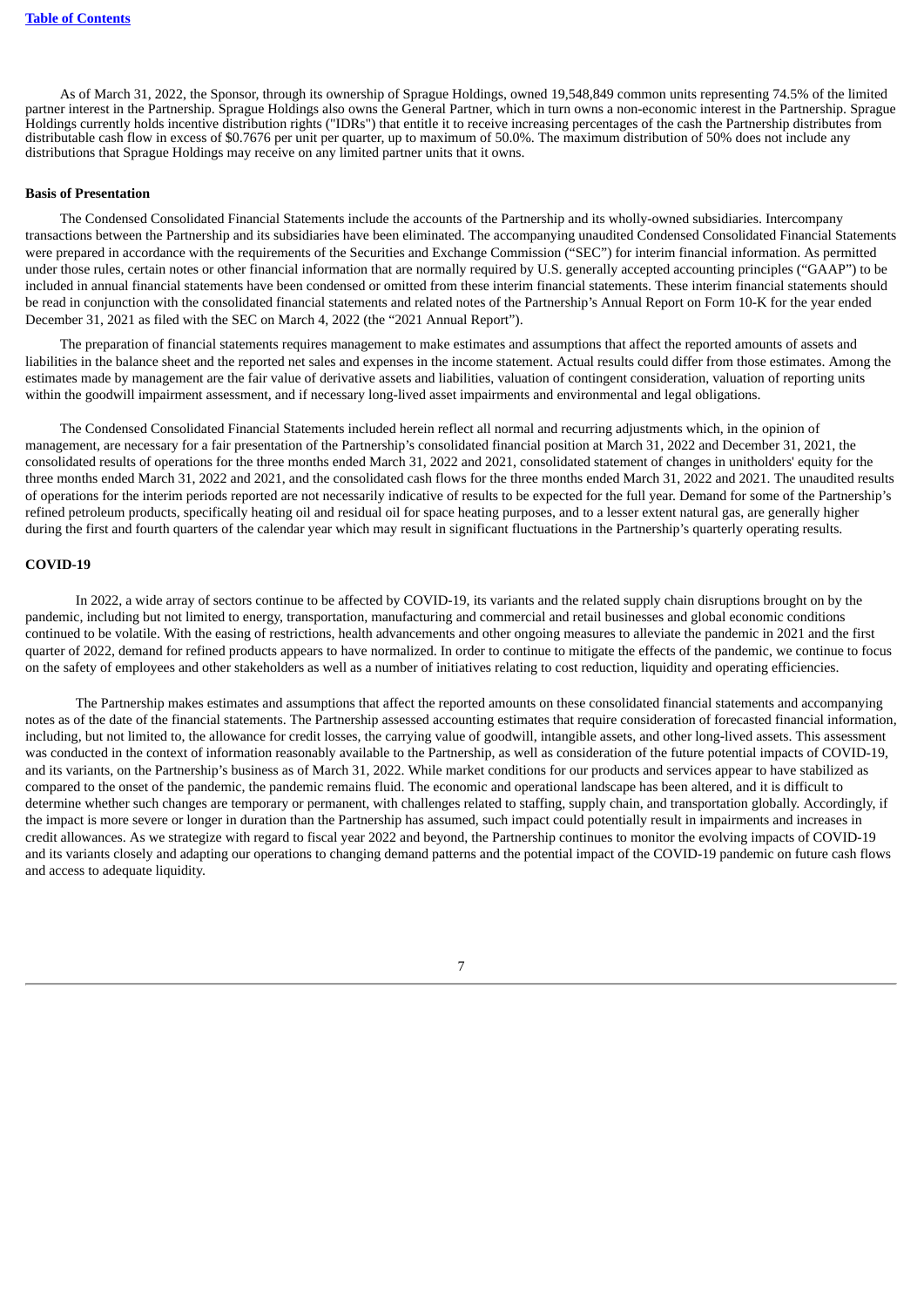As of March 31, 2022, the Sponsor, through its ownership of Sprague Holdings, owned 19,548,849 common units representing 74.5% of the limited partner interest in the Partnership. Sprague Holdings also owns the General Partner, which in turn owns a non-economic interest in the Partnership. Sprague Holdings currently holds incentive distribution rights ("IDRs") that entitle it to receive increasing percentages of the cash the Partnership distributes from distributable cash flow in excess of $0.7676 per unit per quarter, up to maximum of 50.0%. The maximum distribution of 50% does not include any distributions that Sprague Holdings may receive on any limited partner units that it owns.

**Basis of Presentation**

The Condensed Consolidated Financial Statements include the accounts of the Partnership and its wholly-owned subsidiaries. Intercompany transactions between the Partnership and its subsidiaries have been eliminated. The accompanying unaudited Condensed Consolidated Financial Statements were prepared in accordance with the requirements of the Securities and Exchange Commission ("SEC") for interim financial information. As permitted under those rules, certain notes or other financial information that are normally required by U.S. generally accepted accounting principles ("GAAP") to be included in annual financial statements have been condensed or omitted from these interim financial statements. These interim financial statements should be read in conjunction with the consolidated financial statements and related notes of the Partnership's Annual Report on Form 10-K for the year ended December 31, 2021 as filed with the SEC on March 4, 2022 (the "2021 Annual Report").

The preparation of financial statements requires management to make estimates and assumptions that affect the reported amounts of assets and liabilities in the balance sheet and the reported net sales and expenses in the income statement. Actual results could differ from those estimates. Among the estimates made by management are the fair value of derivative assets and liabilities, valuation of contingent consideration, valuation of reporting units within the goodwill impairment assessment, and if necessary long-lived asset impairments and environmental and legal obligations.

The Condensed Consolidated Financial Statements included herein reflect all normal and recurring adjustments which, in the opinion of management, are necessary for a fair presentation of the Partnership's consolidated financial position at March 31, 2022 and December 31, 2021, the consolidated results of operations for the three months ended March 31, 2022 and 2021, consolidated statement of changes in unitholders' equity for the three months ended March 31, 2022 and 2021, and the consolidated cash flows for the three months ended March 31, 2022 and 2021. The unaudited results of operations for the interim periods reported are not necessarily indicative of results to be expected for the full year. Demand for some of the Partnership's refined petroleum products, specifically heating oil and residual oil for space heating purposes, and to a lesser extent natural gas, are generally higher during the first and fourth quarters of the calendar year which may result in significant fluctuations in the Partnership's quarterly operating results.

**COVID-19**

In 2022, a wide array of sectors continue to be affected by COVID-19, its variants and the related supply chain disruptions brought on by the pandemic, including but not limited to energy, transportation, manufacturing and commercial and retail businesses and global economic conditions continued to be volatile. With the easing of restrictions, health advancements and other ongoing measures to alleviate the pandemic in 2021 and the first quarter of 2022, demand for refined products appears to have normalized. In order to continue to mitigate the effects of the pandemic, we continue to focus on the safety of employees and other stakeholders as well as a number of initiatives relating to cost reduction, liquidity and operating efficiencies.

The Partnership makes estimates and assumptions that affect the reported amounts on these consolidated financial statements and accompanying notes as of the date of the financial statements. The Partnership assessed accounting estimates that require consideration of forecasted financial information, including, but not limited to, the allowance for credit losses, the carrying value of goodwill, intangible assets, and other long-lived assets. This assessment was conducted in the context of information reasonably available to the Partnership, as well as consideration of the future potential impacts of COVID-19, and its variants, on the Partnership's business as of March 31, 2022. While market conditions for our products and services appear to have stabilized as compared to the onset of the pandemic, the pandemic remains fluid. The economic and operational landscape has been altered, and it is difficult to determine whether such changes are temporary or permanent, with challenges related to staffing, supply chain, and transportation globally. Accordingly, if the impact is more severe or longer in duration than the Partnership has assumed, such impact could potentially result in impairments and increases in credit allowances. As we strategize with regard to fiscal year 2022 and beyond, the Partnership continues to monitor the evolving impacts of COVID-19 and its variants closely and adapting our operations to changing demand patterns and the potential impact of the COVID-19 pandemic on future cash flows and access to adequate liquidity.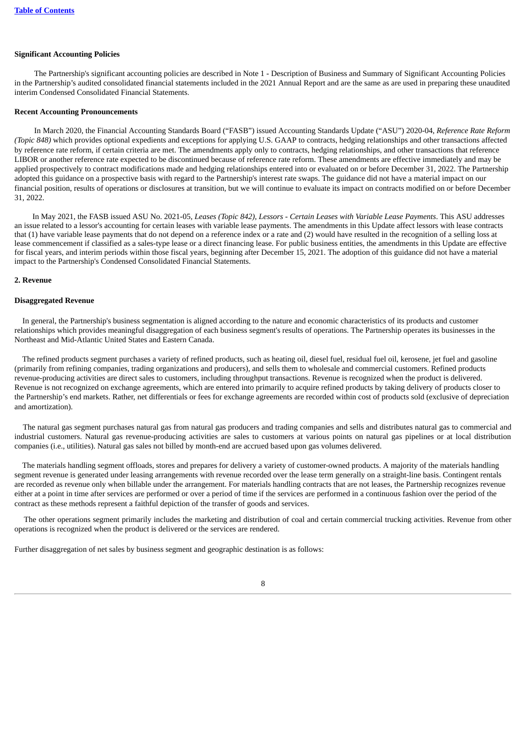**Significant Accounting Policies**

The Partnership's significant accounting policies are described in Note 1 - Description of Business and Summary of Significant Accounting Policies in the Partnership's audited consolidated financial statements included in the 2021 Annual Report and are the same as are used in preparing these unaudited interim Condensed Consolidated Financial Statements.

**Recent Accounting Pronouncements**

In March 2020, the Financial Accounting Standards Board ("FASB") issued Accounting Standards Update ("ASU") 2020-04, *Reference Rate Reform (Topic 848)* which provides optional expedients and exceptions for applying U.S. GAAP to contracts, hedging relationships and other transactions affected by reference rate reform, if certain criteria are met. The amendments apply only to contracts, hedging relationships, and other transactions that reference LIBOR or another reference rate expected to be discontinued because of reference rate reform. These amendments are effective immediately and may be applied prospectively to contract modifications made and hedging relationships entered into or evaluated on or before December 31, 2022. The Partnership adopted this guidance on a prospective basis with regard to the Partnership's interest rate swaps. The guidance did not have a material impact on our financial position, results of operations or disclosures at transition, but we will continue to evaluate its impact on contracts modified on or before December 31, 2022.

In May 2021, the FASB issued ASU No. 2021-05, *Leases (Topic 842), Lessors - Certain Leases with Variable Lease Payments*. This ASU addresses an issue related to a lessor's accounting for certain leases with variable lease payments. The amendments in this Update affect lessors with lease contracts that (1) have variable lease payments that do not depend on a reference index or a rate and (2) would have resulted in the recognition of a selling loss at lease commencement if classified as a sales-type lease or a direct financing lease. For public business entities, the amendments in this Update are effective for fiscal years, and interim periods within those fiscal years, beginning after December 15, 2021. The adoption of this guidance did not have a material impact to the Partnership's Condensed Consolidated Financial Statements.

**2. Revenue**

**Disaggregated Revenue**

In general, the Partnership's business segmentation is aligned according to the nature and economic characteristics of its products and customer relationships which provides meaningful disaggregation of each business segment's results of operations. The Partnership operates its businesses in the Northeast and Mid-Atlantic United States and Eastern Canada.

The refined products segment purchases a variety of refined products, such as heating oil, diesel fuel, residual fuel oil, kerosene, jet fuel and gasoline (primarily from refining companies, trading organizations and producers), and sells them to wholesale and commercial customers. Refined products revenue-producing activities are direct sales to customers, including throughput transactions. Revenue is recognized when the product is delivered. Revenue is not recognized on exchange agreements, which are entered into primarily to acquire refined products by taking delivery of products closer to the Partnership's end markets. Rather, net differentials or fees for exchange agreements are recorded within cost of products sold (exclusive of depreciation and amortization).

The natural gas segment purchases natural gas from natural gas producers and trading companies and sells and distributes natural gas to commercial and industrial customers. Natural gas revenue-producing activities are sales to customers at various points on natural gas pipelines or at local distribution companies (i.e., utilities). Natural gas sales not billed by month-end are accrued based upon gas volumes delivered.

The materials handling segment offloads, stores and prepares for delivery a variety of customer-owned products. A majority of the materials handling segment revenue is generated under leasing arrangements with revenue recorded over the lease term generally on a straight-line basis. Contingent rentals are recorded as revenue only when billable under the arrangement. For materials handling contracts that are not leases, the Partnership recognizes revenue either at a point in time after services are performed or over a period of time if the services are performed in a continuous fashion over the period of the contract as these methods represent a faithful depiction of the transfer of goods and services.

The other operations segment primarily includes the marketing and distribution of coal and certain commercial trucking activities. Revenue from other operations is recognized when the product is delivered or the services are rendered.

Further disaggregation of net sales by business segment and geographic destination is as follows: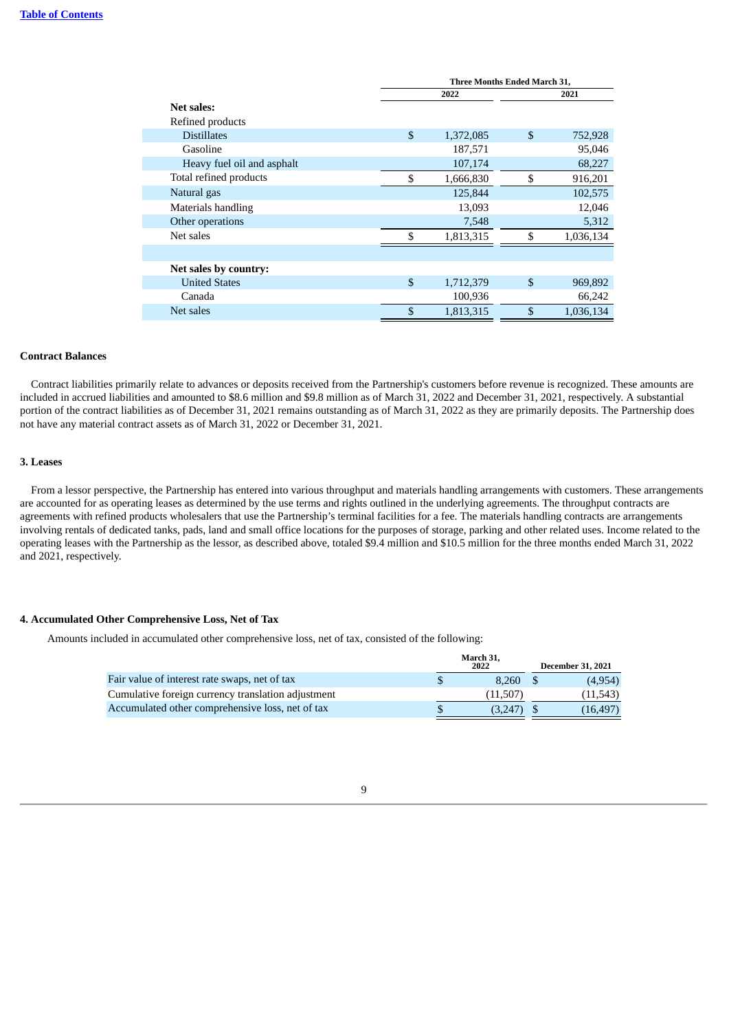| | Three Months Ended March 31, | |
|---|---|---|
| | 2022 | 2021 |
| **Net sales:** | | |
| Refined products | | |
| Distillates | $ 1,372,085 | $ 752,928 |
| Gasoline | 187,571 | 95,046 |
| Heavy fuel oil and asphalt | 107,174 | 68,227 |
| Total refined products | $ 1,666,830 | $ 916,201 |
| Natural gas | 125,844 | 102,575 |
| Materials handling | 13,093 | 12,046 |
| Other operations | 7,548 | 5,312 |
| Net sales | $ 1,813,315 | $ 1,036,134 |
| | | |
| **Net sales by country:** | | |
| United States | $ 1,712,379 | $ 969,892 |
| Canada | 100,936 | 66,242 |
| Net sales | $ 1,813,315 | $ 1,036,134 |

**Contract Balances**

Contract liabilities primarily relate to advances or deposits received from the Partnership's customers before revenue is recognized. These amounts are included in accrued liabilities and amounted to $8.6 million and $9.8 million as of March 31, 2022 and December 31, 2021, respectively. A substantial portion of the contract liabilities as of December 31, 2021 remains outstanding as of March 31, 2022 as they are primarily deposits. The Partnership does not have any material contract assets as of March 31, 2022 or December 31, 2021.

**3. Leases**

From a lessor perspective, the Partnership has entered into various throughput and materials handling arrangements with customers. These arrangements are accounted for as operating leases as determined by the use terms and rights outlined in the underlying agreements. The throughput contracts are agreements with refined products wholesalers that use the Partnership's terminal facilities for a fee. The materials handling contracts are arrangements involving rentals of dedicated tanks, pads, land and small office locations for the purposes of storage, parking and other related uses. Income related to the operating leases with the Partnership as the lessor, as described above, totaled $9.4 million and $10.5 million for the three months ended March 31, 2022 and 2021, respectively.

**4. Accumulated Other Comprehensive Loss, Net of Tax**

Amounts included in accumulated other comprehensive loss, net of tax, consisted of the following:

| | March 31, 2022 | December 31, 2021 |
|---|---|---|
| Fair value of interest rate swaps, net of tax | $ 8,260 | $ (4,954) |
| Cumulative foreign currency translation adjustment | (11,507) | (11,543) |
| Accumulated other comprehensive loss, net of tax | $ (3,247) | $ (16,497) |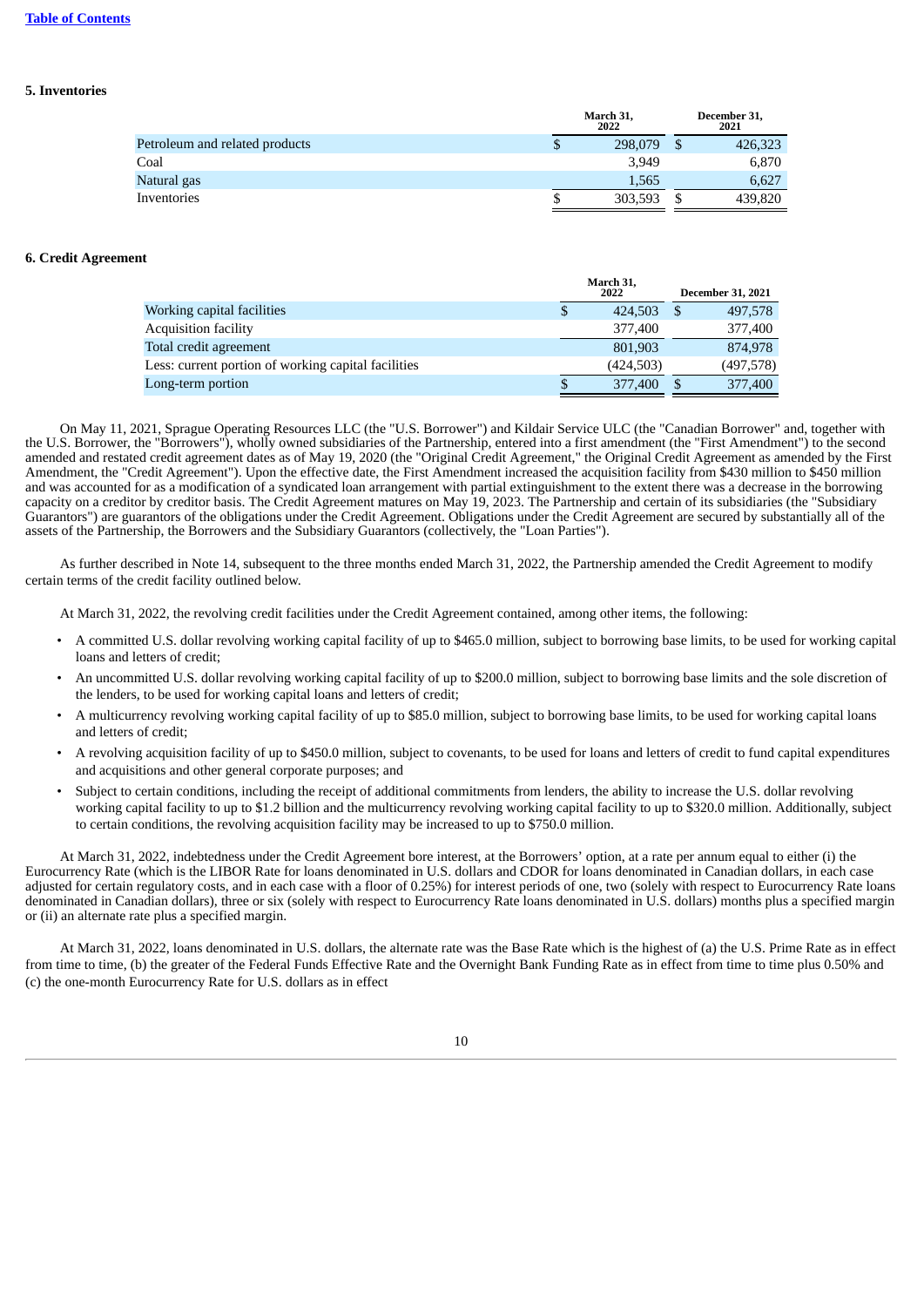### 5. Inventories

| | March 31, 2022 | | December 31, 2021 |
|---|---|---|---|
| Petroleum and related products | $ | 298,079 | $ 426,323 |
| Coal | | 3,949 | 6,870 |
| Natural gas | | 1,565 | 6,627 |
| Inventories | $ | 303,593 | $ 439,820 |

### 6. Credit Agreement

| | March 31, 2022 | December 31, 2021 |
|---|---|---|
| Working capital facilities | $ 424,503 | $ 497,578 |
| Acquisition facility | 377,400 | 377,400 |
| Total credit agreement | 801,903 | 874,978 |
| Less: current portion of working capital facilities | (424,503) | (497,578) |
| Long-term portion | $ 377,400 | $ 377,400 |

On May 11, 2021, Sprague Operating Resources LLC (the "U.S. Borrower") and Kildair Service ULC (the "Canadian Borrower" and, together with the U.S. Borrower, the "Borrowers"), wholly owned subsidiaries of the Partnership, entered into a first amendment (the "First Amendment") to the second amended and restated credit agreement dates as of May 19, 2020 (the "Original Credit Agreement," the Original Credit Agreement as amended by the First Amendment, the "Credit Agreement"). Upon the effective date, the First Amendment increased the acquisition facility from $430 million to $450 million and was accounted for as a modification of a syndicated loan arrangement with partial extinguishment to the extent there was a decrease in the borrowing capacity on a creditor by creditor basis. The Credit Agreement matures on May 19, 2023. The Partnership and certain of its subsidiaries (the "Subsidiary Guarantors") are guarantors of the obligations under the Credit Agreement. Obligations under the Credit Agreement are secured by substantially all of the assets of the Partnership, the Borrowers and the Subsidiary Guarantors (collectively, the "Loan Parties").

As further described in Note 14, subsequent to the three months ended March 31, 2022, the Partnership amended the Credit Agreement to modify certain terms of the credit facility outlined below.

At March 31, 2022, the revolving credit facilities under the Credit Agreement contained, among other items, the following:

- A committed U.S. dollar revolving working capital facility of up to $465.0 million, subject to borrowing base limits, to be used for working capital loans and letters of credit;
- An uncommitted U.S. dollar revolving working capital facility of up to $200.0 million, subject to borrowing base limits and the sole discretion of the lenders, to be used for working capital loans and letters of credit;
- A multicurrency revolving working capital facility of up to $85.0 million, subject to borrowing base limits, to be used for working capital loans and letters of credit;
- A revolving acquisition facility of up to $450.0 million, subject to covenants, to be used for loans and letters of credit to fund capital expenditures and acquisitions and other general corporate purposes; and
- Subject to certain conditions, including the receipt of additional commitments from lenders, the ability to increase the U.S. dollar revolving working capital facility to up to $1.2 billion and the multicurrency revolving working capital facility to up to $320.0 million. Additionally, subject to certain conditions, the revolving acquisition facility may be increased to up to $750.0 million.

At March 31, 2022, indebtedness under the Credit Agreement bore interest, at the Borrowers' option, at a rate per annum equal to either (i) the Eurocurrency Rate (which is the LIBOR Rate for loans denominated in U.S. dollars and CDOR for loans denominated in Canadian dollars, in each case adjusted for certain regulatory costs, and in each case with a floor of 0.25%) for interest periods of one, two (solely with respect to Eurocurrency Rate loans denominated in Canadian dollars), three or six (solely with respect to Eurocurrency Rate loans denominated in U.S. dollars) months plus a specified margin or (ii) an alternate rate plus a specified margin.

At March 31, 2022, loans denominated in U.S. dollars, the alternate rate was the Base Rate which is the highest of (a) the U.S. Prime Rate as in effect from time to time, (b) the greater of the Federal Funds Effective Rate and the Overnight Bank Funding Rate as in effect from time to time plus 0.50% and (c) the one-month Eurocurrency Rate for U.S. dollars as in effect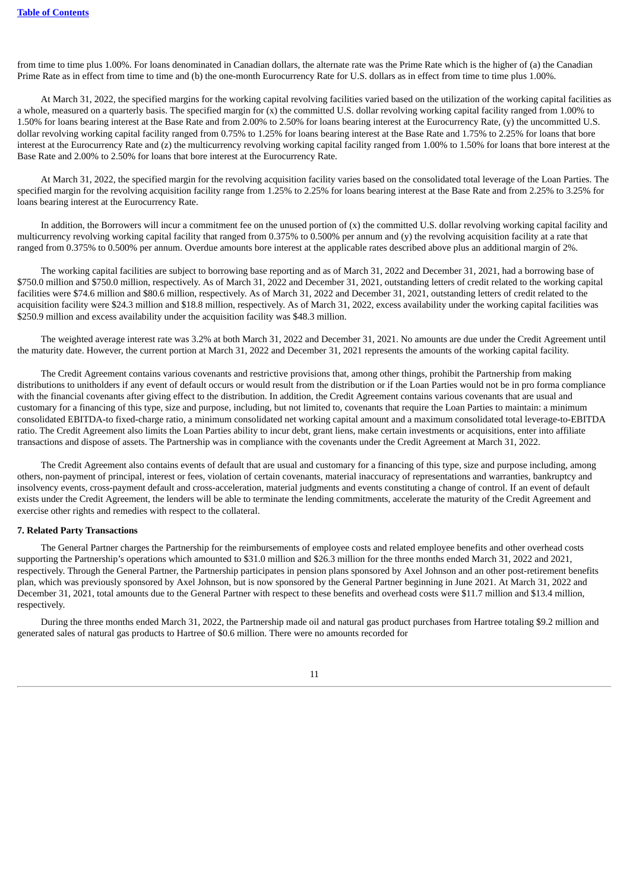from time to time plus 1.00%. For loans denominated in Canadian dollars, the alternate rate was the Prime Rate which is the higher of (a) the Canadian Prime Rate as in effect from time to time and (b) the one-month Eurocurrency Rate for U.S. dollars as in effect from time to time plus 1.00%.

At March 31, 2022, the specified margins for the working capital revolving facilities varied based on the utilization of the working capital facilities as a whole, measured on a quarterly basis. The specified margin for (x) the committed U.S. dollar revolving working capital facility ranged from 1.00% to 1.50% for loans bearing interest at the Base Rate and from 2.00% to 2.50% for loans bearing interest at the Eurocurrency Rate, (y) the uncommitted U.S. dollar revolving working capital facility ranged from 0.75% to 1.25% for loans bearing interest at the Base Rate and 1.75% to 2.25% for loans that bore interest at the Eurocurrency Rate and (z) the multicurrency revolving working capital facility ranged from 1.00% to 1.50% for loans that bore interest at the Base Rate and 2.00% to 2.50% for loans that bore interest at the Eurocurrency Rate.

At March 31, 2022, the specified margin for the revolving acquisition facility varies based on the consolidated total leverage of the Loan Parties. The specified margin for the revolving acquisition facility range from 1.25% to 2.25% for loans bearing interest at the Base Rate and from 2.25% to 3.25% for loans bearing interest at the Eurocurrency Rate.

In addition, the Borrowers will incur a commitment fee on the unused portion of (x) the committed U.S. dollar revolving working capital facility and multicurrency revolving working capital facility that ranged from 0.375% to 0.500% per annum and (y) the revolving acquisition facility at a rate that ranged from 0.375% to 0.500% per annum. Overdue amounts bore interest at the applicable rates described above plus an additional margin of 2%.

The working capital facilities are subject to borrowing base reporting and as of March 31, 2022 and December 31, 2021, had a borrowing base of $750.0 million and $750.0 million, respectively. As of March 31, 2022 and December 31, 2021, outstanding letters of credit related to the working capital facilities were $74.6 million and $80.6 million, respectively. As of March 31, 2022 and December 31, 2021, outstanding letters of credit related to the acquisition facility were $24.3 million and $18.8 million, respectively. As of March 31, 2022, excess availability under the working capital facilities was $250.9 million and excess availability under the acquisition facility was $48.3 million.

The weighted average interest rate was 3.2% at both March 31, 2022 and December 31, 2021. No amounts are due under the Credit Agreement until the maturity date. However, the current portion at March 31, 2022 and December 31, 2021 represents the amounts of the working capital facility.

The Credit Agreement contains various covenants and restrictive provisions that, among other things, prohibit the Partnership from making distributions to unitholders if any event of default occurs or would result from the distribution or if the Loan Parties would not be in pro forma compliance with the financial covenants after giving effect to the distribution. In addition, the Credit Agreement contains various covenants that are usual and customary for a financing of this type, size and purpose, including, but not limited to, covenants that require the Loan Parties to maintain: a minimum consolidated EBITDA-to fixed-charge ratio, a minimum consolidated net working capital amount and a maximum consolidated total leverage-to-EBITDA ratio. The Credit Agreement also limits the Loan Parties ability to incur debt, grant liens, make certain investments or acquisitions, enter into affiliate transactions and dispose of assets. The Partnership was in compliance with the covenants under the Credit Agreement at March 31, 2022.

The Credit Agreement also contains events of default that are usual and customary for a financing of this type, size and purpose including, among others, non-payment of principal, interest or fees, violation of certain covenants, material inaccuracy of representations and warranties, bankruptcy and insolvency events, cross-payment default and cross-acceleration, material judgments and events constituting a change of control. If an event of default exists under the Credit Agreement, the lenders will be able to terminate the lending commitments, accelerate the maturity of the Credit Agreement and exercise other rights and remedies with respect to the collateral.

**7. Related Party Transactions**

The General Partner charges the Partnership for the reimbursements of employee costs and related employee benefits and other overhead costs supporting the Partnership's operations which amounted to $31.0 million and $26.3 million for the three months ended March 31, 2022 and 2021, respectively. Through the General Partner, the Partnership participates in pension plans sponsored by Axel Johnson and an other post-retirement benefits plan, which was previously sponsored by Axel Johnson, but is now sponsored by the General Partner beginning in June 2021. At March 31, 2022 and December 31, 2021, total amounts due to the General Partner with respect to these benefits and overhead costs were $11.7 million and $13.4 million, respectively.

During the three months ended March 31, 2022, the Partnership made oil and natural gas product purchases from Hartree totaling $9.2 million and generated sales of natural gas products to Hartree of $0.6 million. There were no amounts recorded for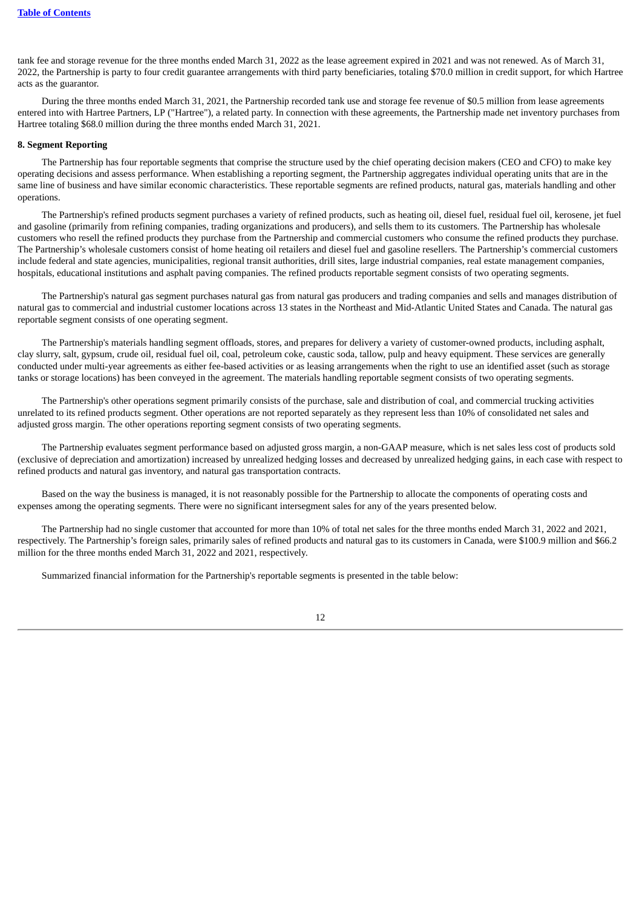tank fee and storage revenue for the three months ended March 31, 2022 as the lease agreement expired in 2021 and was not renewed. As of March 31, 2022, the Partnership is party to four credit guarantee arrangements with third party beneficiaries, totaling $70.0 million in credit support, for which Hartree acts as the guarantor.

During the three months ended March 31, 2021, the Partnership recorded tank use and storage fee revenue of $0.5 million from lease agreements entered into with Hartree Partners, LP ("Hartree"), a related party. In connection with these agreements, the Partnership made net inventory purchases from Hartree totaling $68.0 million during the three months ended March 31, 2021.

**8. Segment Reporting**

The Partnership has four reportable segments that comprise the structure used by the chief operating decision makers (CEO and CFO) to make key operating decisions and assess performance. When establishing a reporting segment, the Partnership aggregates individual operating units that are in the same line of business and have similar economic characteristics. These reportable segments are refined products, natural gas, materials handling and other operations.

The Partnership's refined products segment purchases a variety of refined products, such as heating oil, diesel fuel, residual fuel oil, kerosene, jet fuel and gasoline (primarily from refining companies, trading organizations and producers), and sells them to its customers. The Partnership has wholesale customers who resell the refined products they purchase from the Partnership and commercial customers who consume the refined products they purchase. The Partnership's wholesale customers consist of home heating oil retailers and diesel fuel and gasoline resellers. The Partnership's commercial customers include federal and state agencies, municipalities, regional transit authorities, drill sites, large industrial companies, real estate management companies, hospitals, educational institutions and asphalt paving companies. The refined products reportable segment consists of two operating segments.

The Partnership's natural gas segment purchases natural gas from natural gas producers and trading companies and sells and manages distribution of natural gas to commercial and industrial customer locations across 13 states in the Northeast and Mid-Atlantic United States and Canada. The natural gas reportable segment consists of one operating segment.

The Partnership's materials handling segment offloads, stores, and prepares for delivery a variety of customer-owned products, including asphalt, clay slurry, salt, gypsum, crude oil, residual fuel oil, coal, petroleum coke, caustic soda, tallow, pulp and heavy equipment. These services are generally conducted under multi-year agreements as either fee-based activities or as leasing arrangements when the right to use an identified asset (such as storage tanks or storage locations) has been conveyed in the agreement. The materials handling reportable segment consists of two operating segments.

The Partnership's other operations segment primarily consists of the purchase, sale and distribution of coal, and commercial trucking activities unrelated to its refined products segment. Other operations are not reported separately as they represent less than 10% of consolidated net sales and adjusted gross margin. The other operations reporting segment consists of two operating segments.

The Partnership evaluates segment performance based on adjusted gross margin, a non-GAAP measure, which is net sales less cost of products sold (exclusive of depreciation and amortization) increased by unrealized hedging losses and decreased by unrealized hedging gains, in each case with respect to refined products and natural gas inventory, and natural gas transportation contracts.

Based on the way the business is managed, it is not reasonably possible for the Partnership to allocate the components of operating costs and expenses among the operating segments. There were no significant intersegment sales for any of the years presented below.

The Partnership had no single customer that accounted for more than 10% of total net sales for the three months ended March 31, 2022 and 2021, respectively. The Partnership's foreign sales, primarily sales of refined products and natural gas to its customers in Canada, were $100.9 million and $66.2 million for the three months ended March 31, 2022 and 2021, respectively.

Summarized financial information for the Partnership's reportable segments is presented in the table below: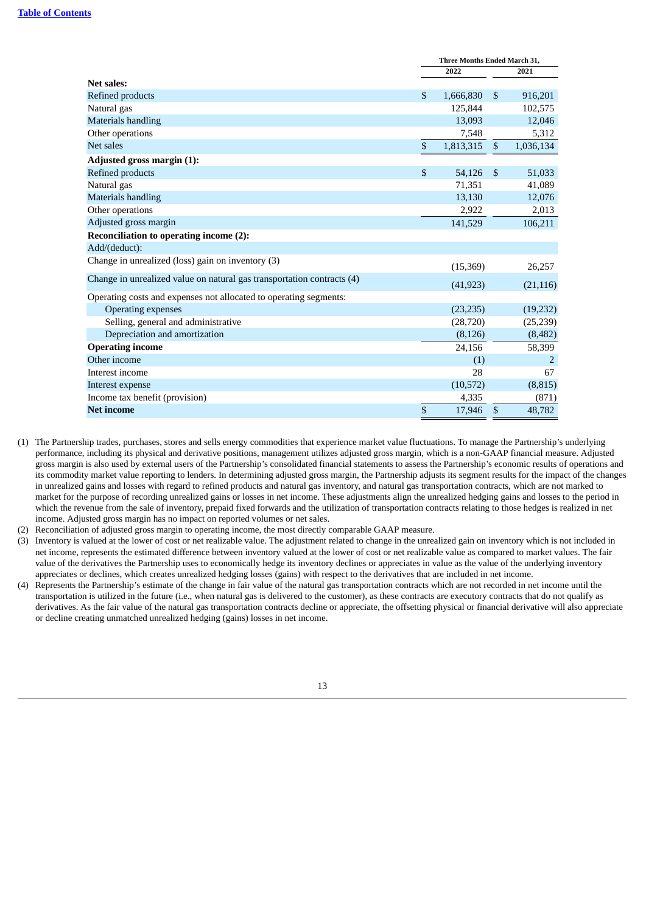| | Three Months Ended March 31, | |
|---|---|---|
| | 2022 | 2021 |
| **Net sales:** | | |
| Refined products | $ 1,666,830 | $ 916,201 |
| Natural gas | 125,844 | 102,575 |
| Materials handling | 13,093 | 12,046 |
| Other operations | 7,548 | 5,312 |
| Net sales | $ 1,813,315 | $ 1,036,134 |
| **Adjusted gross margin (1):** | | |
| Refined products | $ 54,126 | $ 51,033 |
| Natural gas | 71,351 | 41,089 |
| Materials handling | 13,130 | 12,076 |
| Other operations | 2,922 | 2,013 |
| Adjusted gross margin | 141,529 | 106,211 |
| **Reconciliation to operating income (2):** | | |
| Add/(deduct): | | |
| Change in unrealized (loss) gain on inventory (3) | (15,369) | 26,257 |
| Change in unrealized value on natural gas transportation contracts (4) | (41,923) | (21,116) |
| Operating costs and expenses not allocated to operating segments: | | |
| Operating expenses | (23,235) | (19,232) |
| Selling, general and administrative | (28,720) | (25,239) |
| Depreciation and amortization | (8,126) | (8,482) |
| **Operating income** | 24,156 | 58,399 |
| Other income | (1) | 2 |
| Interest income | 28 | 67 |
| Interest expense | (10,572) | (8,815) |
| Income tax benefit (provision) | 4,335 | (871) |
| **Net income** | $ 17,946 | $ 48,782 |

(1) The Partnership trades, purchases, stores and sells energy commodities that experience market value fluctuations. To manage the Partnership's underlying performance, including its physical and derivative positions, management utilizes adjusted gross margin, which is a non-GAAP financial measure. Adjusted gross margin is also used by external users of the Partnership's consolidated financial statements to assess the Partnership's economic results of operations and its commodity market value reporting to lenders. In determining adjusted gross margin, the Partnership adjusts its segment results for the impact of the changes in unrealized gains and losses with regard to refined products and natural gas inventory, and natural gas transportation contracts, which are not marked to market for the purpose of recording unrealized gains or losses in net income. These adjustments align the unrealized hedging gains and losses to the period in which the revenue from the sale of inventory, prepaid fixed forwards and the utilization of transportation contracts relating to those hedges is realized in net income. Adjusted gross margin has no impact on reported volumes or net sales.

(2) Reconciliation of adjusted gross margin to operating income, the most directly comparable GAAP measure.

(3) Inventory is valued at the lower of cost or net realizable value. The adjustment related to change in the unrealized gain on inventory which is not included in net income, represents the estimated difference between inventory valued at the lower of cost or net realizable value as compared to market values. The fair value of the derivatives the Partnership uses to economically hedge its inventory declines or appreciates in value as the value of the underlying inventory appreciates or declines, which creates unrealized hedging losses (gains) with respect to the derivatives that are included in net income.

(4) Represents the Partnership's estimate of the change in fair value of the natural gas transportation contracts which are not recorded in net income until the transportation is utilized in the future (i.e., when natural gas is delivered to the customer), as these contracts are executory contracts that do not qualify as derivatives. As the fair value of the natural gas transportation contracts decline or appreciate, the offsetting physical or financial derivative will also appreciate or decline creating unmatched unrealized hedging (gains) losses in net income.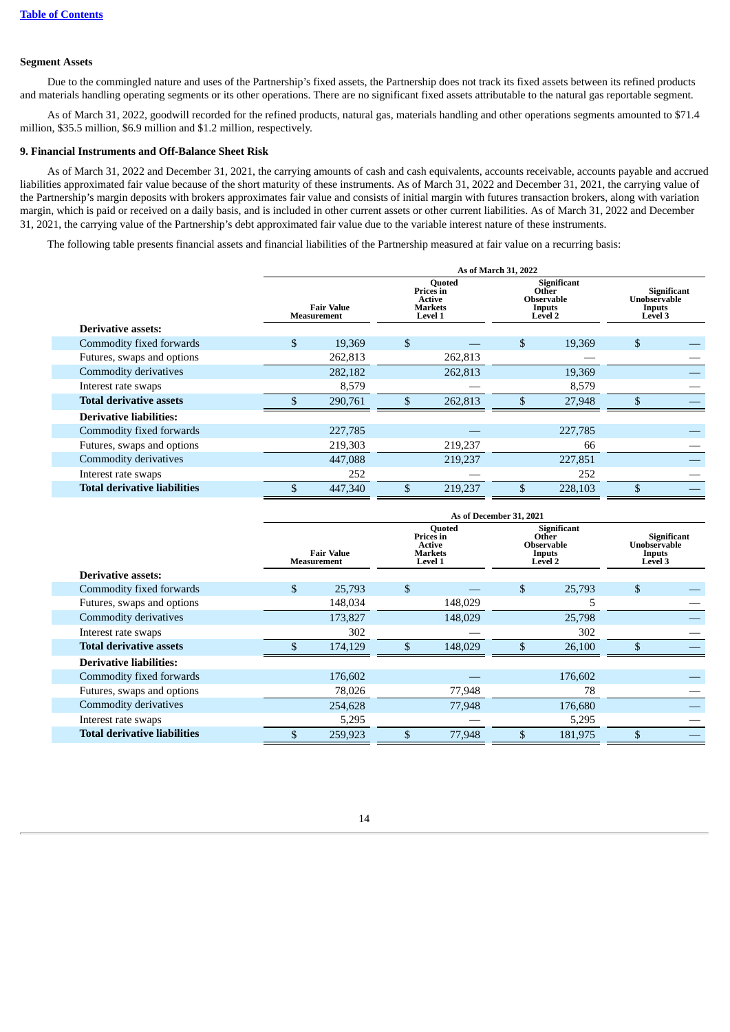**Segment Assets**

Due to the commingled nature and uses of the Partnership's fixed assets, the Partnership does not track its fixed assets between its refined products and materials handling operating segments or its other operations. There are no significant fixed assets attributable to the natural gas reportable segment.

As of March 31, 2022, goodwill recorded for the refined products, natural gas, materials handling and other operations segments amounted to $71.4 million, $35.5 million, $6.9 million and $1.2 million, respectively.

**9. Financial Instruments and Off-Balance Sheet Risk**

As of March 31, 2022 and December 31, 2021, the carrying amounts of cash and cash equivalents, accounts receivable, accounts payable and accrued liabilities approximated fair value because of the short maturity of these instruments. As of March 31, 2022 and December 31, 2021, the carrying value of the Partnership's margin deposits with brokers approximates fair value and consists of initial margin with futures transaction brokers, along with variation margin, which is paid or received on a daily basis, and is included in other current assets or other current liabilities. As of March 31, 2022 and December 31, 2021, the carrying value of the Partnership's debt approximated fair value due to the variable interest nature of these instruments.

The following table presents financial assets and financial liabilities of the Partnership measured at fair value on a recurring basis:

| | As of March 31, 2022 | | | |
|---|---|---|---|---|
| | Fair Value Measurement | Quoted Prices in Active Markets Level 1 | Significant Other Observable Inputs Level 2 | Significant Unobservable Inputs Level 3 |
| **Derivative assets:** | | | | |
| Commodity fixed forwards | $ 19,369 | $ — | $ 19,369 | $ — |
| Futures, swaps and options | 262,813 | 262,813 | — | — |
| Commodity derivatives | 282,182 | 262,813 | 19,369 | — |
| Interest rate swaps | 8,579 | — | 8,579 | — |
| **Total derivative assets** | $ 290,761 | $ 262,813 | $ 27,948 | $ — |
| **Derivative liabilities:** | | | | |
| Commodity fixed forwards | 227,785 | — | 227,785 | — |
| Futures, swaps and options | 219,303 | 219,237 | 66 | — |
| Commodity derivatives | 447,088 | 219,237 | 227,851 | — |
| Interest rate swaps | 252 | — | 252 | — |
| **Total derivative liabilities** | $ 447,340 | $ 219,237 | $ 228,103 | $ — |

| | As of December 31, 2021 | | | |
|---|---|---|---|---|
| | Fair Value Measurement | Quoted Prices in Active Markets Level 1 | Significant Other Observable Inputs Level 2 | Significant Unobservable Inputs Level 3 |
| **Derivative assets:** | | | | |
| Commodity fixed forwards | $ 25,793 | $ — | $ 25,793 | $ — |
| Futures, swaps and options | 148,034 | 148,029 | 5 | — |
| Commodity derivatives | 173,827 | 148,029 | 25,798 | — |
| Interest rate swaps | 302 | — | 302 | — |
| **Total derivative assets** | $ 174,129 | $ 148,029 | $ 26,100 | $ — |
| **Derivative liabilities:** | | | | |
| Commodity fixed forwards | 176,602 | — | 176,602 | — |
| Futures, swaps and options | 78,026 | 77,948 | 78 | — |
| Commodity derivatives | 254,628 | 77,948 | 176,680 | — |
| Interest rate swaps | 5,295 | — | 5,295 | — |
| **Total derivative liabilities** | $ 259,923 | $ 77,948 | $ 181,975 | $ — |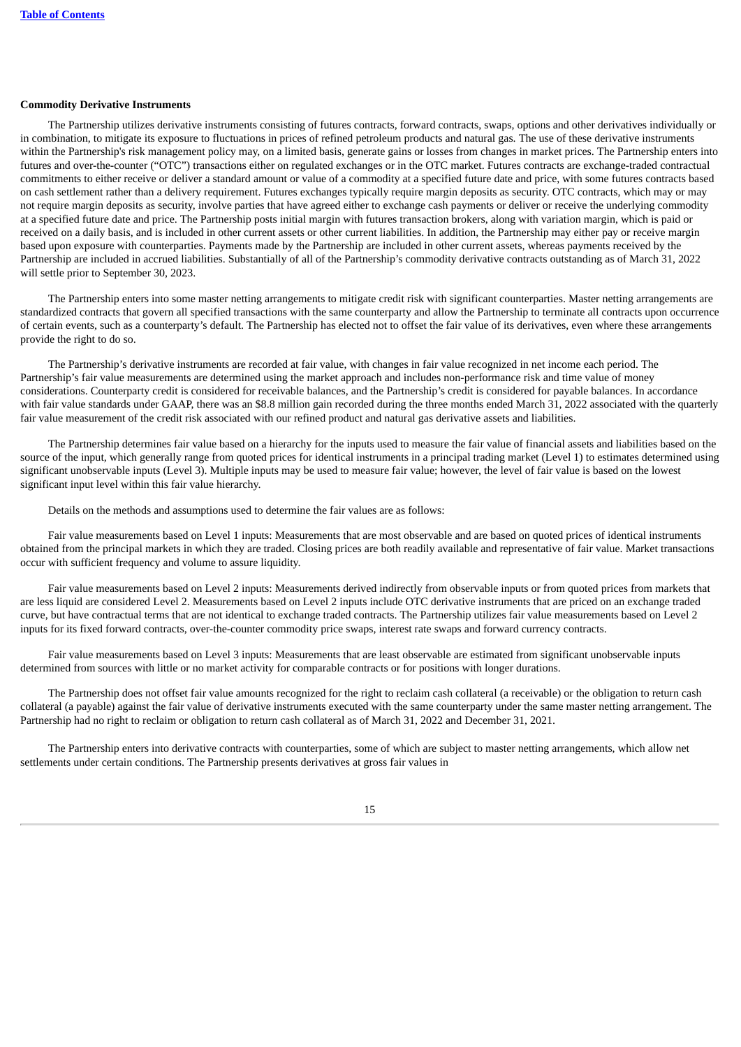**Commodity Derivative Instruments**

The Partnership utilizes derivative instruments consisting of futures contracts, forward contracts, swaps, options and other derivatives individually or in combination, to mitigate its exposure to fluctuations in prices of refined petroleum products and natural gas. The use of these derivative instruments within the Partnership's risk management policy may, on a limited basis, generate gains or losses from changes in market prices. The Partnership enters into futures and over-the-counter ("OTC") transactions either on regulated exchanges or in the OTC market. Futures contracts are exchange-traded contractual commitments to either receive or deliver a standard amount or value of a commodity at a specified future date and price, with some futures contracts based on cash settlement rather than a delivery requirement. Futures exchanges typically require margin deposits as security. OTC contracts, which may or may not require margin deposits as security, involve parties that have agreed either to exchange cash payments or deliver or receive the underlying commodity at a specified future date and price. The Partnership posts initial margin with futures transaction brokers, along with variation margin, which is paid or received on a daily basis, and is included in other current assets or other current liabilities. In addition, the Partnership may either pay or receive margin based upon exposure with counterparties. Payments made by the Partnership are included in other current assets, whereas payments received by the Partnership are included in accrued liabilities. Substantially of all of the Partnership's commodity derivative contracts outstanding as of March 31, 2022 will settle prior to September 30, 2023.

The Partnership enters into some master netting arrangements to mitigate credit risk with significant counterparties. Master netting arrangements are standardized contracts that govern all specified transactions with the same counterparty and allow the Partnership to terminate all contracts upon occurrence of certain events, such as a counterparty's default. The Partnership has elected not to offset the fair value of its derivatives, even where these arrangements provide the right to do so.

The Partnership's derivative instruments are recorded at fair value, with changes in fair value recognized in net income each period. The Partnership's fair value measurements are determined using the market approach and includes non-performance risk and time value of money considerations. Counterparty credit is considered for receivable balances, and the Partnership's credit is considered for payable balances. In accordance with fair value standards under GAAP, there was an $8.8 million gain recorded during the three months ended March 31, 2022 associated with the quarterly fair value measurement of the credit risk associated with our refined product and natural gas derivative assets and liabilities.

The Partnership determines fair value based on a hierarchy for the inputs used to measure the fair value of financial assets and liabilities based on the source of the input, which generally range from quoted prices for identical instruments in a principal trading market (Level 1) to estimates determined using significant unobservable inputs (Level 3). Multiple inputs may be used to measure fair value; however, the level of fair value is based on the lowest significant input level within this fair value hierarchy.

Details on the methods and assumptions used to determine the fair values are as follows:

Fair value measurements based on Level 1 inputs: Measurements that are most observable and are based on quoted prices of identical instruments obtained from the principal markets in which they are traded. Closing prices are both readily available and representative of fair value. Market transactions occur with sufficient frequency and volume to assure liquidity.

Fair value measurements based on Level 2 inputs: Measurements derived indirectly from observable inputs or from quoted prices from markets that are less liquid are considered Level 2. Measurements based on Level 2 inputs include OTC derivative instruments that are priced on an exchange traded curve, but have contractual terms that are not identical to exchange traded contracts. The Partnership utilizes fair value measurements based on Level 2 inputs for its fixed forward contracts, over-the-counter commodity price swaps, interest rate swaps and forward currency contracts.

Fair value measurements based on Level 3 inputs: Measurements that are least observable are estimated from significant unobservable inputs determined from sources with little or no market activity for comparable contracts or for positions with longer durations.

The Partnership does not offset fair value amounts recognized for the right to reclaim cash collateral (a receivable) or the obligation to return cash collateral (a payable) against the fair value of derivative instruments executed with the same counterparty under the same master netting arrangement. The Partnership had no right to reclaim or obligation to return cash collateral as of March 31, 2022 and December 31, 2021.

The Partnership enters into derivative contracts with counterparties, some of which are subject to master netting arrangements, which allow net settlements under certain conditions. The Partnership presents derivatives at gross fair values in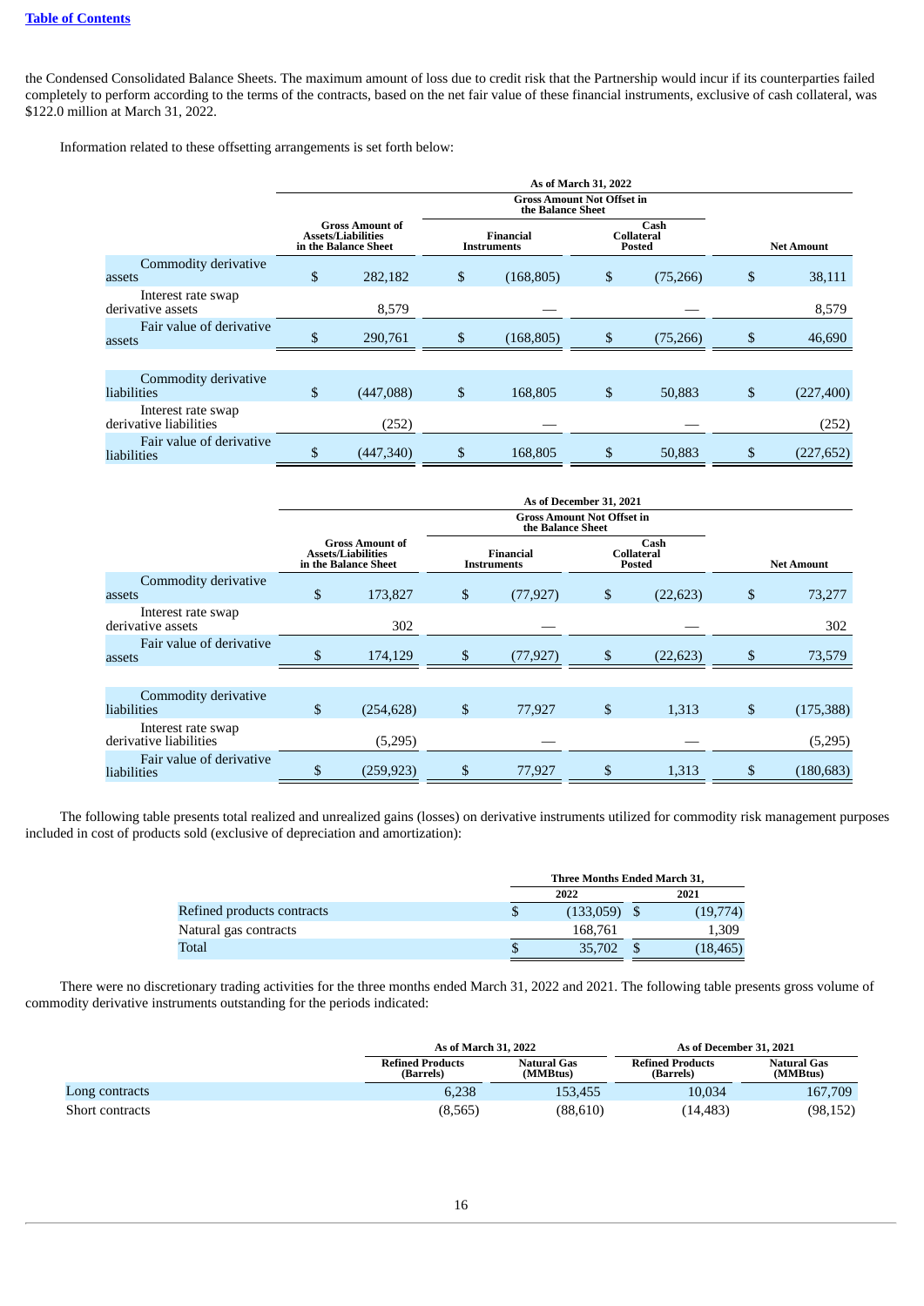the Condensed Consolidated Balance Sheets. The maximum amount of loss due to credit risk that the Partnership would incur if its counterparties failed completely to perform according to the terms of the contracts, based on the net fair value of these financial instruments, exclusive of cash collateral, was $122.0 million at March 31, 2022.

Information related to these offsetting arrangements is set forth below:

| | As of March 31, 2022 | | | |
|---|---|---|---|---|
| | | Gross Amount Not Offset in the Balance Sheet | | |
| | Gross Amount of Assets/Liabilities in the Balance Sheet | Financial Instruments | Cash Collateral Posted | Net Amount |
| Commodity derivative assets | $ 282,182 | $ (168,805) | $ (75,266) | $ 38,111 |
| Interest rate swap derivative assets | 8,579 | — | — | 8,579 |
| Fair value of derivative assets | $ 290,761 | $ (168,805) | $ (75,266) | $ 46,690 |
| | | | | |
| Commodity derivative liabilities | $ (447,088) | $ 168,805 | $ 50,883 | $ (227,400) |
| Interest rate swap derivative liabilities | (252) | — | — | (252) |
| Fair value of derivative liabilities | $ (447,340) | $ 168,805 | $ 50,883 | $ (227,652) |

| | As of December 31, 2021 | | | |
|---|---|---|---|---|
| | | Gross Amount Not Offset in the Balance Sheet | | |
| | Gross Amount of Assets/Liabilities in the Balance Sheet | Financial Instruments | Cash Collateral Posted | Net Amount |
| Commodity derivative assets | $ 173,827 | $ (77,927) | $ (22,623) | $ 73,277 |
| Interest rate swap derivative assets | 302 | — | — | 302 |
| Fair value of derivative assets | $ 174,129 | $ (77,927) | $ (22,623) | $ 73,579 |
| | | | | |
| Commodity derivative liabilities | $ (254,628) | $ 77,927 | $ 1,313 | $ (175,388) |
| Interest rate swap derivative liabilities | (5,295) | — | — | (5,295) |
| Fair value of derivative liabilities | $ (259,923) | $ 77,927 | $ 1,313 | $ (180,683) |

The following table presents total realized and unrealized gains (losses) on derivative instruments utilized for commodity risk management purposes included in cost of products sold (exclusive of depreciation and amortization):

| | Three Months Ended March 31, | |
|---|---|---|
| | 2022 | 2021 |
| Refined products contracts | $ (133,059) | $ (19,774) |
| Natural gas contracts | 168,761 | 1,309 |
| Total | $ 35,702 | $ (18,465) |

There were no discretionary trading activities for the three months ended March 31, 2022 and 2021. The following table presents gross volume of commodity derivative instruments outstanding for the periods indicated:

| | As of March 31, 2022 | | As of December 31, 2021 | |
|---|---|---|---|---|
| | Refined Products (Barrels) | Natural Gas (MMBtus) | Refined Products (Barrels) | Natural Gas (MMBtus) |
| Long contracts | 6,238 | 153,455 | 10,034 | 167,709 |
| Short contracts | (8,565) | (88,610) | (14,483) | (98,152) |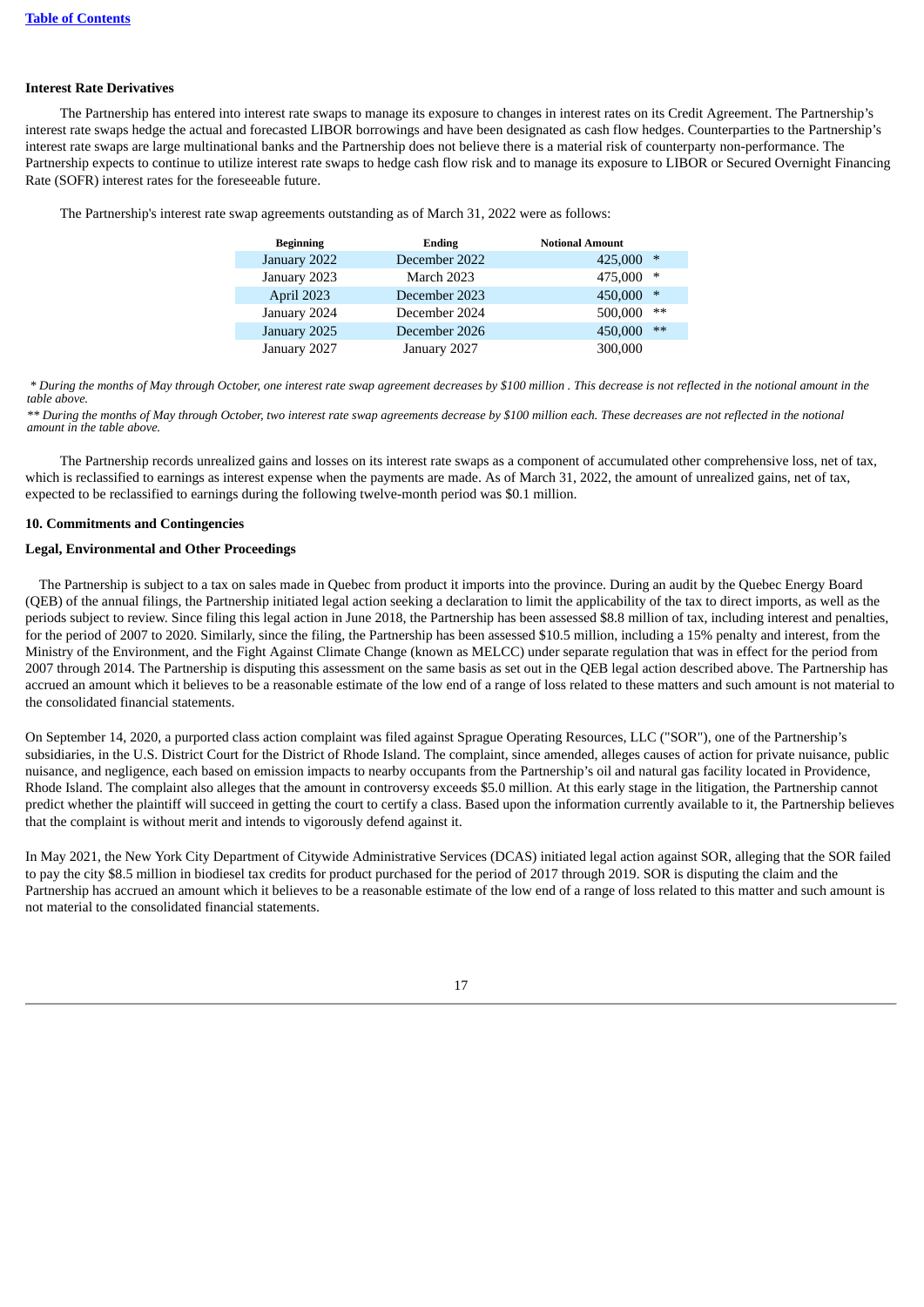**Interest Rate Derivatives**

The Partnership has entered into interest rate swaps to manage its exposure to changes in interest rates on its Credit Agreement. The Partnership's interest rate swaps hedge the actual and forecasted LIBOR borrowings and have been designated as cash flow hedges. Counterparties to the Partnership's interest rate swaps are large multinational banks and the Partnership does not believe there is a material risk of counterparty non-performance. The Partnership expects to continue to utilize interest rate swaps to hedge cash flow risk and to manage its exposure to LIBOR or Secured Overnight Financing Rate (SOFR) interest rates for the foreseeable future.

The Partnership's interest rate swap agreements outstanding as of March 31, 2022 were as follows:

| Beginning | Ending | Notional Amount | |
|---|---|---|---|
| January 2022 | December 2022 | 425,000 | * |
| January 2023 | March 2023 | 475,000 | * |
| April 2023 | December 2023 | 450,000 | * |
| January 2024 | December 2024 | 500,000 | ** |
| January 2025 | December 2026 | 450,000 | ** |
| January 2027 | January 2027 | 300,000 | |

*\* During the months of May through October, one interest rate swap agreement decreases by $100 million . This decrease is not reflected in the notional amount in the table above.*

*\*\* During the months of May through October, two interest rate swap agreements decrease by $100 million each. These decreases are not reflected in the notional amount in the table above.*

The Partnership records unrealized gains and losses on its interest rate swaps as a component of accumulated other comprehensive loss, net of tax, which is reclassified to earnings as interest expense when the payments are made. As of March 31, 2022, the amount of unrealized gains, net of tax, expected to be reclassified to earnings during the following twelve-month period was $0.1 million.

**10. Commitments and Contingencies**

**Legal, Environmental and Other Proceedings**

The Partnership is subject to a tax on sales made in Quebec from product it imports into the province. During an audit by the Quebec Energy Board (QEB) of the annual filings, the Partnership initiated legal action seeking a declaration to limit the applicability of the tax to direct imports, as well as the periods subject to review. Since filing this legal action in June 2018, the Partnership has been assessed $8.8 million of tax, including interest and penalties, for the period of 2007 to 2020. Similarly, since the filing, the Partnership has been assessed $10.5 million, including a 15% penalty and interest, from the Ministry of the Environment, and the Fight Against Climate Change (known as MELCC) under separate regulation that was in effect for the period from 2007 through 2014. The Partnership is disputing this assessment on the same basis as set out in the QEB legal action described above. The Partnership has accrued an amount which it believes to be a reasonable estimate of the low end of a range of loss related to these matters and such amount is not material to the consolidated financial statements.

On September 14, 2020, a purported class action complaint was filed against Sprague Operating Resources, LLC ("SOR"), one of the Partnership's subsidiaries, in the U.S. District Court for the District of Rhode Island. The complaint, since amended, alleges causes of action for private nuisance, public nuisance, and negligence, each based on emission impacts to nearby occupants from the Partnership's oil and natural gas facility located in Providence, Rhode Island. The complaint also alleges that the amount in controversy exceeds $5.0 million. At this early stage in the litigation, the Partnership cannot predict whether the plaintiff will succeed in getting the court to certify a class. Based upon the information currently available to it, the Partnership believes that the complaint is without merit and intends to vigorously defend against it.

In May 2021, the New York City Department of Citywide Administrative Services (DCAS) initiated legal action against SOR, alleging that the SOR failed to pay the city $8.5 million in biodiesel tax credits for product purchased for the period of 2017 through 2019. SOR is disputing the claim and the Partnership has accrued an amount which it believes to be a reasonable estimate of the low end of a range of loss related to this matter and such amount is not material to the consolidated financial statements.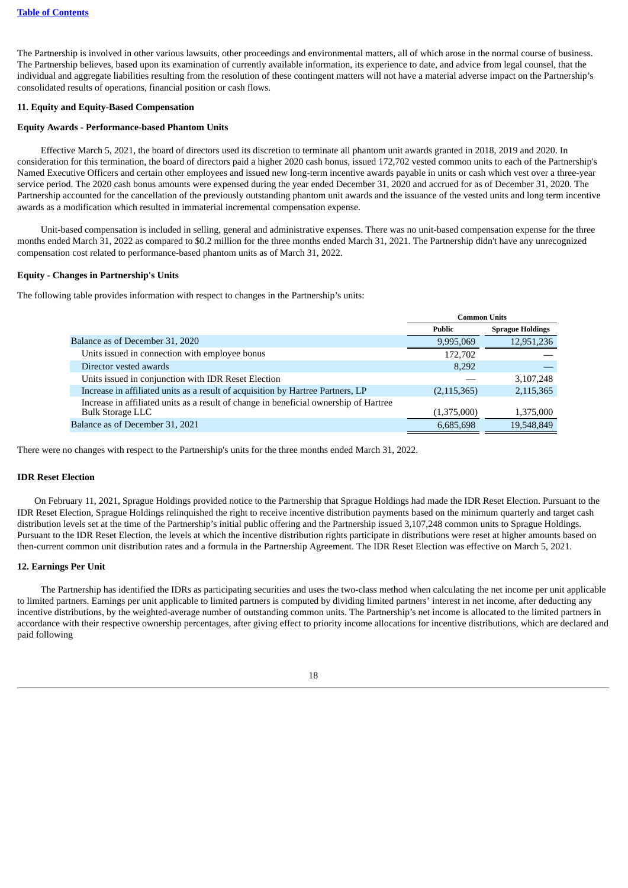The Partnership is involved in other various lawsuits, other proceedings and environmental matters, all of which arose in the normal course of business. The Partnership believes, based upon its examination of currently available information, its experience to date, and advice from legal counsel, that the individual and aggregate liabilities resulting from the resolution of these contingent matters will not have a material adverse impact on the Partnership's consolidated results of operations, financial position or cash flows.

**11. Equity and Equity-Based Compensation**

**Equity Awards - Performance-based Phantom Units**

Effective March 5, 2021, the board of directors used its discretion to terminate all phantom unit awards granted in 2018, 2019 and 2020. In consideration for this termination, the board of directors paid a higher 2020 cash bonus, issued 172,702 vested common units to each of the Partnership's Named Executive Officers and certain other employees and issued new long-term incentive awards payable in units or cash which vest over a three-year service period. The 2020 cash bonus amounts were expensed during the year ended December 31, 2020 and accrued for as of December 31, 2020. The Partnership accounted for the cancellation of the previously outstanding phantom unit awards and the issuance of the vested units and long term incentive awards as a modification which resulted in immaterial incremental compensation expense.

Unit-based compensation is included in selling, general and administrative expenses. There was no unit-based compensation expense for the three months ended March 31, 2022 as compared to $0.2 million for the three months ended March 31, 2021. The Partnership didn't have any unrecognized compensation cost related to performance-based phantom units as of March 31, 2022.

**Equity - Changes in Partnership's Units**

The following table provides information with respect to changes in the Partnership's units:

| | Common Units | |
|---|---|---|
| | Public | Sprague Holdings |
| Balance as of December 31, 2020 | 9,995,069 | 12,951,236 |
| Units issued in connection with employee bonus | 172,702 | — |
| Director vested awards | 8,292 | — |
| Units issued in conjunction with IDR Reset Election | — | 3,107,248 |
| Increase in affiliated units as a result of acquisition by Hartree Partners, LP | (2,115,365) | 2,115,365 |
| Increase in affiliated units as a result of change in beneficial ownership of Hartree Bulk Storage LLC | (1,375,000) | 1,375,000 |
| Balance as of December 31, 2021 | 6,685,698 | 19,548,849 |

There were no changes with respect to the Partnership's units for the three months ended March 31, 2022.

**IDR Reset Election**

On February 11, 2021, Sprague Holdings provided notice to the Partnership that Sprague Holdings had made the IDR Reset Election. Pursuant to the IDR Reset Election, Sprague Holdings relinquished the right to receive incentive distribution payments based on the minimum quarterly and target cash distribution levels set at the time of the Partnership's initial public offering and the Partnership issued 3,107,248 common units to Sprague Holdings. Pursuant to the IDR Reset Election, the levels at which the incentive distribution rights participate in distributions were reset at higher amounts based on then-current common unit distribution rates and a formula in the Partnership Agreement. The IDR Reset Election was effective on March 5, 2021.

**12. Earnings Per Unit**

The Partnership has identified the IDRs as participating securities and uses the two-class method when calculating the net income per unit applicable to limited partners. Earnings per unit applicable to limited partners is computed by dividing limited partners' interest in net income, after deducting any incentive distributions, by the weighted-average number of outstanding common units. The Partnership's net income is allocated to the limited partners in accordance with their respective ownership percentages, after giving effect to priority income allocations for incentive distributions, which are declared and paid following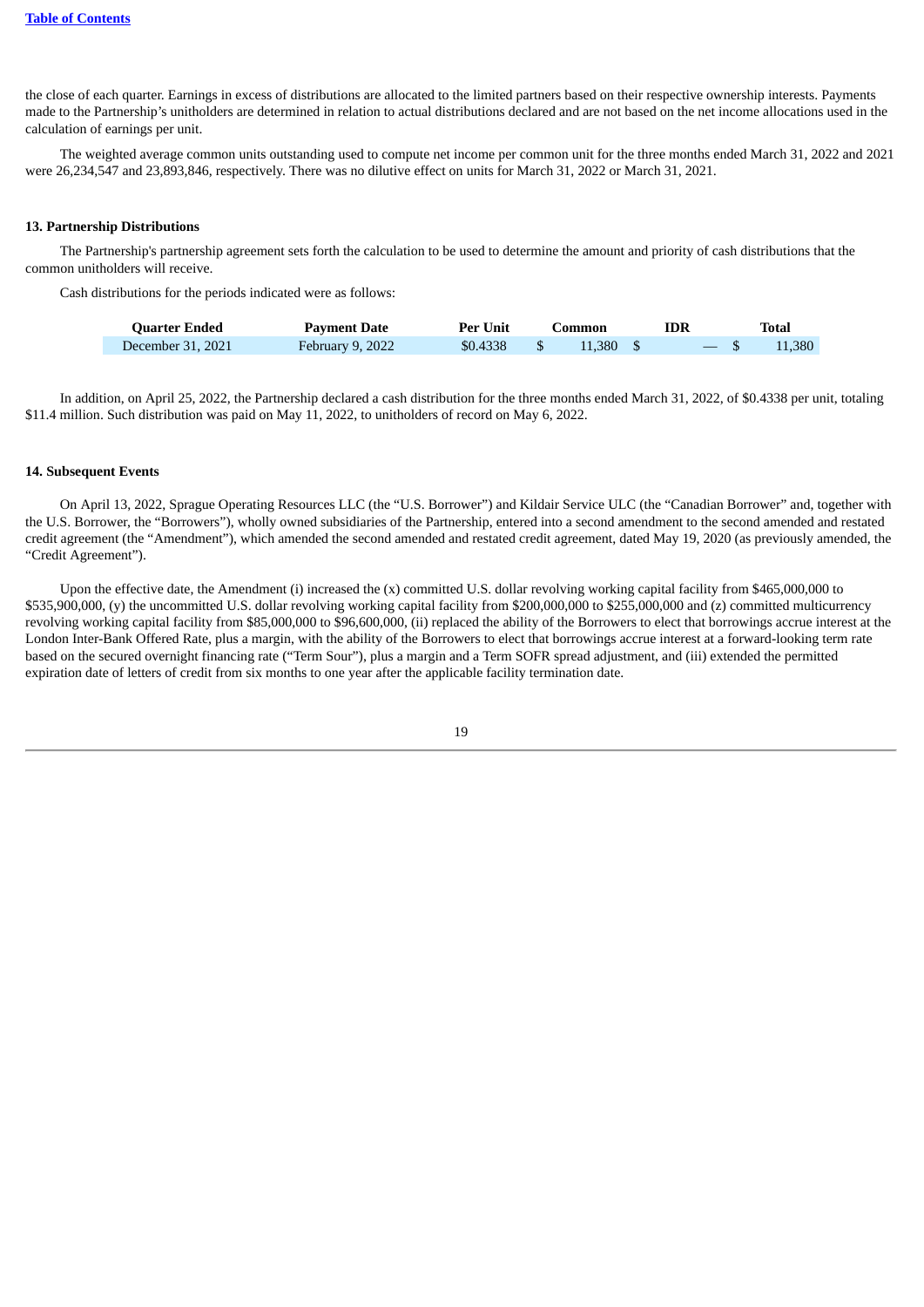the close of each quarter. Earnings in excess of distributions are allocated to the limited partners based on their respective ownership interests. Payments made to the Partnership's unitholders are determined in relation to actual distributions declared and are not based on the net income allocations used in the calculation of earnings per unit.

The weighted average common units outstanding used to compute net income per common unit for the three months ended March 31, 2022 and 2021 were 26,234,547 and 23,893,846, respectively. There was no dilutive effect on units for March 31, 2022 or March 31, 2021.

**13. Partnership Distributions**

The Partnership's partnership agreement sets forth the calculation to be used to determine the amount and priority of cash distributions that the common unitholders will receive.

Cash distributions for the periods indicated were as follows:

| Quarter Ended | Payment Date | Per Unit | Common | IDR | Total |
|---|---|---|---|---|---|
| December 31, 2021 | February 9, 2022 | $0.4338 | $ 11,380 | $ — | $ 11,380 |

In addition, on April 25, 2022, the Partnership declared a cash distribution for the three months ended March 31, 2022, of $0.4338 per unit, totaling $11.4 million. Such distribution was paid on May 11, 2022, to unitholders of record on May 6, 2022.

**14. Subsequent Events**

On April 13, 2022, Sprague Operating Resources LLC (the "U.S. Borrower") and Kildair Service ULC (the "Canadian Borrower" and, together with the U.S. Borrower, the "Borrowers"), wholly owned subsidiaries of the Partnership, entered into a second amendment to the second amended and restated credit agreement (the "Amendment"), which amended the second amended and restated credit agreement, dated May 19, 2020 (as previously amended, the "Credit Agreement").

Upon the effective date, the Amendment (i) increased the (x) committed U.S. dollar revolving working capital facility from $465,000,000 to $535,900,000, (y) the uncommitted U.S. dollar revolving working capital facility from $200,000,000 to $255,000,000 and (z) committed multicurrency revolving working capital facility from $85,000,000 to $96,600,000, (ii) replaced the ability of the Borrowers to elect that borrowings accrue interest at the London Inter-Bank Offered Rate, plus a margin, with the ability of the Borrowers to elect that borrowings accrue interest at a forward-looking term rate based on the secured overnight financing rate ("Term Sour"), plus a margin and a Term SOFR spread adjustment, and (iii) extended the permitted expiration date of letters of credit from six months to one year after the applicable facility termination date.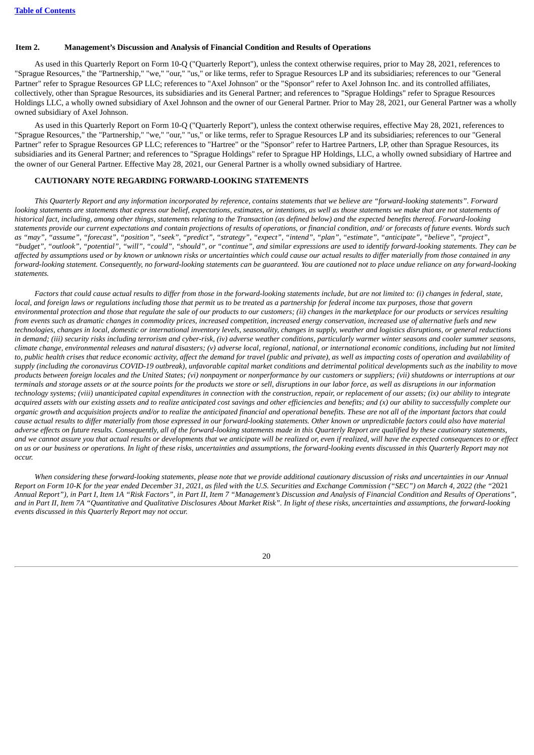[Table of Contents](#)

### Item 2. Management's Discussion and Analysis of Financial Condition and Results of Operations

As used in this Quarterly Report on Form 10-Q ("Quarterly Report"), unless the context otherwise requires, prior to May 28, 2021, references to "Sprague Resources," the "Partnership," "we," "our," "us," or like terms, refer to Sprague Resources LP and its subsidiaries; references to our "General Partner" refer to Sprague Resources GP LLC; references to "Axel Johnson" or the "Sponsor" refer to Axel Johnson Inc. and its controlled affiliates, collectively, other than Sprague Resources, its subsidiaries and its General Partner; and references to "Sprague Holdings" refer to Sprague Resources Holdings LLC, a wholly owned subsidiary of Axel Johnson and the owner of our General Partner. Prior to May 28, 2021, our General Partner was a wholly owned subsidiary of Axel Johnson.

As used in this Quarterly Report on Form 10-Q ("Quarterly Report"), unless the context otherwise requires, effective May 28, 2021, references to "Sprague Resources," the "Partnership," "we," "our," "us," or like terms, refer to Sprague Resources LP and its subsidiaries; references to our "General Partner" refer to Sprague Resources GP LLC; references to "Hartree" or the "Sponsor" refer to Hartree Partners, LP, other than Sprague Resources, its subsidiaries and its General Partner; and references to "Sprague Holdings" refer to Sprague HP Holdings, LLC, a wholly owned subsidiary of Hartree and the owner of our General Partner. Effective May 28, 2021, our General Partner is a wholly owned subsidiary of Hartree.

### CAUTIONARY NOTE REGARDING FORWARD-LOOKING STATEMENTS

*This Quarterly Report and any information incorporated by reference, contains statements that we believe are "forward-looking statements". Forward looking statements are statements that express our belief, expectations, estimates, or intentions, as well as those statements we make that are not statements of historical fact, including, among other things, statements relating to the Transaction (as defined below) and the expected benefits thereof. Forward-looking statements provide our current expectations and contain projections of results of operations, or financial condition, and/ or forecasts of future events. Words such as "may", "assume", "forecast", "position", "seek", "predict", "strategy", "expect", "intend", "plan", "estimate", "anticipate", "believe", "project", "budget", "outlook", "potential", "will", "could", "should", or "continue", and similar expressions are used to identify forward-looking statements. They can be affected by assumptions used or by known or unknown risks or uncertainties which could cause our actual results to differ materially from those contained in any forward-looking statement. Consequently, no forward-looking statements can be guaranteed. You are cautioned not to place undue reliance on any forward-looking statements.*

*Factors that could cause actual results to differ from those in the forward-looking statements include, but are not limited to: (i) changes in federal, state, local, and foreign laws or regulations including those that permit us to be treated as a partnership for federal income tax purposes, those that govern environmental protection and those that regulate the sale of our products to our customers; (ii) changes in the marketplace for our products or services resulting from events such as dramatic changes in commodity prices, increased competition, increased energy conservation, increased use of alternative fuels and new technologies, changes in local, domestic or international inventory levels, seasonality, changes in supply, weather and logistics disruptions, or general reductions in demand; (iii) security risks including terrorism and cyber-risk, (iv) adverse weather conditions, particularly warmer winter seasons and cooler summer seasons, climate change, environmental releases and natural disasters; (v) adverse local, regional, national, or international economic conditions, including but not limited to, public health crises that reduce economic activity, affect the demand for travel (public and private), as well as impacting costs of operation and availability of supply (including the coronavirus COVID-19 outbreak), unfavorable capital market conditions and detrimental political developments such as the inability to move products between foreign locales and the United States; (vi) nonpayment or nonperformance by our customers or suppliers; (vii) shutdowns or interruptions at our terminals and storage assets or at the source points for the products we store or sell, disruptions in our labor force, as well as disruptions in our information technology systems; (viii) unanticipated capital expenditures in connection with the construction, repair, or replacement of our assets; (ix) our ability to integrate acquired assets with our existing assets and to realize anticipated cost savings and other efficiencies and benefits; and (x) our ability to successfully complete our organic growth and acquisition projects and/or to realize the anticipated financial and operational benefits. These are not all of the important factors that could cause actual results to differ materially from those expressed in our forward-looking statements. Other known or unpredictable factors could also have material adverse effects on future results. Consequently, all of the forward-looking statements made in this Quarterly Report are qualified by these cautionary statements, and we cannot assure you that actual results or developments that we anticipate will be realized or, even if realized, will have the expected consequences to or effect on us or our business or operations. In light of these risks, uncertainties and assumptions, the forward-looking events discussed in this Quarterly Report may not occur.*

*When considering these forward-looking statements, please note that we provide additional cautionary discussion of risks and uncertainties in our Annual Report on Form 10-K for the year ended December 31, 2021, as filed with the U.S. Securities and Exchange Commission ("SEC") on March 4, 2022 (the "*2021 *Annual Report"), in Part I, Item 1A "Risk Factors", in Part II, Item 7 "Management's Discussion and Analysis of Financial Condition and Results of Operations", and in Part II, Item 7A "Quantitative and Qualitative Disclosures About Market Risk". In light of these risks, uncertainties and assumptions, the forward-looking events discussed in this Quarterly Report may not occur.*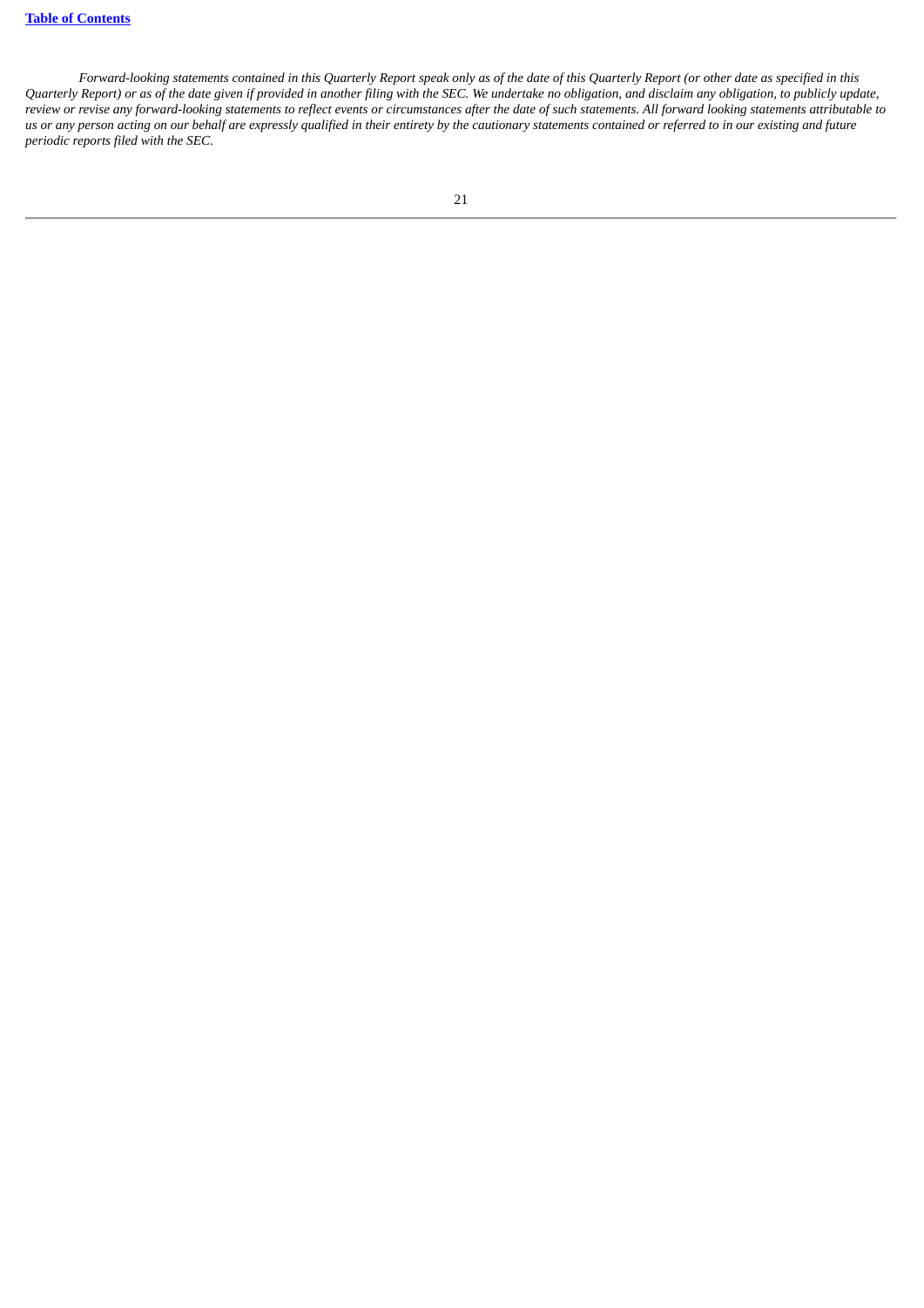*Forward-looking statements contained in this Quarterly Report speak only as of the date of this Quarterly Report (or other date as specified in this Quarterly Report) or as of the date given if provided in another filing with the SEC. We undertake no obligation, and disclaim any obligation, to publicly update, review or revise any forward-looking statements to reflect events or circumstances after the date of such statements. All forward looking statements attributable to us or any person acting on our behalf are expressly qualified in their entirety by the cautionary statements contained or referred to in our existing and future periodic reports filed with the SEC.*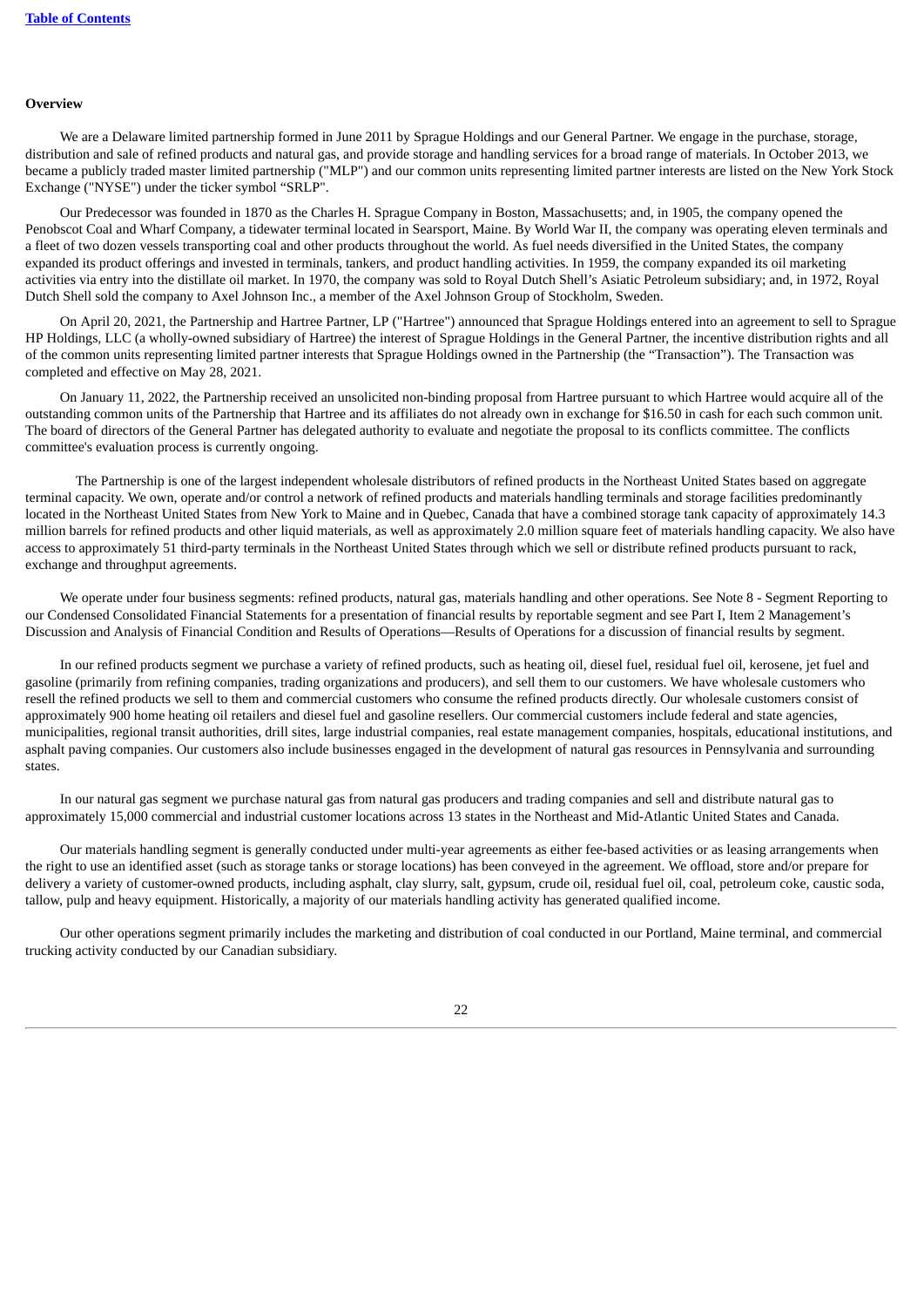## Overview

We are a Delaware limited partnership formed in June 2011 by Sprague Holdings and our General Partner. We engage in the purchase, storage, distribution and sale of refined products and natural gas, and provide storage and handling services for a broad range of materials. In October 2013, we became a publicly traded master limited partnership ("MLP") and our common units representing limited partner interests are listed on the New York Stock Exchange ("NYSE") under the ticker symbol "SRLP".

Our Predecessor was founded in 1870 as the Charles H. Sprague Company in Boston, Massachusetts; and, in 1905, the company opened the Penobscot Coal and Wharf Company, a tidewater terminal located in Searsport, Maine. By World War II, the company was operating eleven terminals and a fleet of two dozen vessels transporting coal and other products throughout the world. As fuel needs diversified in the United States, the company expanded its product offerings and invested in terminals, tankers, and product handling activities. In 1959, the company expanded its oil marketing activities via entry into the distillate oil market. In 1970, the company was sold to Royal Dutch Shell's Asiatic Petroleum subsidiary; and, in 1972, Royal Dutch Shell sold the company to Axel Johnson Inc., a member of the Axel Johnson Group of Stockholm, Sweden.

On April 20, 2021, the Partnership and Hartree Partner, LP ("Hartree") announced that Sprague Holdings entered into an agreement to sell to Sprague HP Holdings, LLC (a wholly-owned subsidiary of Hartree) the interest of Sprague Holdings in the General Partner, the incentive distribution rights and all of the common units representing limited partner interests that Sprague Holdings owned in the Partnership (the "Transaction"). The Transaction was completed and effective on May 28, 2021.

On January 11, 2022, the Partnership received an unsolicited non-binding proposal from Hartree pursuant to which Hartree would acquire all of the outstanding common units of the Partnership that Hartree and its affiliates do not already own in exchange for $16.50 in cash for each such common unit. The board of directors of the General Partner has delegated authority to evaluate and negotiate the proposal to its conflicts committee. The conflicts committee's evaluation process is currently ongoing.

The Partnership is one of the largest independent wholesale distributors of refined products in the Northeast United States based on aggregate terminal capacity. We own, operate and/or control a network of refined products and materials handling terminals and storage facilities predominantly located in the Northeast United States from New York to Maine and in Quebec, Canada that have a combined storage tank capacity of approximately 14.3 million barrels for refined products and other liquid materials, as well as approximately 2.0 million square feet of materials handling capacity. We also have access to approximately 51 third-party terminals in the Northeast United States through which we sell or distribute refined products pursuant to rack, exchange and throughput agreements.

We operate under four business segments: refined products, natural gas, materials handling and other operations. See Note 8 - Segment Reporting to our Condensed Consolidated Financial Statements for a presentation of financial results by reportable segment and see Part I, Item 2 Management's Discussion and Analysis of Financial Condition and Results of Operations—Results of Operations for a discussion of financial results by segment.

In our refined products segment we purchase a variety of refined products, such as heating oil, diesel fuel, residual fuel oil, kerosene, jet fuel and gasoline (primarily from refining companies, trading organizations and producers), and sell them to our customers. We have wholesale customers who resell the refined products we sell to them and commercial customers who consume the refined products directly. Our wholesale customers consist of approximately 900 home heating oil retailers and diesel fuel and gasoline resellers. Our commercial customers include federal and state agencies, municipalities, regional transit authorities, drill sites, large industrial companies, real estate management companies, hospitals, educational institutions, and asphalt paving companies. Our customers also include businesses engaged in the development of natural gas resources in Pennsylvania and surrounding states.

In our natural gas segment we purchase natural gas from natural gas producers and trading companies and sell and distribute natural gas to approximately 15,000 commercial and industrial customer locations across 13 states in the Northeast and Mid-Atlantic United States and Canada.

Our materials handling segment is generally conducted under multi-year agreements as either fee-based activities or as leasing arrangements when the right to use an identified asset (such as storage tanks or storage locations) has been conveyed in the agreement. We offload, store and/or prepare for delivery a variety of customer-owned products, including asphalt, clay slurry, salt, gypsum, crude oil, residual fuel oil, coal, petroleum coke, caustic soda, tallow, pulp and heavy equipment. Historically, a majority of our materials handling activity has generated qualified income.

Our other operations segment primarily includes the marketing and distribution of coal conducted in our Portland, Maine terminal, and commercial trucking activity conducted by our Canadian subsidiary.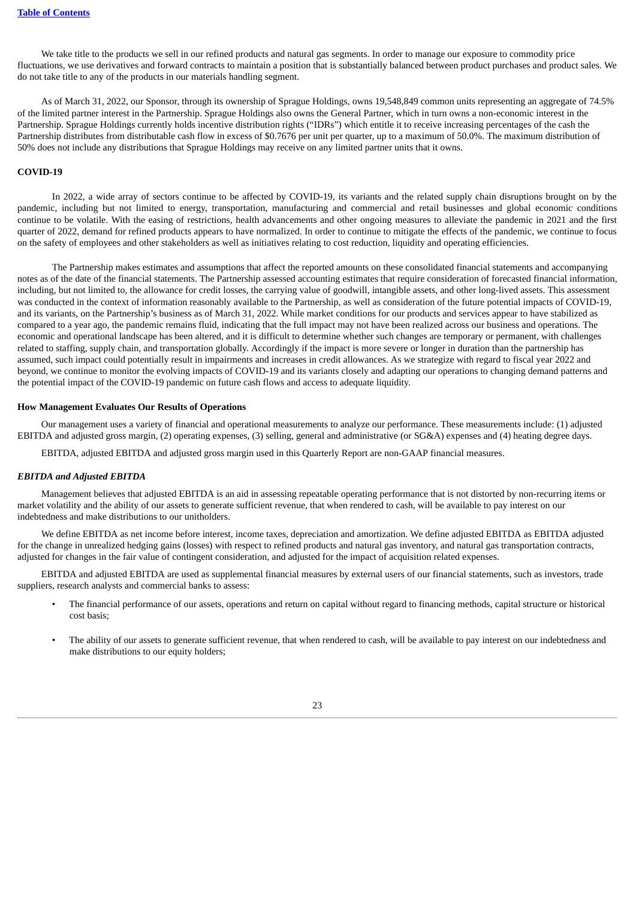We take title to the products we sell in our refined products and natural gas segments. In order to manage our exposure to commodity price fluctuations, we use derivatives and forward contracts to maintain a position that is substantially balanced between product purchases and product sales. We do not take title to any of the products in our materials handling segment.

As of March 31, 2022, our Sponsor, through its ownership of Sprague Holdings, owns 19,548,849 common units representing an aggregate of 74.5% of the limited partner interest in the Partnership. Sprague Holdings also owns the General Partner, which in turn owns a non-economic interest in the Partnership. Sprague Holdings currently holds incentive distribution rights ("IDRs") which entitle it to receive increasing percentages of the cash the Partnership distributes from distributable cash flow in excess of $0.7676 per unit per quarter, up to a maximum of 50.0%. The maximum distribution of 50% does not include any distributions that Sprague Holdings may receive on any limited partner units that it owns.

### COVID-19

In 2022, a wide array of sectors continue to be affected by COVID-19, its variants and the related supply chain disruptions brought on by the pandemic, including but not limited to energy, transportation, manufacturing and commercial and retail businesses and global economic conditions continue to be volatile. With the easing of restrictions, health advancements and other ongoing measures to alleviate the pandemic in 2021 and the first quarter of 2022, demand for refined products appears to have normalized. In order to continue to mitigate the effects of the pandemic, we continue to focus on the safety of employees and other stakeholders as well as initiatives relating to cost reduction, liquidity and operating efficiencies.

The Partnership makes estimates and assumptions that affect the reported amounts on these consolidated financial statements and accompanying notes as of the date of the financial statements. The Partnership assessed accounting estimates that require consideration of forecasted financial information, including, but not limited to, the allowance for credit losses, the carrying value of goodwill, intangible assets, and other long-lived assets. This assessment was conducted in the context of information reasonably available to the Partnership, as well as consideration of the future potential impacts of COVID-19, and its variants, on the Partnership's business as of March 31, 2022. While market conditions for our products and services appear to have stabilized as compared to a year ago, the pandemic remains fluid, indicating that the full impact may not have been realized across our business and operations. The economic and operational landscape has been altered, and it is difficult to determine whether such changes are temporary or permanent, with challenges related to staffing, supply chain, and transportation globally. Accordingly if the impact is more severe or longer in duration than the partnership has assumed, such impact could potentially result in impairments and increases in credit allowances. As we strategize with regard to fiscal year 2022 and beyond, we continue to monitor the evolving impacts of COVID-19 and its variants closely and adapting our operations to changing demand patterns and the potential impact of the COVID-19 pandemic on future cash flows and access to adequate liquidity.

### How Management Evaluates Our Results of Operations

Our management uses a variety of financial and operational measurements to analyze our performance. These measurements include: (1) adjusted EBITDA and adjusted gross margin, (2) operating expenses, (3) selling, general and administrative (or SG&A) expenses and (4) heating degree days.

EBITDA, adjusted EBITDA and adjusted gross margin used in this Quarterly Report are non-GAAP financial measures.

#### *EBITDA and Adjusted EBITDA*

Management believes that adjusted EBITDA is an aid in assessing repeatable operating performance that is not distorted by non-recurring items or market volatility and the ability of our assets to generate sufficient revenue, that when rendered to cash, will be available to pay interest on our indebtedness and make distributions to our unitholders.

We define EBITDA as net income before interest, income taxes, depreciation and amortization. We define adjusted EBITDA as EBITDA adjusted for the change in unrealized hedging gains (losses) with respect to refined products and natural gas inventory, and natural gas transportation contracts, adjusted for changes in the fair value of contingent consideration, and adjusted for the impact of acquisition related expenses.

EBITDA and adjusted EBITDA are used as supplemental financial measures by external users of our financial statements, such as investors, trade suppliers, research analysts and commercial banks to assess:

- The financial performance of our assets, operations and return on capital without regard to financing methods, capital structure or historical cost basis;
- The ability of our assets to generate sufficient revenue, that when rendered to cash, will be available to pay interest on our indebtedness and make distributions to our equity holders;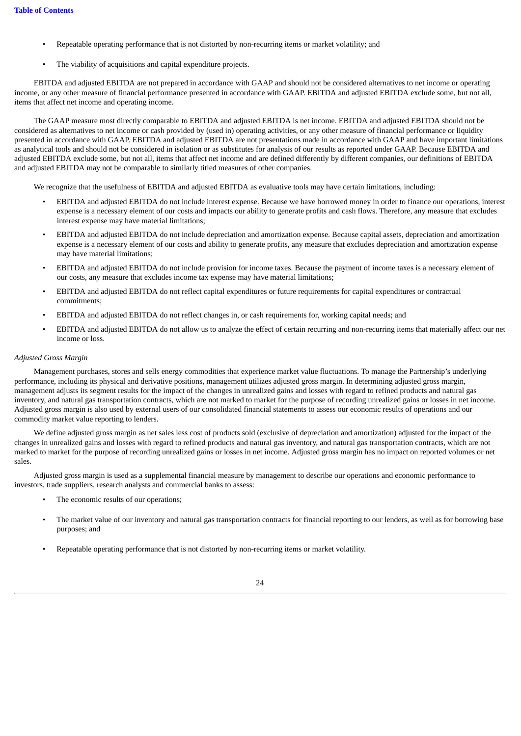- Repeatable operating performance that is not distorted by non-recurring items or market volatility; and

- The viability of acquisitions and capital expenditure projects.

EBITDA and adjusted EBITDA are not prepared in accordance with GAAP and should not be considered alternatives to net income or operating income, or any other measure of financial performance presented in accordance with GAAP. EBITDA and adjusted EBITDA exclude some, but not all, items that affect net income and operating income.

The GAAP measure most directly comparable to EBITDA and adjusted EBITDA is net income. EBITDA and adjusted EBITDA should not be considered as alternatives to net income or cash provided by (used in) operating activities, or any other measure of financial performance or liquidity presented in accordance with GAAP. EBITDA and adjusted EBITDA are not presentations made in accordance with GAAP and have important limitations as analytical tools and should not be considered in isolation or as substitutes for analysis of our results as reported under GAAP. Because EBITDA and adjusted EBITDA exclude some, but not all, items that affect net income and are defined differently by different companies, our definitions of EBITDA and adjusted EBITDA may not be comparable to similarly titled measures of other companies.

We recognize that the usefulness of EBITDA and adjusted EBITDA as evaluative tools may have certain limitations, including:

- EBITDA and adjusted EBITDA do not include interest expense. Because we have borrowed money in order to finance our operations, interest expense is a necessary element of our costs and impacts our ability to generate profits and cash flows. Therefore, any measure that excludes interest expense may have material limitations;
- EBITDA and adjusted EBITDA do not include depreciation and amortization expense. Because capital assets, depreciation and amortization expense is a necessary element of our costs and ability to generate profits, any measure that excludes depreciation and amortization expense may have material limitations;
- EBITDA and adjusted EBITDA do not include provision for income taxes. Because the payment of income taxes is a necessary element of our costs, any measure that excludes income tax expense may have material limitations;
- EBITDA and adjusted EBITDA do not reflect capital expenditures or future requirements for capital expenditures or contractual commitments;
- EBITDA and adjusted EBITDA do not reflect changes in, or cash requirements for, working capital needs; and
- EBITDA and adjusted EBITDA do not allow us to analyze the effect of certain recurring and non-recurring items that materially affect our net income or loss.

*Adjusted Gross Margin*

Management purchases, stores and sells energy commodities that experience market value fluctuations. To manage the Partnership's underlying performance, including its physical and derivative positions, management utilizes adjusted gross margin. In determining adjusted gross margin, management adjusts its segment results for the impact of the changes in unrealized gains and losses with regard to refined products and natural gas inventory, and natural gas transportation contracts, which are not marked to market for the purpose of recording unrealized gains or losses in net income. Adjusted gross margin is also used by external users of our consolidated financial statements to assess our economic results of operations and our commodity market value reporting to lenders.

We define adjusted gross margin as net sales less cost of products sold (exclusive of depreciation and amortization) adjusted for the impact of the changes in unrealized gains and losses with regard to refined products and natural gas inventory, and natural gas transportation contracts, which are not marked to market for the purpose of recording unrealized gains or losses in net income. Adjusted gross margin has no impact on reported volumes or net sales.

Adjusted gross margin is used as a supplemental financial measure by management to describe our operations and economic performance to investors, trade suppliers, research analysts and commercial banks to assess:

- The economic results of our operations;

- The market value of our inventory and natural gas transportation contracts for financial reporting to our lenders, as well as for borrowing base purposes; and

- Repeatable operating performance that is not distorted by non-recurring items or market volatility.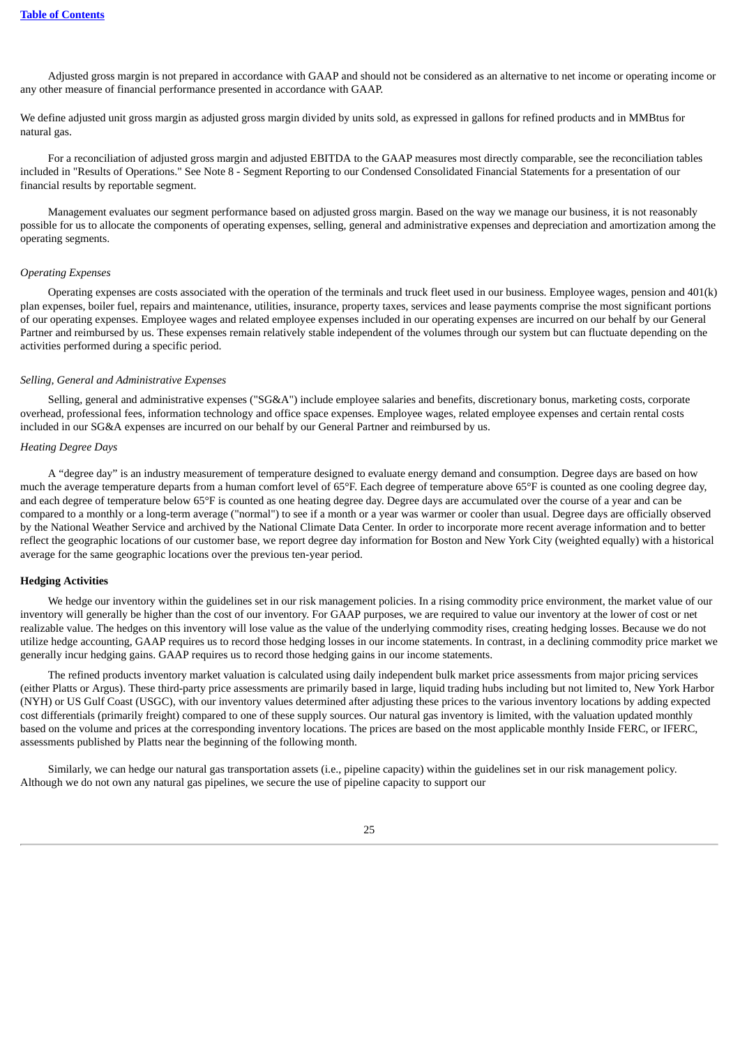Adjusted gross margin is not prepared in accordance with GAAP and should not be considered as an alternative to net income or operating income or any other measure of financial performance presented in accordance with GAAP.

We define adjusted unit gross margin as adjusted gross margin divided by units sold, as expressed in gallons for refined products and in MMBtus for natural gas.

For a reconciliation of adjusted gross margin and adjusted EBITDA to the GAAP measures most directly comparable, see the reconciliation tables included in "Results of Operations." See Note 8 - Segment Reporting to our Condensed Consolidated Financial Statements for a presentation of our financial results by reportable segment.

Management evaluates our segment performance based on adjusted gross margin. Based on the way we manage our business, it is not reasonably possible for us to allocate the components of operating expenses, selling, general and administrative expenses and depreciation and amortization among the operating segments.

*Operating Expenses*

Operating expenses are costs associated with the operation of the terminals and truck fleet used in our business. Employee wages, pension and 401(k) plan expenses, boiler fuel, repairs and maintenance, utilities, insurance, property taxes, services and lease payments comprise the most significant portions of our operating expenses. Employee wages and related employee expenses included in our operating expenses are incurred on our behalf by our General Partner and reimbursed by us. These expenses remain relatively stable independent of the volumes through our system but can fluctuate depending on the activities performed during a specific period.

*Selling, General and Administrative Expenses*

Selling, general and administrative expenses ("SG&A") include employee salaries and benefits, discretionary bonus, marketing costs, corporate overhead, professional fees, information technology and office space expenses. Employee wages, related employee expenses and certain rental costs included in our SG&A expenses are incurred on our behalf by our General Partner and reimbursed by us.

*Heating Degree Days*

A "degree day" is an industry measurement of temperature designed to evaluate energy demand and consumption. Degree days are based on how much the average temperature departs from a human comfort level of 65°F. Each degree of temperature above 65°F is counted as one cooling degree day, and each degree of temperature below 65°F is counted as one heating degree day. Degree days are accumulated over the course of a year and can be compared to a monthly or a long-term average ("normal") to see if a month or a year was warmer or cooler than usual. Degree days are officially observed by the National Weather Service and archived by the National Climate Data Center. In order to incorporate more recent average information and to better reflect the geographic locations of our customer base, we report degree day information for Boston and New York City (weighted equally) with a historical average for the same geographic locations over the previous ten-year period.

**Hedging Activities**

We hedge our inventory within the guidelines set in our risk management policies. In a rising commodity price environment, the market value of our inventory will generally be higher than the cost of our inventory. For GAAP purposes, we are required to value our inventory at the lower of cost or net realizable value. The hedges on this inventory will lose value as the value of the underlying commodity rises, creating hedging losses. Because we do not utilize hedge accounting, GAAP requires us to record those hedging losses in our income statements. In contrast, in a declining commodity price market we generally incur hedging gains. GAAP requires us to record those hedging gains in our income statements.

The refined products inventory market valuation is calculated using daily independent bulk market price assessments from major pricing services (either Platts or Argus). These third-party price assessments are primarily based in large, liquid trading hubs including but not limited to, New York Harbor (NYH) or US Gulf Coast (USGC), with our inventory values determined after adjusting these prices to the various inventory locations by adding expected cost differentials (primarily freight) compared to one of these supply sources. Our natural gas inventory is limited, with the valuation updated monthly based on the volume and prices at the corresponding inventory locations. The prices are based on the most applicable monthly Inside FERC, or IFERC, assessments published by Platts near the beginning of the following month.

Similarly, we can hedge our natural gas transportation assets (i.e., pipeline capacity) within the guidelines set in our risk management policy. Although we do not own any natural gas pipelines, we secure the use of pipeline capacity to support our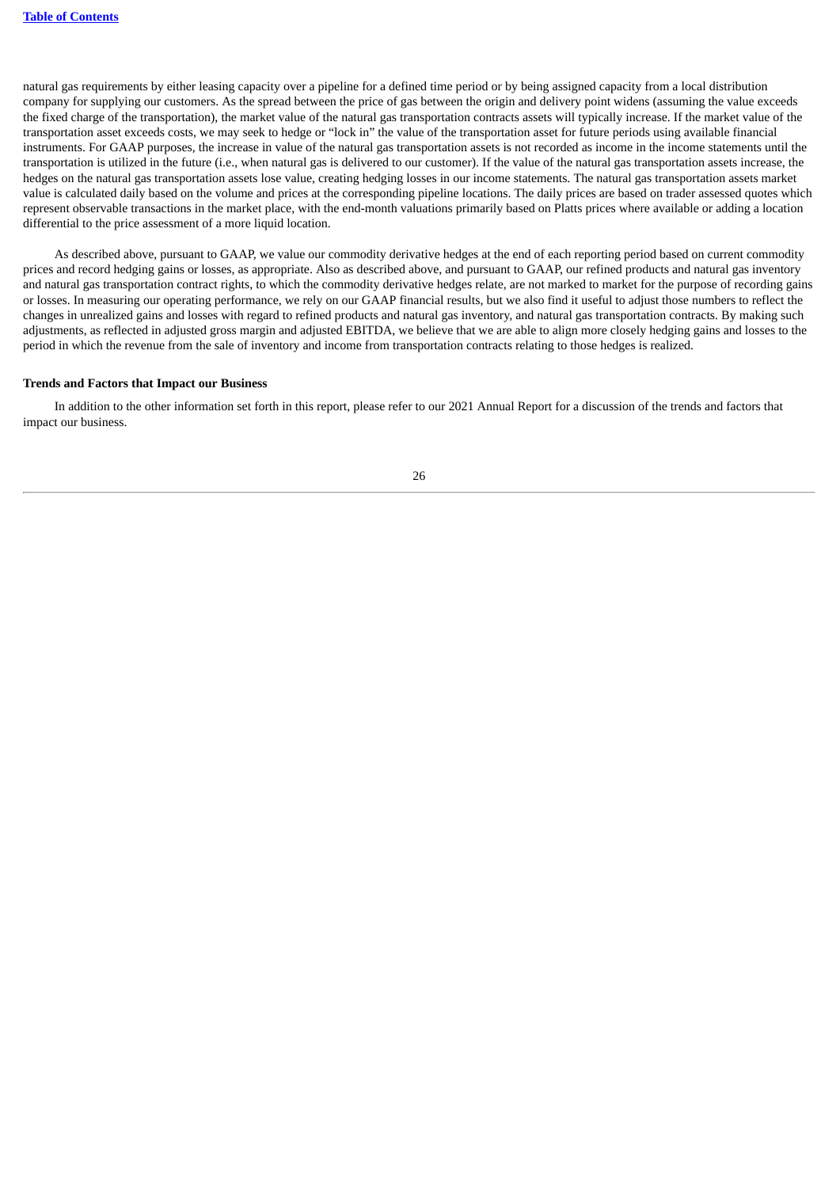natural gas requirements by either leasing capacity over a pipeline for a defined time period or by being assigned capacity from a local distribution company for supplying our customers. As the spread between the price of gas between the origin and delivery point widens (assuming the value exceeds the fixed charge of the transportation), the market value of the natural gas transportation contracts assets will typically increase. If the market value of the transportation asset exceeds costs, we may seek to hedge or "lock in" the value of the transportation asset for future periods using available financial instruments. For GAAP purposes, the increase in value of the natural gas transportation assets is not recorded as income in the income statements until the transportation is utilized in the future (i.e., when natural gas is delivered to our customer). If the value of the natural gas transportation assets increase, the hedges on the natural gas transportation assets lose value, creating hedging losses in our income statements. The natural gas transportation assets market value is calculated daily based on the volume and prices at the corresponding pipeline locations. The daily prices are based on trader assessed quotes which represent observable transactions in the market place, with the end-month valuations primarily based on Platts prices where available or adding a location differential to the price assessment of a more liquid location.

As described above, pursuant to GAAP, we value our commodity derivative hedges at the end of each reporting period based on current commodity prices and record hedging gains or losses, as appropriate. Also as described above, and pursuant to GAAP, our refined products and natural gas inventory and natural gas transportation contract rights, to which the commodity derivative hedges relate, are not marked to market for the purpose of recording gains or losses. In measuring our operating performance, we rely on our GAAP financial results, but we also find it useful to adjust those numbers to reflect the changes in unrealized gains and losses with regard to refined products and natural gas inventory, and natural gas transportation contracts. By making such adjustments, as reflected in adjusted gross margin and adjusted EBITDA, we believe that we are able to align more closely hedging gains and losses to the period in which the revenue from the sale of inventory and income from transportation contracts relating to those hedges is realized.

**Trends and Factors that Impact our Business**

In addition to the other information set forth in this report, please refer to our 2021 Annual Report for a discussion of the trends and factors that impact our business.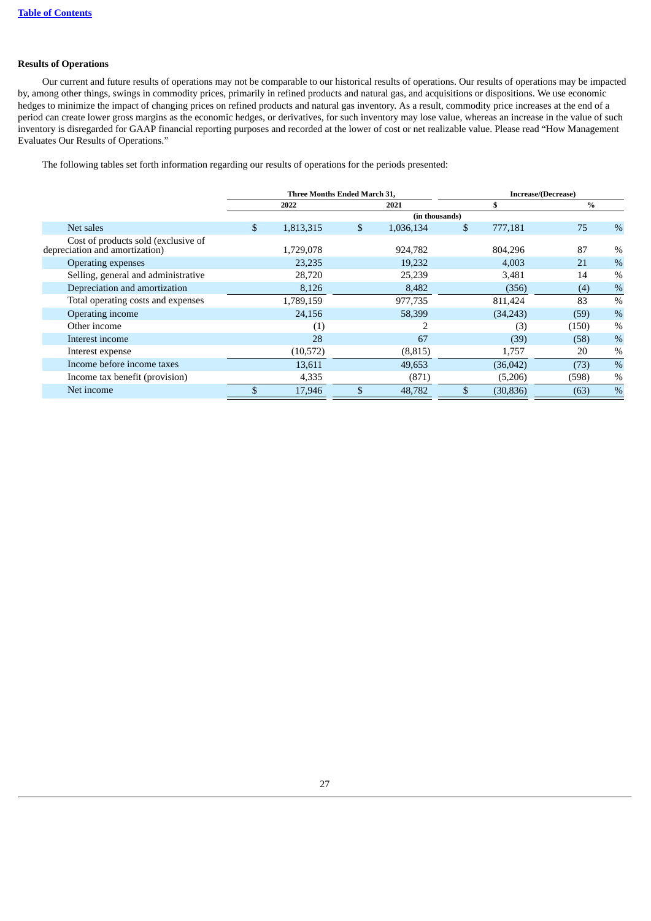[Table of Contents](#)

**Results of Operations**

Our current and future results of operations may not be comparable to our historical results of operations. Our results of operations may be impacted by, among other things, swings in commodity prices, primarily in refined products and natural gas, and acquisitions or dispositions. We use economic hedges to minimize the impact of changing prices on refined products and natural gas inventory. As a result, commodity price increases at the end of a period can create lower gross margins as the economic hedges, or derivatives, for such inventory may lose value, whereas an increase in the value of such inventory is disregarded for GAAP financial reporting purposes and recorded at the lower of cost or net realizable value. Please read "How Management Evaluates Our Results of Operations."

The following tables set forth information regarding our results of operations for the periods presented:

| | Three Months Ended March 31, | | Increase/(Decrease) | |
|---|---|---|---|---|
| | 2022 | 2021 | $ | % |
| | (in thousands) | | | |
| Net sales | $ 1,813,315 | $ 1,036,134 | $ 777,181 | 75 % |
| Cost of products sold (exclusive of depreciation and amortization) | 1,729,078 | 924,782 | 804,296 | 87 % |
| Operating expenses | 23,235 | 19,232 | 4,003 | 21 % |
| Selling, general and administrative | 28,720 | 25,239 | 3,481 | 14 % |
| Depreciation and amortization | 8,126 | 8,482 | (356) | (4) % |
| Total operating costs and expenses | 1,789,159 | 977,735 | 811,424 | 83 % |
| Operating income | 24,156 | 58,399 | (34,243) | (59) % |
| Other income | (1) | 2 | (3) | (150) % |
| Interest income | 28 | 67 | (39) | (58) % |
| Interest expense | (10,572) | (8,815) | 1,757 | 20 % |
| Income before income taxes | 13,611 | 49,653 | (36,042) | (73) % |
| Income tax benefit (provision) | 4,335 | (871) | (5,206) | (598) % |
| Net income | $ 17,946 | $ 48,782 | $ (30,836) | (63) % |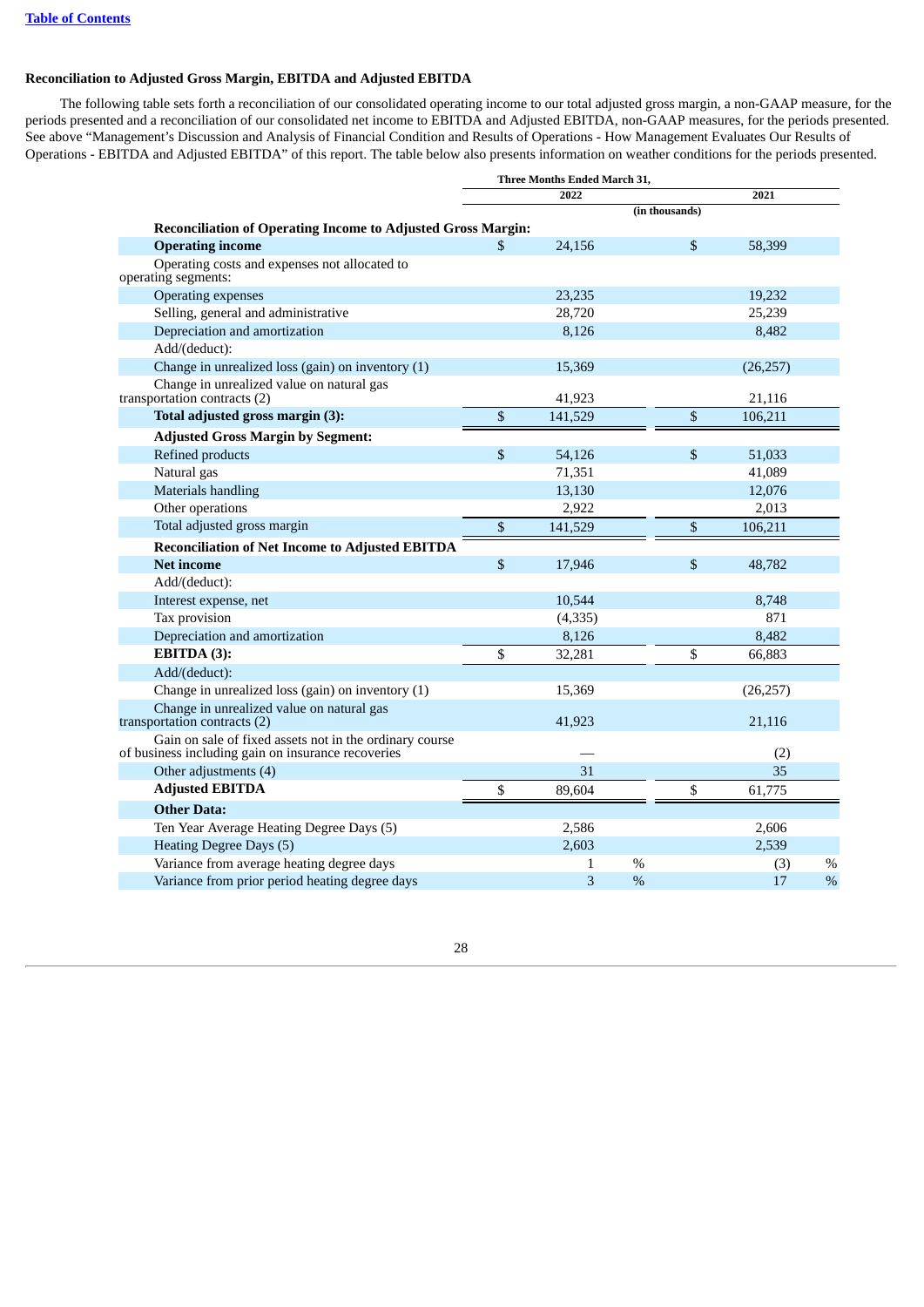Table of Contents

### Reconciliation to Adjusted Gross Margin, EBITDA and Adjusted EBITDA

The following table sets forth a reconciliation of our consolidated operating income to our total adjusted gross margin, a non-GAAP measure, for the periods presented and a reconciliation of our consolidated net income to EBITDA and Adjusted EBITDA, non-GAAP measures, for the periods presented. See above "Management's Discussion and Analysis of Financial Condition and Results of Operations - How Management Evaluates Our Results of Operations - EBITDA and Adjusted EBITDA" of this report. The table below also presents information on weather conditions for the periods presented.

| | Three Months Ended March 31, | |
|---|---|---|
| | 2022 | 2021 |
| | (in thousands) | |
| **Reconciliation of Operating Income to Adjusted Gross Margin:** | | |
| **Operating income** | $ 24,156 | $ 58,399 |
| Operating costs and expenses not allocated to operating segments: | | |
| Operating expenses | 23,235 | 19,232 |
| Selling, general and administrative | 28,720 | 25,239 |
| Depreciation and amortization | 8,126 | 8,482 |
| Add/(deduct): | | |
| Change in unrealized loss (gain) on inventory (1) | 15,369 | (26,257) |
| Change in unrealized value on natural gas transportation contracts (2) | 41,923 | 21,116 |
| **Total adjusted gross margin (3):** | $ 141,529 | $ 106,211 |
| **Adjusted Gross Margin by Segment:** | | |
| Refined products | $ 54,126 | $ 51,033 |
| Natural gas | 71,351 | 41,089 |
| Materials handling | 13,130 | 12,076 |
| Other operations | 2,922 | 2,013 |
| Total adjusted gross margin | $ 141,529 | $ 106,211 |
| **Reconciliation of Net Income to Adjusted EBITDA** | | |
| **Net income** | $ 17,946 | $ 48,782 |
| Add/(deduct): | | |
| Interest expense, net | 10,544 | 8,748 |
| Tax provision | (4,335) | 871 |
| Depreciation and amortization | 8,126 | 8,482 |
| **EBITDA (3):** | $ 32,281 | $ 66,883 |
| Add/(deduct): | | |
| Change in unrealized loss (gain) on inventory (1) | 15,369 | (26,257) |
| Change in unrealized value on natural gas transportation contracts (2) | 41,923 | 21,116 |
| Gain on sale of fixed assets not in the ordinary course of business including gain on insurance recoveries | — | (2) |
| Other adjustments (4) | 31 | 35 |
| **Adjusted EBITDA** | $ 89,604 | $ 61,775 |
| **Other Data:** | | |
| Ten Year Average Heating Degree Days (5) | 2,586 | 2,606 |
| Heating Degree Days (5) | 2,603 | 2,539 |
| Variance from average heating degree days | 1 % | (3) % |
| Variance from prior period heating degree days | 3 % | 17 % |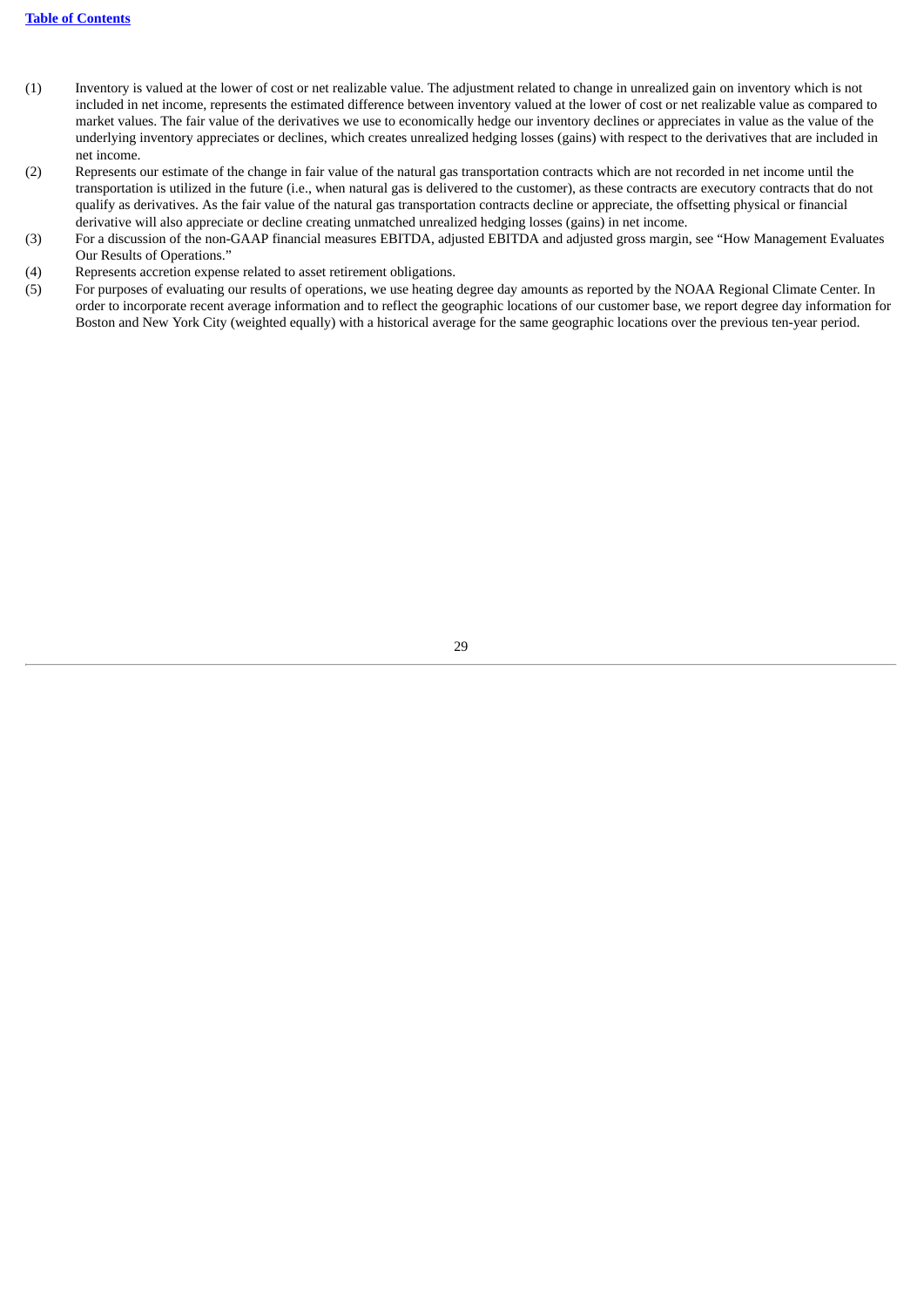(1) Inventory is valued at the lower of cost or net realizable value. The adjustment related to change in unrealized gain on inventory which is not included in net income, represents the estimated difference between inventory valued at the lower of cost or net realizable value as compared to market values. The fair value of the derivatives we use to economically hedge our inventory declines or appreciates in value as the value of the underlying inventory appreciates or declines, which creates unrealized hedging losses (gains) with respect to the derivatives that are included in net income.

(2) Represents our estimate of the change in fair value of the natural gas transportation contracts which are not recorded in net income until the transportation is utilized in the future (i.e., when natural gas is delivered to the customer), as these contracts are executory contracts that do not qualify as derivatives. As the fair value of the natural gas transportation contracts decline or appreciate, the offsetting physical or financial derivative will also appreciate or decline creating unmatched unrealized hedging losses (gains) in net income.

(3) For a discussion of the non-GAAP financial measures EBITDA, adjusted EBITDA and adjusted gross margin, see “How Management Evaluates Our Results of Operations.”

(4) Represents accretion expense related to asset retirement obligations.

(5) For purposes of evaluating our results of operations, we use heating degree day amounts as reported by the NOAA Regional Climate Center. In order to incorporate recent average information and to reflect the geographic locations of our customer base, we report degree day information for Boston and New York City (weighted equally) with a historical average for the same geographic locations over the previous ten-year period.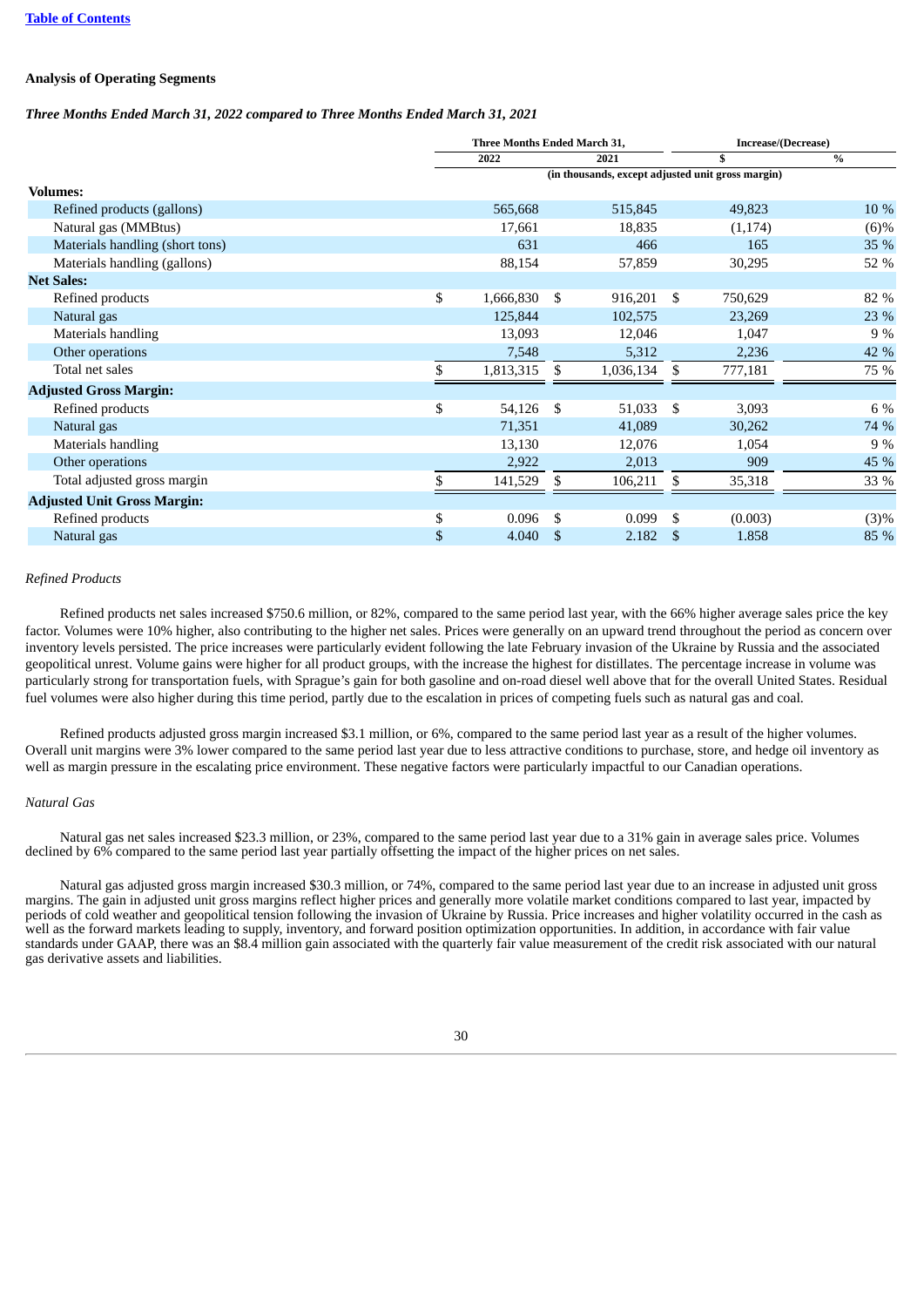**Analysis of Operating Segments**

***Three Months Ended March 31, 2022 compared to Three Months Ended March 31, 2021***

| | Three Months Ended March 31, | | Increase/(Decrease) | |
|---|---|---|---|---|
| | 2022 | 2021 | $ | % |
| | (in thousands, except adjusted unit gross margin) | | | |
| **Volumes:** | | | | |
| Refined products (gallons) | 565,668 | 515,845 | 49,823 | 10 % |
| Natural gas (MMBtus) | 17,661 | 18,835 | (1,174) | (6)% |
| Materials handling (short tons) | 631 | 466 | 165 | 35 % |
| Materials handling (gallons) | 88,154 | 57,859 | 30,295 | 52 % |
| **Net Sales:** | | | | |
| Refined products | $ 1,666,830 | $ 916,201 | $ 750,629 | 82 % |
| Natural gas | 125,844 | 102,575 | 23,269 | 23 % |
| Materials handling | 13,093 | 12,046 | 1,047 | 9 % |
| Other operations | 7,548 | 5,312 | 2,236 | 42 % |
| Total net sales | $ 1,813,315 | $ 1,036,134 | $ 777,181 | 75 % |
| **Adjusted Gross Margin:** | | | | |
| Refined products | $ 54,126 | $ 51,033 | $ 3,093 | 6 % |
| Natural gas | 71,351 | 41,089 | 30,262 | 74 % |
| Materials handling | 13,130 | 12,076 | 1,054 | 9 % |
| Other operations | 2,922 | 2,013 | 909 | 45 % |
| Total adjusted gross margin | $ 141,529 | $ 106,211 | $ 35,318 | 33 % |
| **Adjusted Unit Gross Margin:** | | | | |
| Refined products | $ 0.096 | $ 0.099 | $ (0.003) | (3)% |
| Natural gas | $ 4.040 | $ 2.182 | $ 1.858 | 85 % |

*Refined Products*

Refined products net sales increased $750.6 million, or 82%, compared to the same period last year, with the 66% higher average sales price the key factor. Volumes were 10% higher, also contributing to the higher net sales. Prices were generally on an upward trend throughout the period as concern over inventory levels persisted. The price increases were particularly evident following the late February invasion of the Ukraine by Russia and the associated geopolitical unrest. Volume gains were higher for all product groups, with the increase the highest for distillates. The percentage increase in volume was particularly strong for transportation fuels, with Sprague's gain for both gasoline and on-road diesel well above that for the overall United States. Residual fuel volumes were also higher during this time period, partly due to the escalation in prices of competing fuels such as natural gas and coal.

Refined products adjusted gross margin increased $3.1 million, or 6%, compared to the same period last year as a result of the higher volumes. Overall unit margins were 3% lower compared to the same period last year due to less attractive conditions to purchase, store, and hedge oil inventory as well as margin pressure in the escalating price environment. These negative factors were particularly impactful to our Canadian operations.

*Natural Gas*

Natural gas net sales increased $23.3 million, or 23%, compared to the same period last year due to a 31% gain in average sales price. Volumes declined by 6% compared to the same period last year partially offsetting the impact of the higher prices on net sales.

Natural gas adjusted gross margin increased $30.3 million, or 74%, compared to the same period last year due to an increase in adjusted unit gross margins. The gain in adjusted unit gross margins reflect higher prices and generally more volatile market conditions compared to last year, impacted by periods of cold weather and geopolitical tension following the invasion of Ukraine by Russia. Price increases and higher volatility occurred in the cash as well as the forward markets leading to supply, inventory, and forward position optimization opportunities. In addition, in accordance with fair value standards under GAAP, there was an $8.4 million gain associated with the quarterly fair value measurement of the credit risk associated with our natural gas derivative assets and liabilities.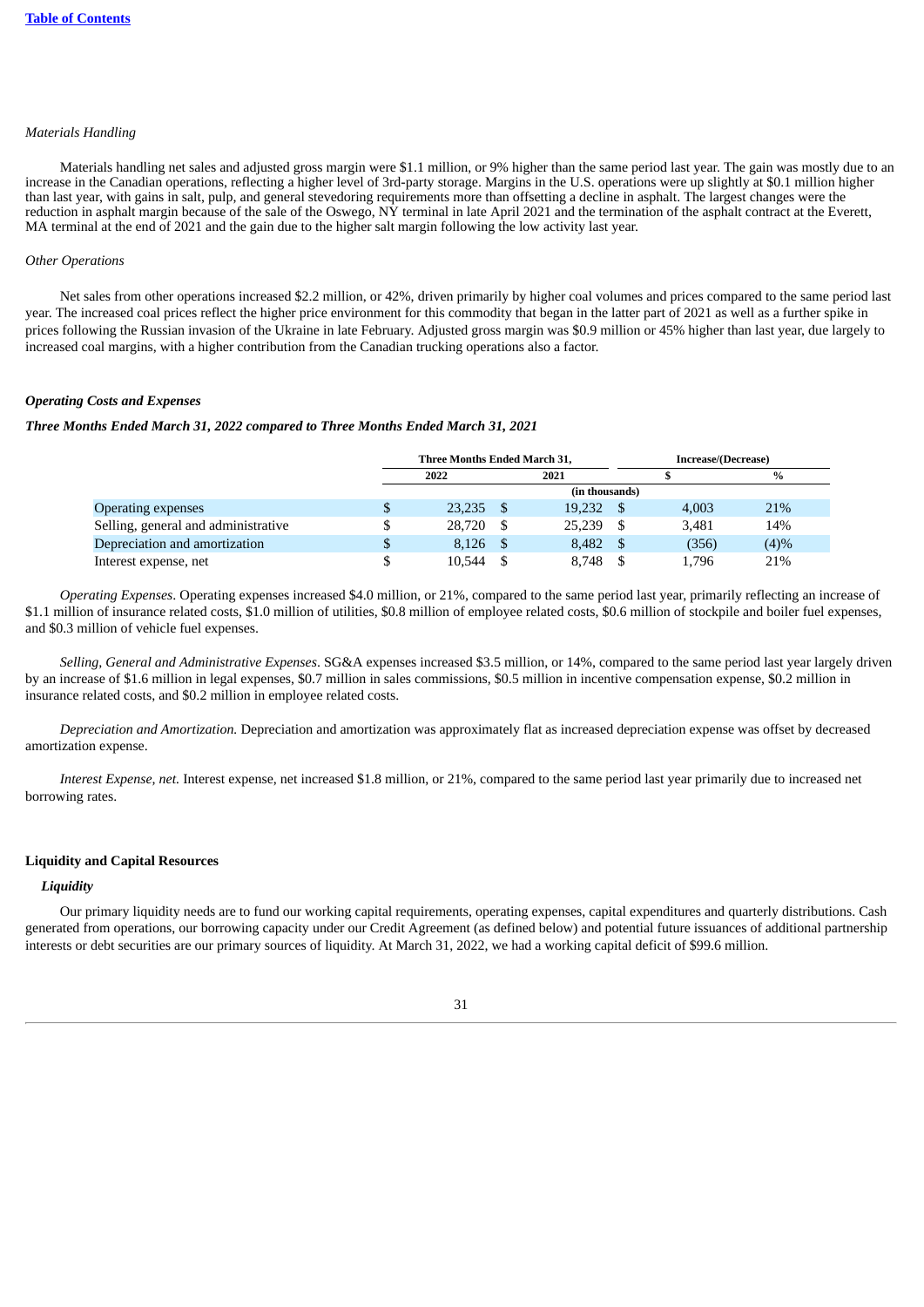*Materials Handling*

Materials handling net sales and adjusted gross margin were $1.1 million, or 9% higher than the same period last year. The gain was mostly due to an increase in the Canadian operations, reflecting a higher level of 3rd-party storage. Margins in the U.S. operations were up slightly at $0.1 million higher than last year, with gains in salt, pulp, and general stevedoring requirements more than offsetting a decline in asphalt. The largest changes were the reduction in asphalt margin because of the sale of the Oswego, NY terminal in late April 2021 and the termination of the asphalt contract at the Everett, MA terminal at the end of 2021 and the gain due to the higher salt margin following the low activity last year.

*Other Operations*

Net sales from other operations increased $2.2 million, or 42%, driven primarily by higher coal volumes and prices compared to the same period last year. The increased coal prices reflect the higher price environment for this commodity that began in the latter part of 2021 as well as a further spike in prices following the Russian invasion of the Ukraine in late February. Adjusted gross margin was $0.9 million or 45% higher than last year, due largely to increased coal margins, with a higher contribution from the Canadian trucking operations also a factor.

***Operating Costs and Expenses***

***Three Months Ended March 31, 2022 compared to Three Months Ended March 31, 2021***

| | Three Months Ended March 31, | | Increase/(Decrease) | |
|---|---|---|---|---|
| | 2022 | 2021 | $ | % |
| | (in thousands) | | | |
| Operating expenses | $ 23,235 | $ 19,232 | $ 4,003 | 21% |
| Selling, general and administrative | $ 28,720 | $ 25,239 | $ 3,481 | 14% |
| Depreciation and amortization | $ 8,126 | $ 8,482 | $ (356) | (4)% |
| Interest expense, net | $ 10,544 | $ 8,748 | $ 1,796 | 21% |

*Operating Expenses*. Operating expenses increased $4.0 million, or 21%, compared to the same period last year, primarily reflecting an increase of $1.1 million of insurance related costs, $1.0 million of utilities, $0.8 million of employee related costs, $0.6 million of stockpile and boiler fuel expenses, and $0.3 million of vehicle fuel expenses.

*Selling, General and Administrative Expenses*. SG&A expenses increased $3.5 million, or 14%, compared to the same period last year largely driven by an increase of $1.6 million in legal expenses, $0.7 million in sales commissions, $0.5 million in incentive compensation expense, $0.2 million in insurance related costs, and $0.2 million in employee related costs.

*Depreciation and Amortization.* Depreciation and amortization was approximately flat as increased depreciation expense was offset by decreased amortization expense.

*Interest Expense, net.* Interest expense, net increased $1.8 million, or 21%, compared to the same period last year primarily due to increased net borrowing rates.

**Liquidity and Capital Resources**

***Liquidity***

Our primary liquidity needs are to fund our working capital requirements, operating expenses, capital expenditures and quarterly distributions. Cash generated from operations, our borrowing capacity under our Credit Agreement (as defined below) and potential future issuances of additional partnership interests or debt securities are our primary sources of liquidity. At March 31, 2022, we had a working capital deficit of $99.6 million.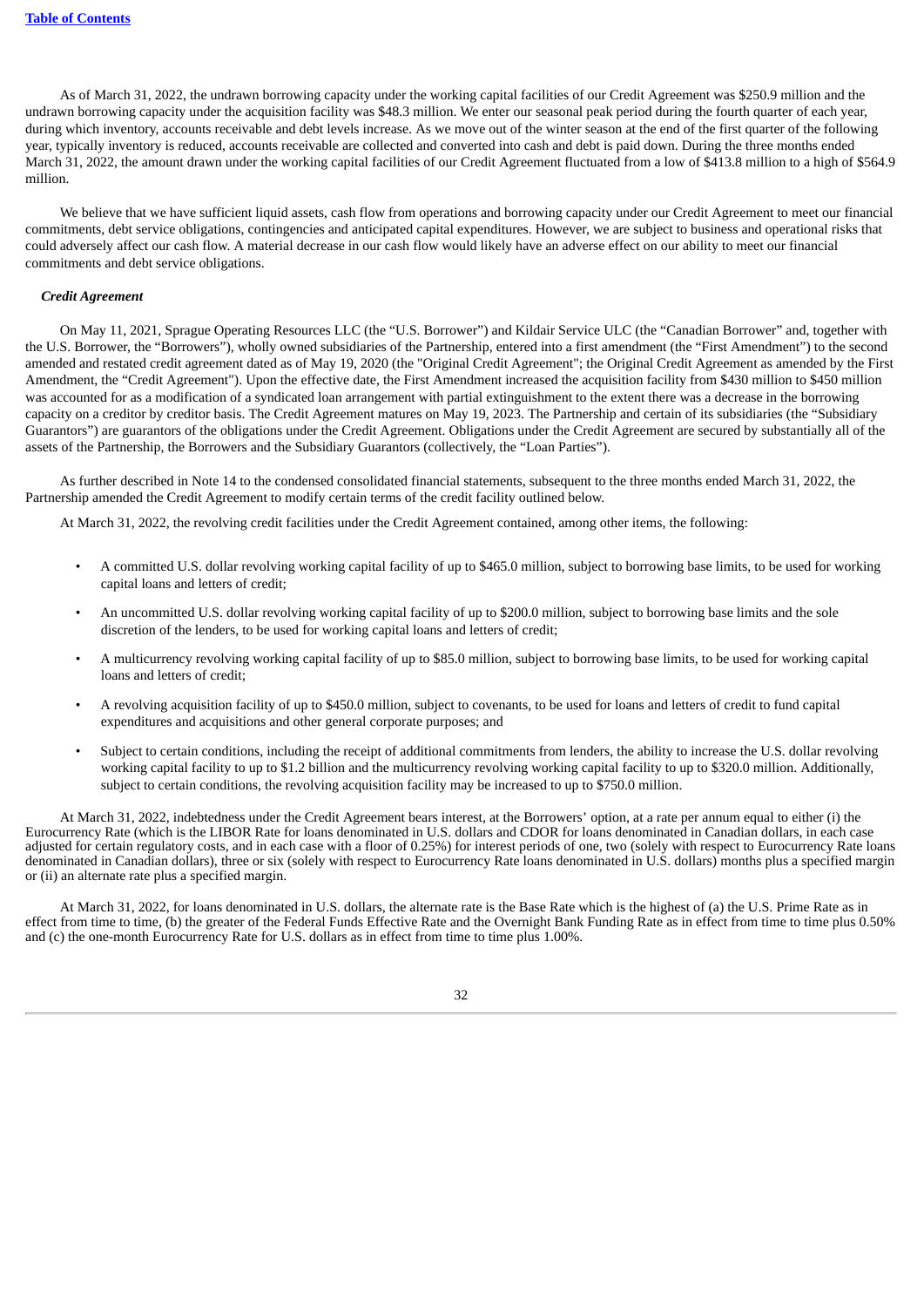As of March 31, 2022, the undrawn borrowing capacity under the working capital facilities of our Credit Agreement was $250.9 million and the undrawn borrowing capacity under the acquisition facility was $48.3 million. We enter our seasonal peak period during the fourth quarter of each year, during which inventory, accounts receivable and debt levels increase. As we move out of the winter season at the end of the first quarter of the following year, typically inventory is reduced, accounts receivable are collected and converted into cash and debt is paid down. During the three months ended March 31, 2022, the amount drawn under the working capital facilities of our Credit Agreement fluctuated from a low of $413.8 million to a high of $564.9 million.

We believe that we have sufficient liquid assets, cash flow from operations and borrowing capacity under our Credit Agreement to meet our financial commitments, debt service obligations, contingencies and anticipated capital expenditures. However, we are subject to business and operational risks that could adversely affect our cash flow. A material decrease in our cash flow would likely have an adverse effect on our ability to meet our financial commitments and debt service obligations.

***Credit Agreement***

On May 11, 2021, Sprague Operating Resources LLC (the "U.S. Borrower") and Kildair Service ULC (the "Canadian Borrower" and, together with the U.S. Borrower, the "Borrowers"), wholly owned subsidiaries of the Partnership, entered into a first amendment (the "First Amendment") to the second amended and restated credit agreement dated as of May 19, 2020 (the "Original Credit Agreement"; the Original Credit Agreement as amended by the First Amendment, the "Credit Agreement"). Upon the effective date, the First Amendment increased the acquisition facility from $430 million to $450 million was accounted for as a modification of a syndicated loan arrangement with partial extinguishment to the extent there was a decrease in the borrowing capacity on a creditor by creditor basis. The Credit Agreement matures on May 19, 2023. The Partnership and certain of its subsidiaries (the "Subsidiary Guarantors") are guarantors of the obligations under the Credit Agreement. Obligations under the Credit Agreement are secured by substantially all of the assets of the Partnership, the Borrowers and the Subsidiary Guarantors (collectively, the "Loan Parties").

As further described in Note 14 to the condensed consolidated financial statements, subsequent to the three months ended March 31, 2022, the Partnership amended the Credit Agreement to modify certain terms of the credit facility outlined below.

At March 31, 2022, the revolving credit facilities under the Credit Agreement contained, among other items, the following:

- A committed U.S. dollar revolving working capital facility of up to $465.0 million, subject to borrowing base limits, to be used for working capital loans and letters of credit;
- An uncommitted U.S. dollar revolving working capital facility of up to $200.0 million, subject to borrowing base limits and the sole discretion of the lenders, to be used for working capital loans and letters of credit;
- A multicurrency revolving working capital facility of up to $85.0 million, subject to borrowing base limits, to be used for working capital loans and letters of credit;
- A revolving acquisition facility of up to $450.0 million, subject to covenants, to be used for loans and letters of credit to fund capital expenditures and acquisitions and other general corporate purposes; and
- Subject to certain conditions, including the receipt of additional commitments from lenders, the ability to increase the U.S. dollar revolving working capital facility to up to $1.2 billion and the multicurrency revolving working capital facility to up to $320.0 million. Additionally, subject to certain conditions, the revolving acquisition facility may be increased to up to $750.0 million.

At March 31, 2022, indebtedness under the Credit Agreement bears interest, at the Borrowers' option, at a rate per annum equal to either (i) the Eurocurrency Rate (which is the LIBOR Rate for loans denominated in U.S. dollars and CDOR for loans denominated in Canadian dollars, in each case adjusted for certain regulatory costs, and in each case with a floor of 0.25%) for interest periods of one, two (solely with respect to Eurocurrency Rate loans denominated in Canadian dollars), three or six (solely with respect to Eurocurrency Rate loans denominated in U.S. dollars) months plus a specified margin or (ii) an alternate rate plus a specified margin.

At March 31, 2022, for loans denominated in U.S. dollars, the alternate rate is the Base Rate which is the highest of (a) the U.S. Prime Rate as in effect from time to time, (b) the greater of the Federal Funds Effective Rate and the Overnight Bank Funding Rate as in effect from time to time plus 0.50% and (c) the one-month Eurocurrency Rate for U.S. dollars as in effect from time to time plus 1.00%.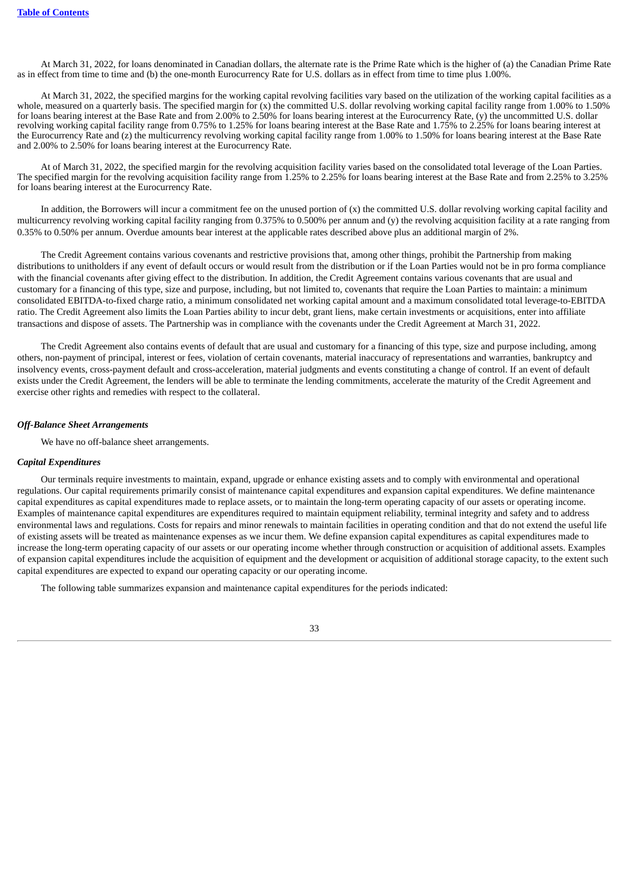At March 31, 2022, for loans denominated in Canadian dollars, the alternate rate is the Prime Rate which is the higher of (a) the Canadian Prime Rate as in effect from time to time and (b) the one-month Eurocurrency Rate for U.S. dollars as in effect from time to time plus 1.00%.

At March 31, 2022, the specified margins for the working capital revolving facilities vary based on the utilization of the working capital facilities as a whole, measured on a quarterly basis. The specified margin for (x) the committed U.S. dollar revolving working capital facility range from 1.00% to 1.50% for loans bearing interest at the Base Rate and from 2.00% to 2.50% for loans bearing interest at the Eurocurrency Rate, (y) the uncommitted U.S. dollar revolving working capital facility range from 0.75% to 1.25% for loans bearing interest at the Base Rate and 1.75% to 2.25% for loans bearing interest at the Eurocurrency Rate and (z) the multicurrency revolving working capital facility range from 1.00% to 1.50% for loans bearing interest at the Base Rate and 2.00% to 2.50% for loans bearing interest at the Eurocurrency Rate.

At of March 31, 2022, the specified margin for the revolving acquisition facility varies based on the consolidated total leverage of the Loan Parties. The specified margin for the revolving acquisition facility range from 1.25% to 2.25% for loans bearing interest at the Base Rate and from 2.25% to 3.25% for loans bearing interest at the Eurocurrency Rate.

In addition, the Borrowers will incur a commitment fee on the unused portion of (x) the committed U.S. dollar revolving working capital facility and multicurrency revolving working capital facility ranging from 0.375% to 0.500% per annum and (y) the revolving acquisition facility at a rate ranging from 0.35% to 0.50% per annum. Overdue amounts bear interest at the applicable rates described above plus an additional margin of 2%.

The Credit Agreement contains various covenants and restrictive provisions that, among other things, prohibit the Partnership from making distributions to unitholders if any event of default occurs or would result from the distribution or if the Loan Parties would not be in pro forma compliance with the financial covenants after giving effect to the distribution. In addition, the Credit Agreement contains various covenants that are usual and customary for a financing of this type, size and purpose, including, but not limited to, covenants that require the Loan Parties to maintain: a minimum consolidated EBITDA-to-fixed charge ratio, a minimum consolidated net working capital amount and a maximum consolidated total leverage-to-EBITDA ratio. The Credit Agreement also limits the Loan Parties ability to incur debt, grant liens, make certain investments or acquisitions, enter into affiliate transactions and dispose of assets. The Partnership was in compliance with the covenants under the Credit Agreement at March 31, 2022.

The Credit Agreement also contains events of default that are usual and customary for a financing of this type, size and purpose including, among others, non-payment of principal, interest or fees, violation of certain covenants, material inaccuracy of representations and warranties, bankruptcy and insolvency events, cross-payment default and cross-acceleration, material judgments and events constituting a change of control. If an event of default exists under the Credit Agreement, the lenders will be able to terminate the lending commitments, accelerate the maturity of the Credit Agreement and exercise other rights and remedies with respect to the collateral.

***Off-Balance Sheet Arrangements***

We have no off-balance sheet arrangements.

***Capital Expenditures***

Our terminals require investments to maintain, expand, upgrade or enhance existing assets and to comply with environmental and operational regulations. Our capital requirements primarily consist of maintenance capital expenditures and expansion capital expenditures. We define maintenance capital expenditures as capital expenditures made to replace assets, or to maintain the long-term operating capacity of our assets or operating income. Examples of maintenance capital expenditures are expenditures required to maintain equipment reliability, terminal integrity and safety and to address environmental laws and regulations. Costs for repairs and minor renewals to maintain facilities in operating condition and that do not extend the useful life of existing assets will be treated as maintenance expenses as we incur them. We define expansion capital expenditures as capital expenditures made to increase the long-term operating capacity of our assets or our operating income whether through construction or acquisition of additional assets. Examples of expansion capital expenditures include the acquisition of equipment and the development or acquisition of additional storage capacity, to the extent such capital expenditures are expected to expand our operating capacity or our operating income.

The following table summarizes expansion and maintenance capital expenditures for the periods indicated: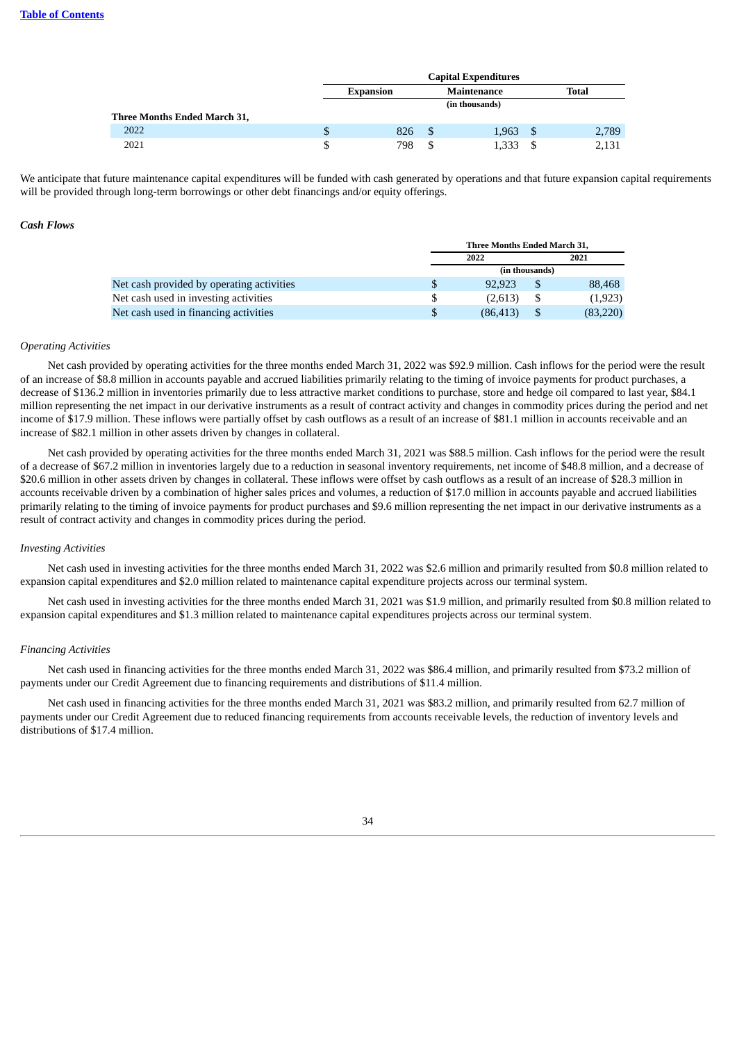| | Capital Expenditures | | |
|---|---|---|---|
| | Expansion | Maintenance | Total |
| | | (in thousands) | |
| **Three Months Ended March 31,** | | | |
| 2022 | $ 826 | $ 1,963 | $ 2,789 |
| 2021 | $ 798 | $ 1,333 | $ 2,131 |

We anticipate that future maintenance capital expenditures will be funded with cash generated by operations and that future expansion capital requirements will be provided through long-term borrowings or other debt financings and/or equity offerings.

***Cash Flows***

| | Three Months Ended March 31, | |
|---|---|---|
| | 2022 | 2021 |
| | (in thousands) | |
| Net cash provided by operating activities | $ 92,923 | $ 88,468 |
| Net cash used in investing activities | $ (2,613) | $ (1,923) |
| Net cash used in financing activities | $ (86,413) | $ (83,220) |

*Operating Activities*

Net cash provided by operating activities for the three months ended March 31, 2022 was $92.9 million. Cash inflows for the period were the result of an increase of $8.8 million in accounts payable and accrued liabilities primarily relating to the timing of invoice payments for product purchases, a decrease of $136.2 million in inventories primarily due to less attractive market conditions to purchase, store and hedge oil compared to last year, $84.1 million representing the net impact in our derivative instruments as a result of contract activity and changes in commodity prices during the period and net income of $17.9 million. These inflows were partially offset by cash outflows as a result of an increase of $81.1 million in accounts receivable and an increase of $82.1 million in other assets driven by changes in collateral.

Net cash provided by operating activities for the three months ended March 31, 2021 was $88.5 million. Cash inflows for the period were the result of a decrease of $67.2 million in inventories largely due to a reduction in seasonal inventory requirements, net income of $48.8 million, and a decrease of $20.6 million in other assets driven by changes in collateral. These inflows were offset by cash outflows as a result of an increase of $28.3 million in accounts receivable driven by a combination of higher sales prices and volumes, a reduction of $17.0 million in accounts payable and accrued liabilities primarily relating to the timing of invoice payments for product purchases and $9.6 million representing the net impact in our derivative instruments as a result of contract activity and changes in commodity prices during the period.

*Investing Activities*

Net cash used in investing activities for the three months ended March 31, 2022 was $2.6 million and primarily resulted from $0.8 million related to expansion capital expenditures and $2.0 million related to maintenance capital expenditure projects across our terminal system.

Net cash used in investing activities for the three months ended March 31, 2021 was $1.9 million, and primarily resulted from $0.8 million related to expansion capital expenditures and $1.3 million related to maintenance capital expenditures projects across our terminal system.

*Financing Activities*

Net cash used in financing activities for the three months ended March 31, 2022 was $86.4 million, and primarily resulted from $73.2 million of payments under our Credit Agreement due to financing requirements and distributions of $11.4 million.

Net cash used in financing activities for the three months ended March 31, 2021 was $83.2 million, and primarily resulted from 62.7 million of payments under our Credit Agreement due to reduced financing requirements from accounts receivable levels, the reduction of inventory levels and distributions of $17.4 million.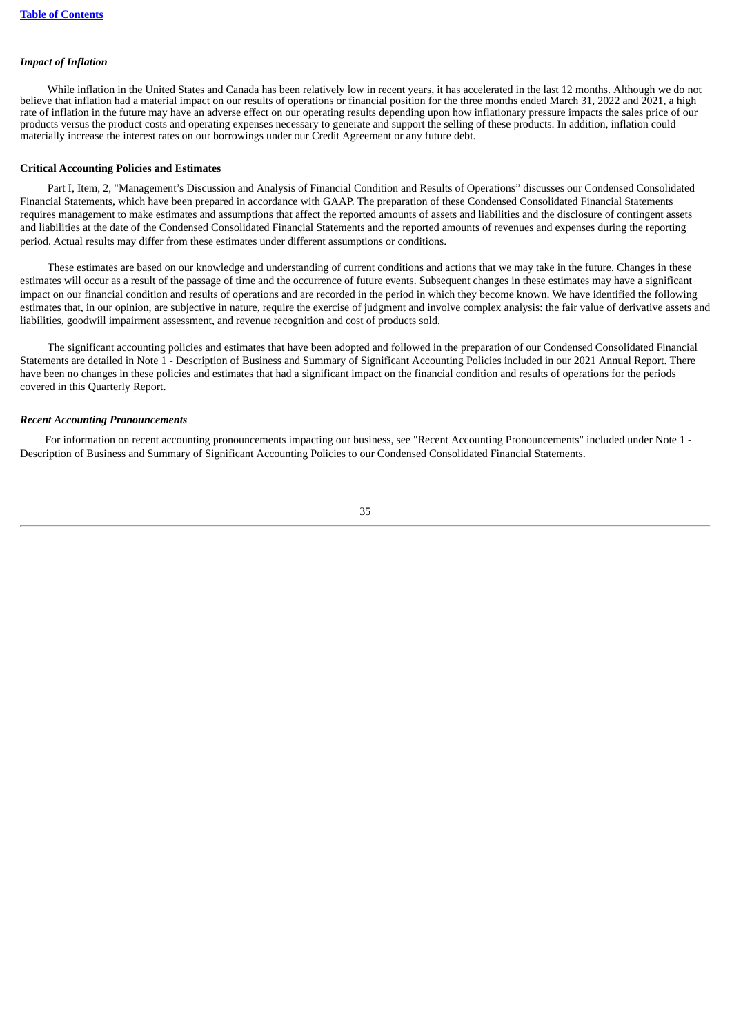### *Impact of Inflation*

While inflation in the United States and Canada has been relatively low in recent years, it has accelerated in the last 12 months. Although we do not believe that inflation had a material impact on our results of operations or financial position for the three months ended March 31, 2022 and 2021, a high rate of inflation in the future may have an adverse effect on our operating results depending upon how inflationary pressure impacts the sales price of our products versus the product costs and operating expenses necessary to generate and support the selling of these products. In addition, inflation could materially increase the interest rates on our borrowings under our Credit Agreement or any future debt.

### Critical Accounting Policies and Estimates

Part I, Item, 2, "Management's Discussion and Analysis of Financial Condition and Results of Operations" discusses our Condensed Consolidated Financial Statements, which have been prepared in accordance with GAAP. The preparation of these Condensed Consolidated Financial Statements requires management to make estimates and assumptions that affect the reported amounts of assets and liabilities and the disclosure of contingent assets and liabilities at the date of the Condensed Consolidated Financial Statements and the reported amounts of revenues and expenses during the reporting period. Actual results may differ from these estimates under different assumptions or conditions.

These estimates are based on our knowledge and understanding of current conditions and actions that we may take in the future. Changes in these estimates will occur as a result of the passage of time and the occurrence of future events. Subsequent changes in these estimates may have a significant impact on our financial condition and results of operations and are recorded in the period in which they become known. We have identified the following estimates that, in our opinion, are subjective in nature, require the exercise of judgment and involve complex analysis: the fair value of derivative assets and liabilities, goodwill impairment assessment, and revenue recognition and cost of products sold.

The significant accounting policies and estimates that have been adopted and followed in the preparation of our Condensed Consolidated Financial Statements are detailed in Note 1 - Description of Business and Summary of Significant Accounting Policies included in our 2021 Annual Report. There have been no changes in these policies and estimates that had a significant impact on the financial condition and results of operations for the periods covered in this Quarterly Report.

### *Recent Accounting Pronouncements*

For information on recent accounting pronouncements impacting our business, see "Recent Accounting Pronouncements" included under Note 1 - Description of Business and Summary of Significant Accounting Policies to our Condensed Consolidated Financial Statements.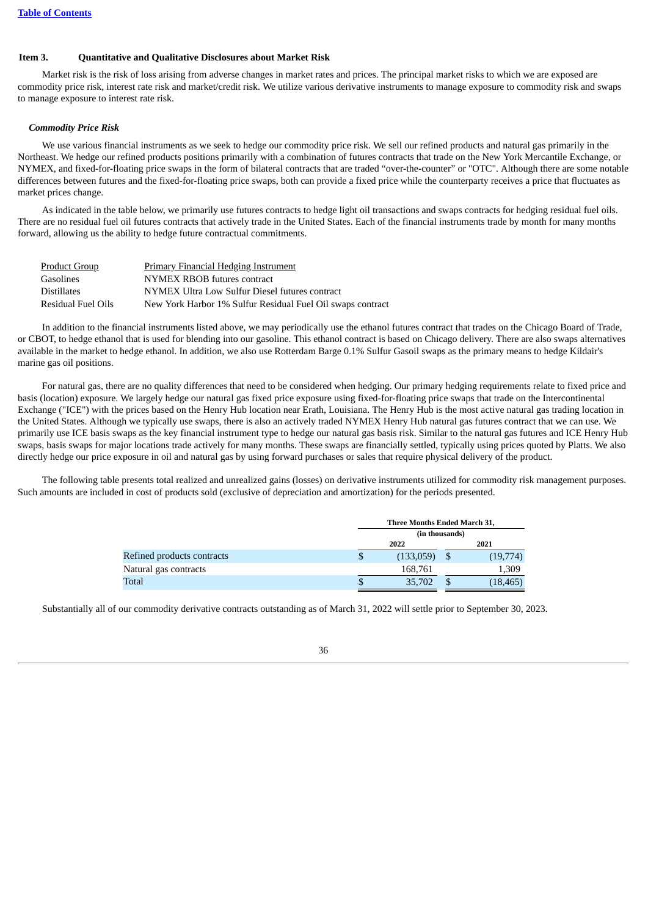### Item 3. Quantitative and Qualitative Disclosures about Market Risk

Market risk is the risk of loss arising from adverse changes in market rates and prices. The principal market risks to which we are exposed are commodity price risk, interest rate risk and market/credit risk. We utilize various derivative instruments to manage exposure to commodity risk and swaps to manage exposure to interest rate risk.

***Commodity Price Risk***

We use various financial instruments as we seek to hedge our commodity price risk. We sell our refined products and natural gas primarily in the Northeast. We hedge our refined products positions primarily with a combination of futures contracts that trade on the New York Mercantile Exchange, or NYMEX, and fixed-for-floating price swaps in the form of bilateral contracts that are traded "over-the-counter" or "OTC". Although there are some notable differences between futures and the fixed-for-floating price swaps, both can provide a fixed price while the counterparty receives a price that fluctuates as market prices change.

As indicated in the table below, we primarily use futures contracts to hedge light oil transactions and swaps contracts for hedging residual fuel oils. There are no residual fuel oil futures contracts that actively trade in the United States. Each of the financial instruments trade by month for many months forward, allowing us the ability to hedge future contractual commitments.

| Product Group | Primary Financial Hedging Instrument |
|---|---|
| Gasolines | NYMEX RBOB futures contract |
| Distillates | NYMEX Ultra Low Sulfur Diesel futures contract |
| Residual Fuel Oils | New York Harbor 1% Sulfur Residual Fuel Oil swaps contract |

In addition to the financial instruments listed above, we may periodically use the ethanol futures contract that trades on the Chicago Board of Trade, or CBOT, to hedge ethanol that is used for blending into our gasoline. This ethanol contract is based on Chicago delivery. There are also swaps alternatives available in the market to hedge ethanol. In addition, we also use Rotterdam Barge 0.1% Sulfur Gasoil swaps as the primary means to hedge Kildair's marine gas oil positions.

For natural gas, there are no quality differences that need to be considered when hedging. Our primary hedging requirements relate to fixed price and basis (location) exposure. We largely hedge our natural gas fixed price exposure using fixed-for-floating price swaps that trade on the Intercontinental Exchange ("ICE") with the prices based on the Henry Hub location near Erath, Louisiana. The Henry Hub is the most active natural gas trading location in the United States. Although we typically use swaps, there is also an actively traded NYMEX Henry Hub natural gas futures contract that we can use. We primarily use ICE basis swaps as the key financial instrument type to hedge our natural gas basis risk. Similar to the natural gas futures and ICE Henry Hub swaps, basis swaps for major locations trade actively for many months. These swaps are financially settled, typically using prices quoted by Platts. We also directly hedge our price exposure in oil and natural gas by using forward purchases or sales that require physical delivery of the product.

The following table presents total realized and unrealized gains (losses) on derivative instruments utilized for commodity risk management purposes. Such amounts are included in cost of products sold (exclusive of depreciation and amortization) for the periods presented.

| | Three Months Ended March 31, | |
|---|---|---|
| | (in thousands) | |
| | 2022 | 2021 |
| Refined products contracts | $ (133,059) | $ (19,774) |
| Natural gas contracts | 168,761 | 1,309 |
| Total | $ 35,702 | $ (18,465) |

Substantially all of our commodity derivative contracts outstanding as of March 31, 2022 will settle prior to September 30, 2023.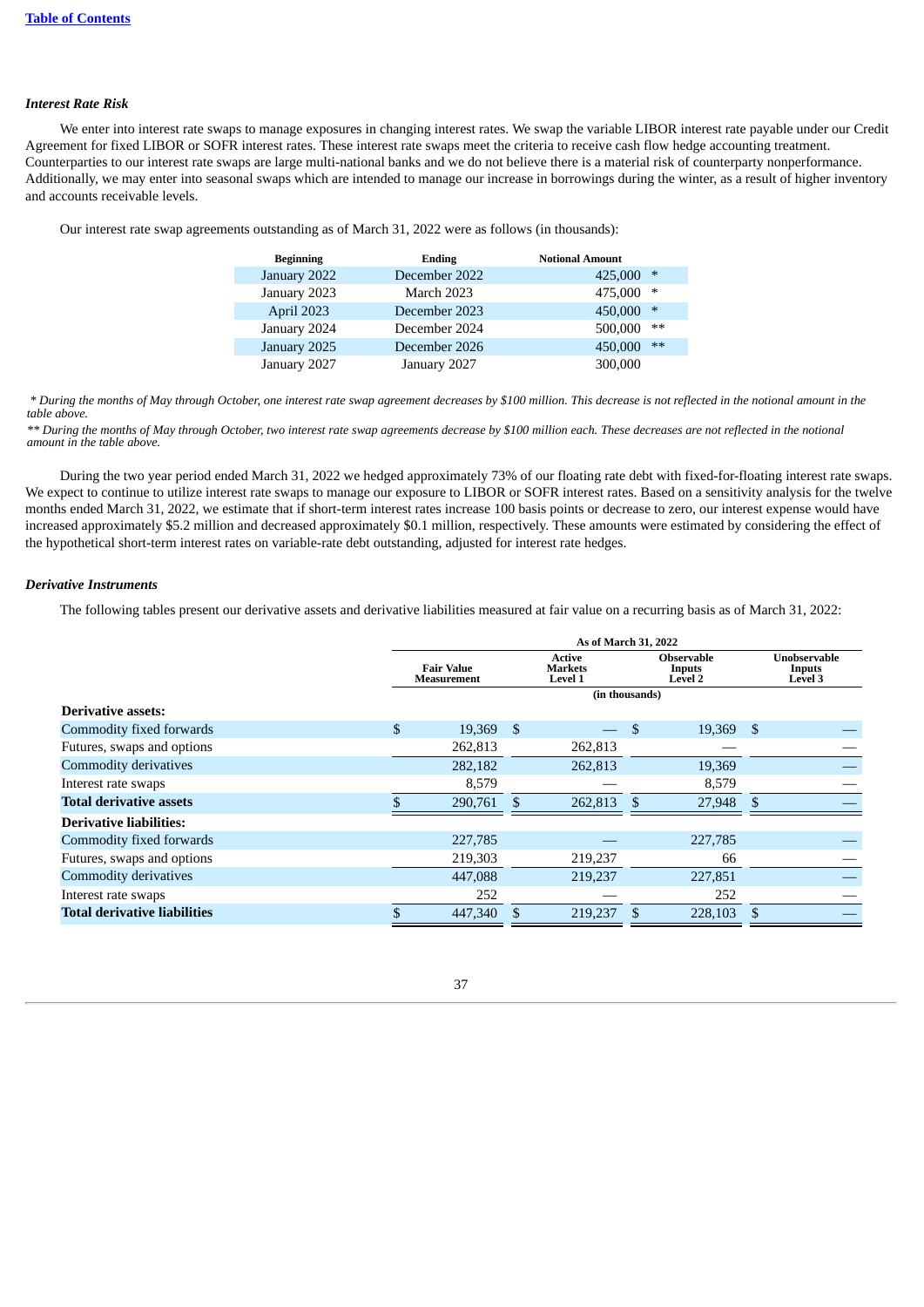### *Interest Rate Risk*

We enter into interest rate swaps to manage exposures in changing interest rates. We swap the variable LIBOR interest rate payable under our Credit Agreement for fixed LIBOR or SOFR interest rates. These interest rate swaps meet the criteria to receive cash flow hedge accounting treatment. Counterparties to our interest rate swaps are large multi-national banks and we do not believe there is a material risk of counterparty nonperformance. Additionally, we may enter into seasonal swaps which are intended to manage our increase in borrowings during the winter, as a result of higher inventory and accounts receivable levels.

Our interest rate swap agreements outstanding as of March 31, 2022 were as follows (in thousands):

| Beginning | Ending | Notional Amount |
|---|---|---|
| January 2022 | December 2022 | 425,000 * |
| January 2023 | March 2023 | 475,000 * |
| April 2023 | December 2023 | 450,000 * |
| January 2024 | December 2024 | 500,000 ** |
| January 2025 | December 2026 | 450,000 ** |
| January 2027 | January 2027 | 300,000 |

*\* During the months of May through October, one interest rate swap agreement decreases by $100 million. This decrease is not reflected in the notional amount in the table above.*

*\*\* During the months of May through October, two interest rate swap agreements decrease by $100 million each. These decreases are not reflected in the notional amount in the table above.*

During the two year period ended March 31, 2022 we hedged approximately 73% of our floating rate debt with fixed-for-floating interest rate swaps. We expect to continue to utilize interest rate swaps to manage our exposure to LIBOR or SOFR interest rates. Based on a sensitivity analysis for the twelve months ended March 31, 2022, we estimate that if short-term interest rates increase 100 basis points or decrease to zero, our interest expense would have increased approximately $5.2 million and decreased approximately $0.1 million, respectively. These amounts were estimated by considering the effect of the hypothetical short-term interest rates on variable-rate debt outstanding, adjusted for interest rate hedges.

### *Derivative Instruments*

The following tables present our derivative assets and derivative liabilities measured at fair value on a recurring basis as of March 31, 2022:

| | As of March 31, 2022 | | | |
|---|---|---|---|---|
| | Fair Value Measurement | Active Markets Level 1 | Observable Inputs Level 2 | Unobservable Inputs Level 3 |
| | (in thousands) | | | |
| **Derivative assets:** | | | | |
| Commodity fixed forwards | $ 19,369 | $ — | $ 19,369 | $ — |
| Futures, swaps and options | 262,813 | 262,813 | — | — |
| Commodity derivatives | 282,182 | 262,813 | 19,369 | — |
| Interest rate swaps | 8,579 | — | 8,579 | — |
| **Total derivative assets** | $ 290,761 | $ 262,813 | $ 27,948 | $ — |
| **Derivative liabilities:** | | | | |
| Commodity fixed forwards | 227,785 | — | 227,785 | — |
| Futures, swaps and options | 219,303 | 219,237 | 66 | — |
| Commodity derivatives | 447,088 | 219,237 | 227,851 | — |
| Interest rate swaps | 252 | — | 252 | — |
| **Total derivative liabilities** | $ 447,340 | $ 219,237 | $ 228,103 | $ — |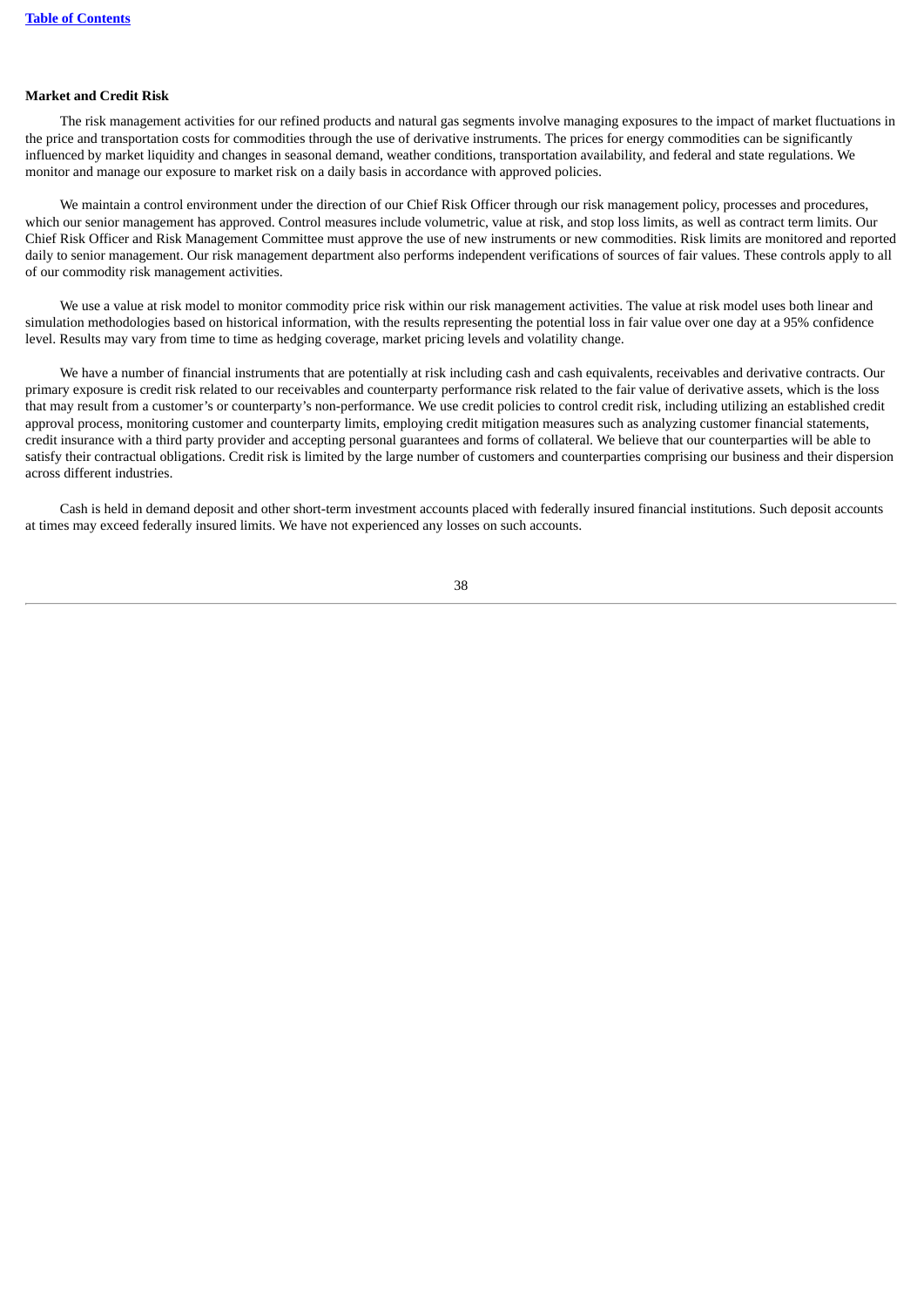**Market and Credit Risk**

The risk management activities for our refined products and natural gas segments involve managing exposures to the impact of market fluctuations in the price and transportation costs for commodities through the use of derivative instruments. The prices for energy commodities can be significantly influenced by market liquidity and changes in seasonal demand, weather conditions, transportation availability, and federal and state regulations. We monitor and manage our exposure to market risk on a daily basis in accordance with approved policies.

We maintain a control environment under the direction of our Chief Risk Officer through our risk management policy, processes and procedures, which our senior management has approved. Control measures include volumetric, value at risk, and stop loss limits, as well as contract term limits. Our Chief Risk Officer and Risk Management Committee must approve the use of new instruments or new commodities. Risk limits are monitored and reported daily to senior management. Our risk management department also performs independent verifications of sources of fair values. These controls apply to all of our commodity risk management activities.

We use a value at risk model to monitor commodity price risk within our risk management activities. The value at risk model uses both linear and simulation methodologies based on historical information, with the results representing the potential loss in fair value over one day at a 95% confidence level. Results may vary from time to time as hedging coverage, market pricing levels and volatility change.

We have a number of financial instruments that are potentially at risk including cash and cash equivalents, receivables and derivative contracts. Our primary exposure is credit risk related to our receivables and counterparty performance risk related to the fair value of derivative assets, which is the loss that may result from a customer's or counterparty's non-performance. We use credit policies to control credit risk, including utilizing an established credit approval process, monitoring customer and counterparty limits, employing credit mitigation measures such as analyzing customer financial statements, credit insurance with a third party provider and accepting personal guarantees and forms of collateral. We believe that our counterparties will be able to satisfy their contractual obligations. Credit risk is limited by the large number of customers and counterparties comprising our business and their dispersion across different industries.

Cash is held in demand deposit and other short-term investment accounts placed with federally insured financial institutions. Such deposit accounts at times may exceed federally insured limits. We have not experienced any losses on such accounts.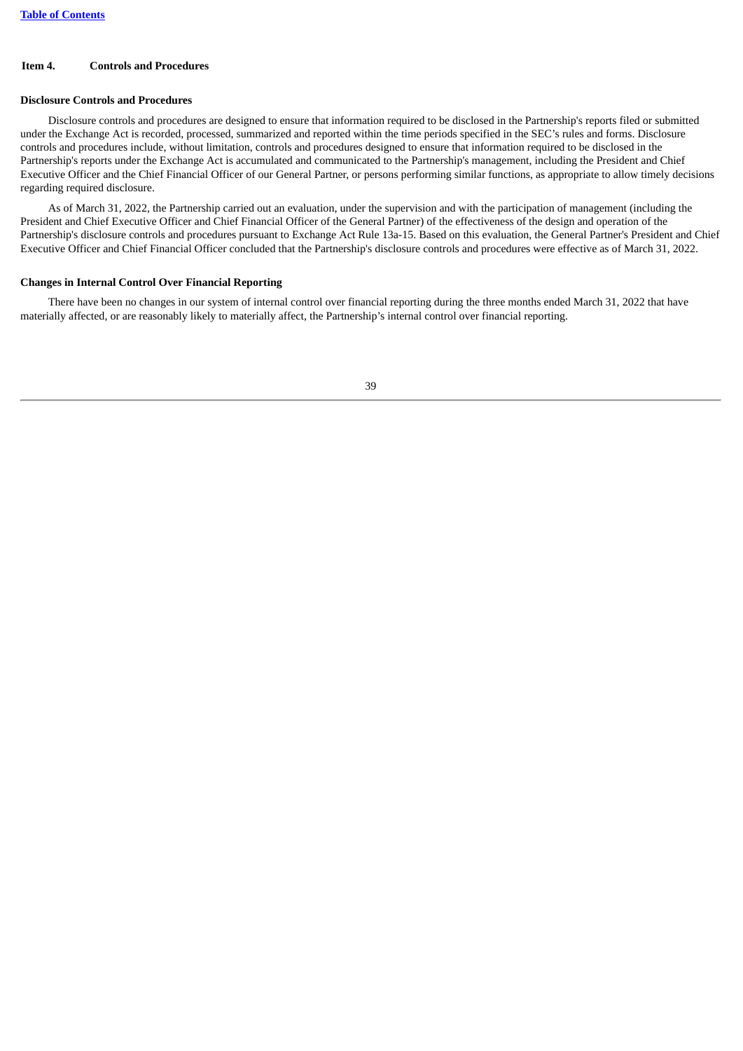## Item 4. Controls and Procedures

### Disclosure Controls and Procedures

Disclosure controls and procedures are designed to ensure that information required to be disclosed in the Partnership's reports filed or submitted under the Exchange Act is recorded, processed, summarized and reported within the time periods specified in the SEC's rules and forms. Disclosure controls and procedures include, without limitation, controls and procedures designed to ensure that information required to be disclosed in the Partnership's reports under the Exchange Act is accumulated and communicated to the Partnership's management, including the President and Chief Executive Officer and the Chief Financial Officer of our General Partner, or persons performing similar functions, as appropriate to allow timely decisions regarding required disclosure.

As of March 31, 2022, the Partnership carried out an evaluation, under the supervision and with the participation of management (including the President and Chief Executive Officer and Chief Financial Officer of the General Partner) of the effectiveness of the design and operation of the Partnership's disclosure controls and procedures pursuant to Exchange Act Rule 13a-15. Based on this evaluation, the General Partner's President and Chief Executive Officer and Chief Financial Officer concluded that the Partnership's disclosure controls and procedures were effective as of March 31, 2022.

### Changes in Internal Control Over Financial Reporting

There have been no changes in our system of internal control over financial reporting during the three months ended March 31, 2022 that have materially affected, or are reasonably likely to materially affect, the Partnership's internal control over financial reporting.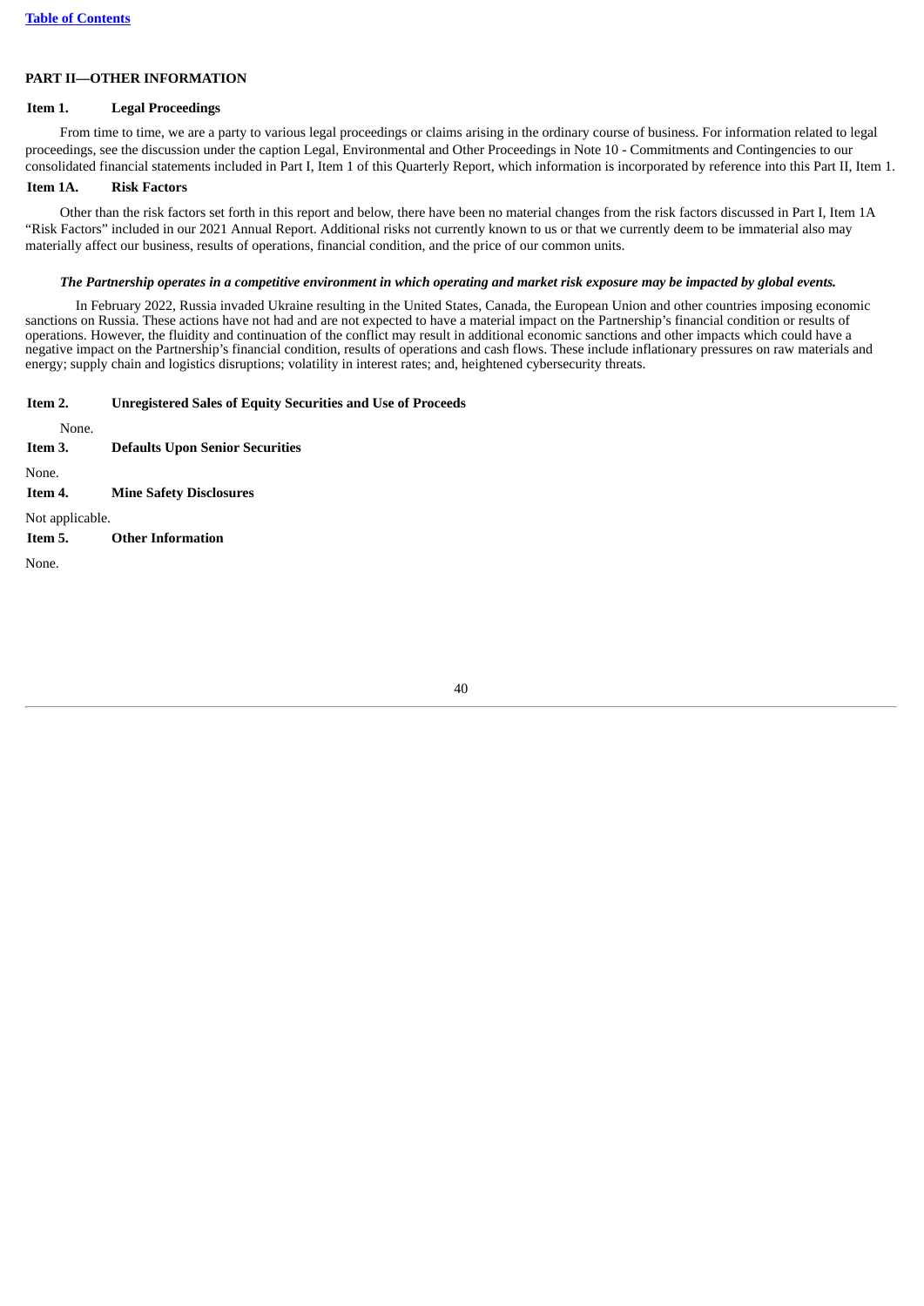**Table of Contents**

## PART II—OTHER INFORMATION

### Item 1. Legal Proceedings

From time to time, we are a party to various legal proceedings or claims arising in the ordinary course of business. For information related to legal proceedings, see the discussion under the caption Legal, Environmental and Other Proceedings in Note 10 - Commitments and Contingencies to our consolidated financial statements included in Part I, Item 1 of this Quarterly Report, which information is incorporated by reference into this Part II, Item 1.

### Item 1A. Risk Factors

Other than the risk factors set forth in this report and below, there have been no material changes from the risk factors discussed in Part I, Item 1A "Risk Factors" included in our 2021 Annual Report. Additional risks not currently known to us or that we currently deem to be immaterial also may materially affect our business, results of operations, financial condition, and the price of our common units.

***The Partnership operates in a competitive environment in which operating and market risk exposure may be impacted by global events.***

In February 2022, Russia invaded Ukraine resulting in the United States, Canada, the European Union and other countries imposing economic sanctions on Russia. These actions have not had and are not expected to have a material impact on the Partnership's financial condition or results of operations. However, the fluidity and continuation of the conflict may result in additional economic sanctions and other impacts which could have a negative impact on the Partnership's financial condition, results of operations and cash flows. These include inflationary pressures on raw materials and energy; supply chain and logistics disruptions; volatility in interest rates; and, heightened cybersecurity threats.

### Item 2. Unregistered Sales of Equity Securities and Use of Proceeds

None.

### Item 3. Defaults Upon Senior Securities

None.

### Item 4. Mine Safety Disclosures

Not applicable.

### Item 5. Other Information

None.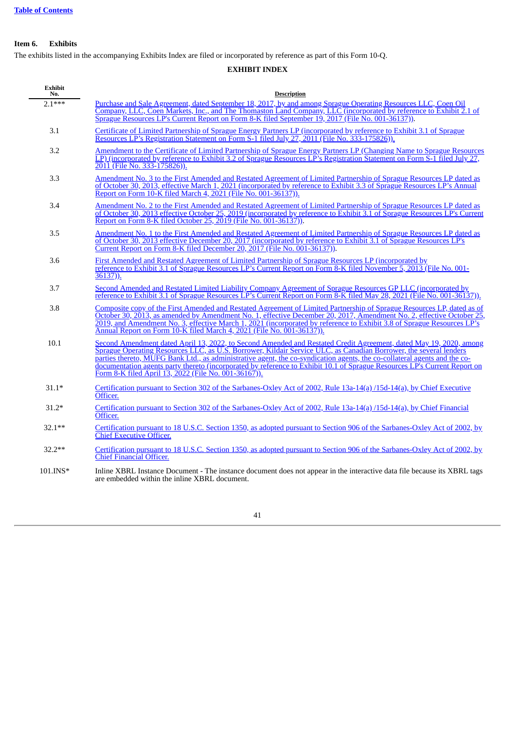**Item 6. Exhibits**

The exhibits listed in the accompanying Exhibits Index are filed or incorporated by reference as part of this Form 10-Q.

**EXHIBIT INDEX**

| Exhibit No. | Description |
|---|---|
| 2.1*** | Purchase and Sale Agreement, dated September 18, 2017, by and among Sprague Operating Resources LLC, Coen Oil Company, LLC, Coen Markets, Inc., and The Thomaston Land Company, LLC (incorporated by reference to Exhibit 2.1 of Sprague Resources LP's Current Report on Form 8-K filed September 19, 2017 (File No. 001-36137)). |
| 3.1 | Certificate of Limited Partnership of Sprague Energy Partners LP (incorporated by reference to Exhibit 3.1 of Sprague Resources LP's Registration Statement on Form S-1 filed July 27, 2011 (File No. 333-175826)). |
| 3.2 | Amendment to the Certificate of Limited Partnership of Sprague Energy Partners LP (Changing Name to Sprague Resources LP) (incorporated by reference to Exhibit 3.2 of Sprague Resources LP's Registration Statement on Form S-1 filed July 27, 2011 (File No. 333-175826)). |
| 3.3 | Amendment No. 3 to the First Amended and Restated Agreement of Limited Partnership of Sprague Resources LP dated as of October 30, 2013, effective March 1, 2021 (incorporated by reference to Exhibit 3.3 of Sprague Resources LP's Annual Report on Form 10-K filed March 4, 2021 (File No. 001-36137)). |
| 3.4 | Amendment No. 2 to the First Amended and Restated Agreement of Limited Partnership of Sprague Resources LP dated as of October 30, 2013 effective October 25, 2019 (incorporated by reference to Exhibit 3.1 of Sprague Resources LP's Current Report on Form 8-K filed October 25, 2019 (File No. 001-36137)). |
| 3.5 | Amendment No. 1 to the First Amended and Restated Agreement of Limited Partnership of Sprague Resources LP dated as of October 30, 2013 effective December 20, 2017 (incorporated by reference to Exhibit 3.1 of Sprague Resources LP's Current Report on Form 8-K filed December 20, 2017 (File No. 001-36137)). |
| 3.6 | First Amended and Restated Agreement of Limited Partnership of Sprague Resources LP (incorporated by reference to Exhibit 3.1 of Sprague Resources LP's Current Report on Form 8-K filed November 5, 2013 (File No. 001-36137)). |
| 3.7 | Second Amended and Restated Limited Liability Company Agreement of Sprague Resources GP LLC (incorporated by reference to Exhibit 3.1 of Sprague Resources LP's Current Report on Form 8-K filed May 28, 2021 (File No. 001-36137)). |
| 3.8 | Composite copy of the First Amended and Restated Agreement of Limited Partnership of Sprague Resources LP, dated as of October 30, 2013, as amended by Amendment No. 1, effective December 20, 2017, Amendment No. 2, effective October 25, 2019, and Amendment No. 3, effective March 1, 2021 (incorporated by reference to Exhibit 3.8 of Sprague Resources LP's Annual Report on Form 10-K filed March 4, 2021 (File No. 001-36137)). |
| 10.1 | Second Amendment dated April 13, 2022, to Second Amended and Restated Credit Agreement, dated May 19, 2020, among Sprague Operating Resources LLC, as U.S. Borrower, Kildair Service ULC, as Canadian Borrower, the several lenders parties thereto, MUFG Bank Ltd., as administrative agent, the co-syndication agents, the co-collateral agents and the co-documentation agents party thereto (incorporated by reference to Exhibit 10.1 of Sprague Resources LP's Current Report on Form 8-K filed April 13, 2022 (File No. 001-36167)). |
| 31.1* | Certification pursuant to Section 302 of the Sarbanes-Oxley Act of 2002, Rule 13a-14(a) /15d-14(a), by Chief Executive Officer. |
| 31.2* | Certification pursuant to Section 302 of the Sarbanes-Oxley Act of 2002, Rule 13a-14(a) /15d-14(a), by Chief Financial Officer. |
| 32.1** | Certification pursuant to 18 U.S.C. Section 1350, as adopted pursuant to Section 906 of the Sarbanes-Oxley Act of 2002, by Chief Executive Officer. |
| 32.2** | Certification pursuant to 18 U.S.C. Section 1350, as adopted pursuant to Section 906 of the Sarbanes-Oxley Act of 2002, by Chief Financial Officer. |
| 101.INS* | Inline XBRL Instance Document - The instance document does not appear in the interactive data file because its XBRL tags are embedded within the inline XBRL document. |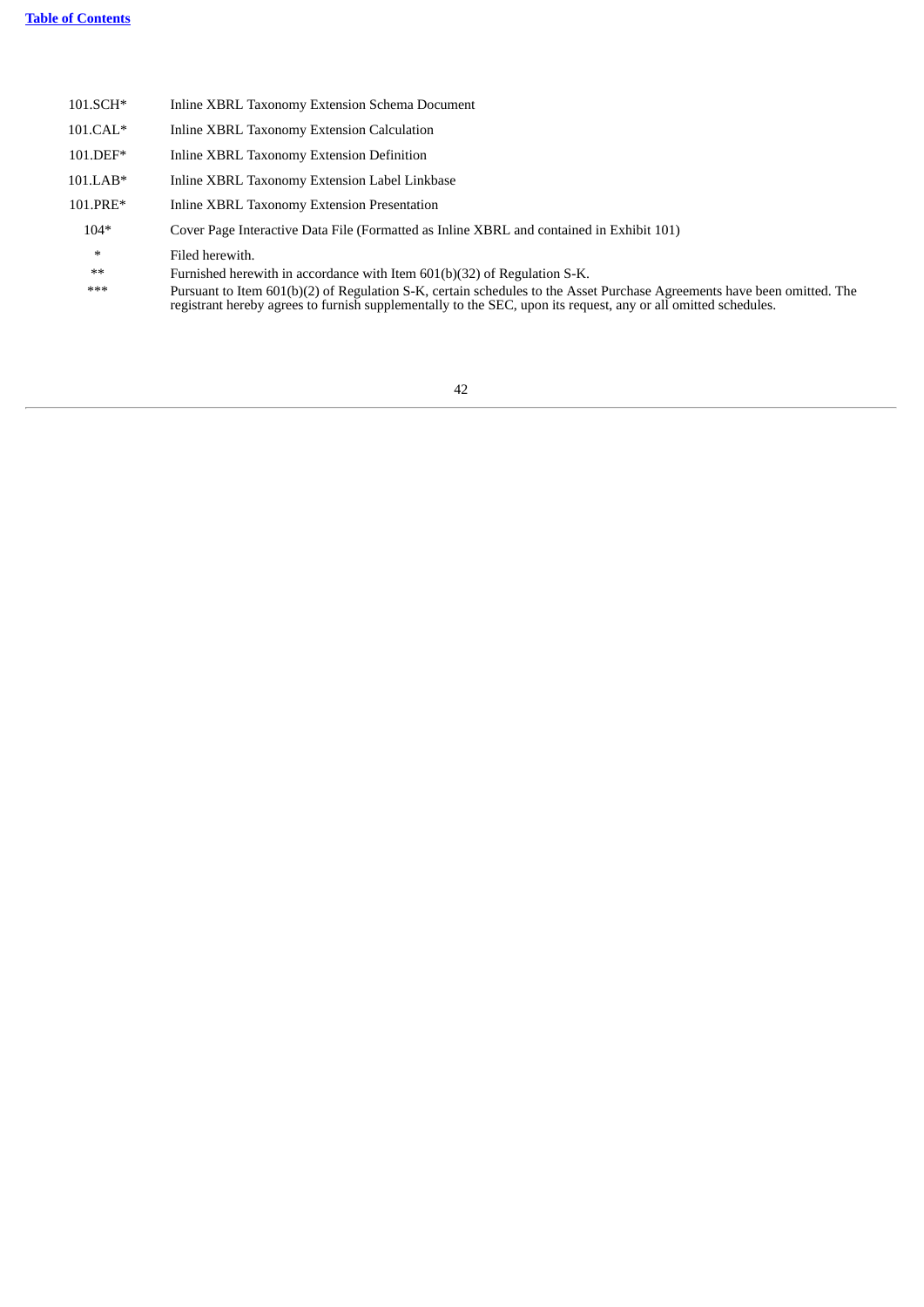| | |
|---|---|
| 101.SCH* | Inline XBRL Taxonomy Extension Schema Document |
| 101.CAL* | Inline XBRL Taxonomy Extension Calculation |
| 101.DEF* | Inline XBRL Taxonomy Extension Definition |
| 101.LAB* | Inline XBRL Taxonomy Extension Label Linkbase |
| 101.PRE* | Inline XBRL Taxonomy Extension Presentation |
| 104* | Cover Page Interactive Data File (Formatted as Inline XBRL and contained in Exhibit 101) |

| | |
|---|---|
| * | Filed herewith. |
| ** | Furnished herewith in accordance with Item 601(b)(32) of Regulation S-K. |
| *** | Pursuant to Item 601(b)(2) of Regulation S-K, certain schedules to the Asset Purchase Agreements have been omitted. The registrant hereby agrees to furnish supplementally to the SEC, upon its request, any or all omitted schedules. |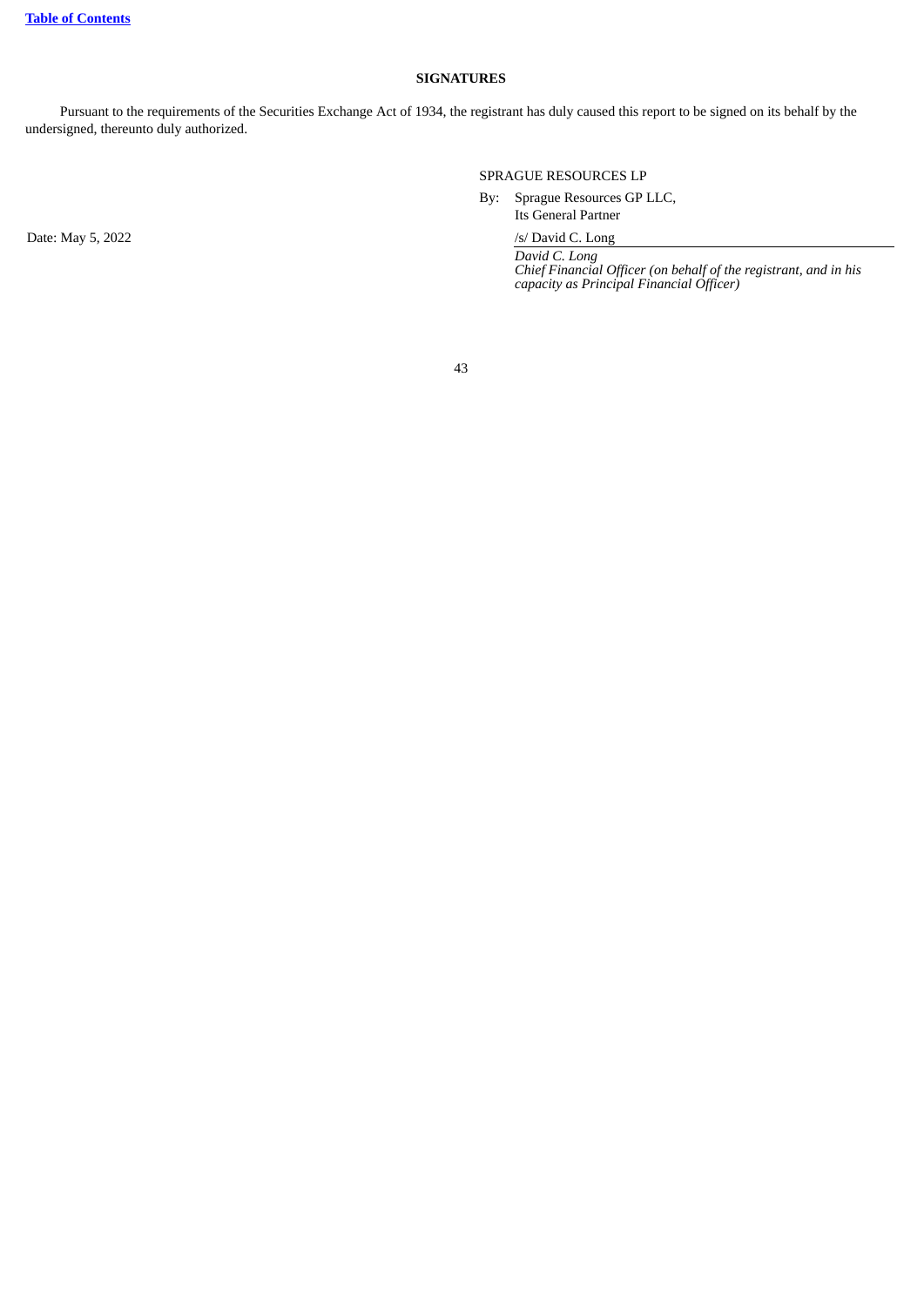**SIGNATURES**

Pursuant to the requirements of the Securities Exchange Act of 1934, the registrant has duly caused this report to be signed on its behalf by the undersigned, thereunto duly authorized.

SPRAGUE RESOURCES LP

By: Sprague Resources GP LLC,
Its General Partner

Date: May 5, 2022

/s/ David C. Long

*David C. Long*
*Chief Financial Officer (on behalf of the registrant, and in his capacity as Principal Financial Officer)*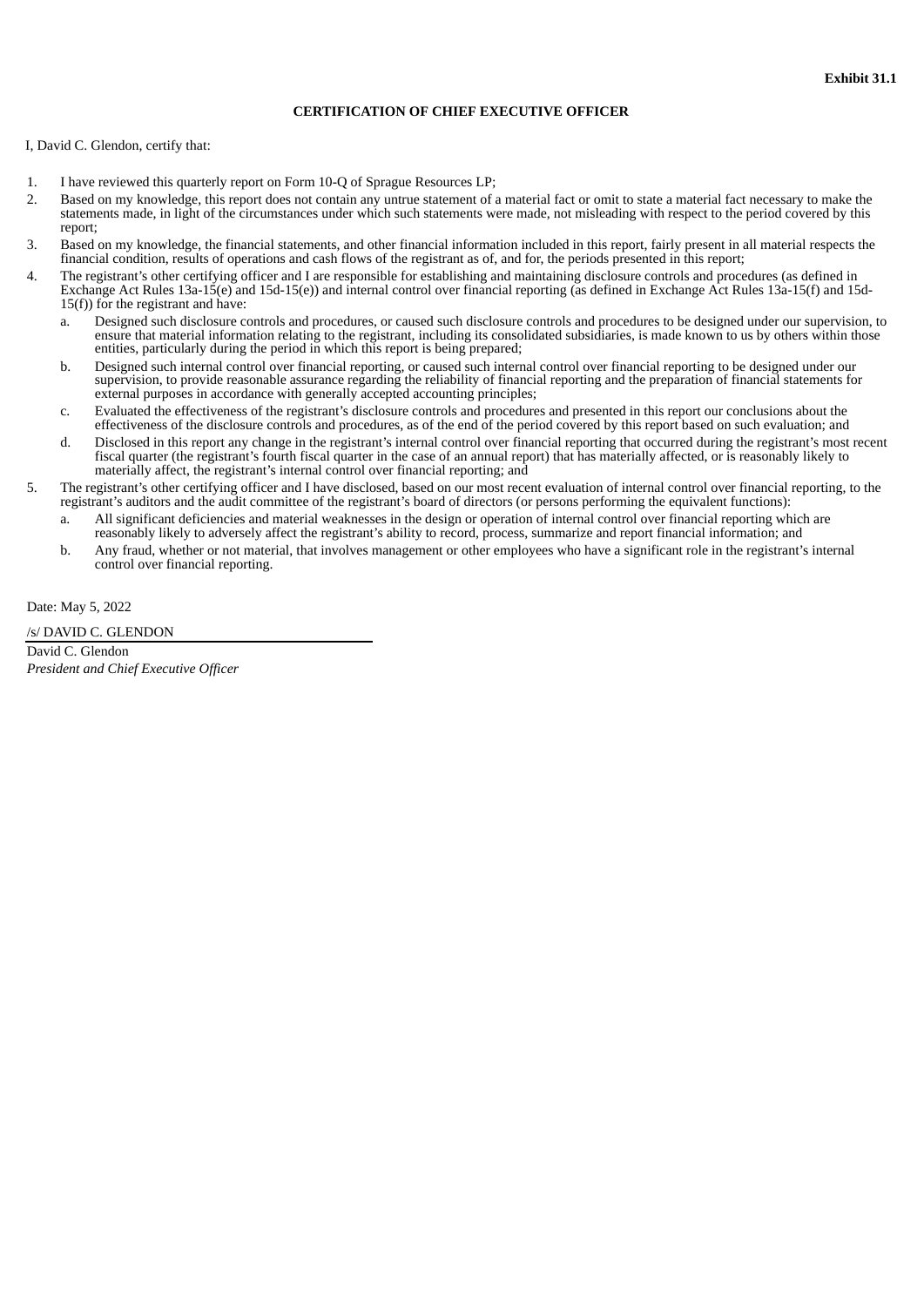**Exhibit 31.1**

**CERTIFICATION OF CHIEF EXECUTIVE OFFICER**

I, David C. Glendon, certify that:

1. I have reviewed this quarterly report on Form 10-Q of Sprague Resources LP;
2. Based on my knowledge, this report does not contain any untrue statement of a material fact or omit to state a material fact necessary to make the statements made, in light of the circumstances under which such statements were made, not misleading with respect to the period covered by this report;
3. Based on my knowledge, the financial statements, and other financial information included in this report, fairly present in all material respects the financial condition, results of operations and cash flows of the registrant as of, and for, the periods presented in this report;
4. The registrant's other certifying officer and I are responsible for establishing and maintaining disclosure controls and procedures (as defined in Exchange Act Rules 13a-15(e) and 15d-15(e)) and internal control over financial reporting (as defined in Exchange Act Rules 13a-15(f) and 15d-15(f)) for the registrant and have:
   a. Designed such disclosure controls and procedures, or caused such disclosure controls and procedures to be designed under our supervision, to ensure that material information relating to the registrant, including its consolidated subsidiaries, is made known to us by others within those entities, particularly during the period in which this report is being prepared;
   b. Designed such internal control over financial reporting, or caused such internal control over financial reporting to be designed under our supervision, to provide reasonable assurance regarding the reliability of financial reporting and the preparation of financial statements for external purposes in accordance with generally accepted accounting principles;
   c. Evaluated the effectiveness of the registrant's disclosure controls and procedures and presented in this report our conclusions about the effectiveness of the disclosure controls and procedures, as of the end of the period covered by this report based on such evaluation; and
   d. Disclosed in this report any change in the registrant's internal control over financial reporting that occurred during the registrant's most recent fiscal quarter (the registrant's fourth fiscal quarter in the case of an annual report) that has materially affected, or is reasonably likely to materially affect, the registrant's internal control over financial reporting; and
5. The registrant's other certifying officer and I have disclosed, based on our most recent evaluation of internal control over financial reporting, to the registrant's auditors and the audit committee of the registrant's board of directors (or persons performing the equivalent functions):
   a. All significant deficiencies and material weaknesses in the design or operation of internal control over financial reporting which are reasonably likely to adversely affect the registrant's ability to record, process, summarize and report financial information; and
   b. Any fraud, whether or not material, that involves management or other employees who have a significant role in the registrant's internal control over financial reporting.

Date: May 5, 2022

/s/ DAVID C. GLENDON

David C. Glendon
*President and Chief Executive Officer*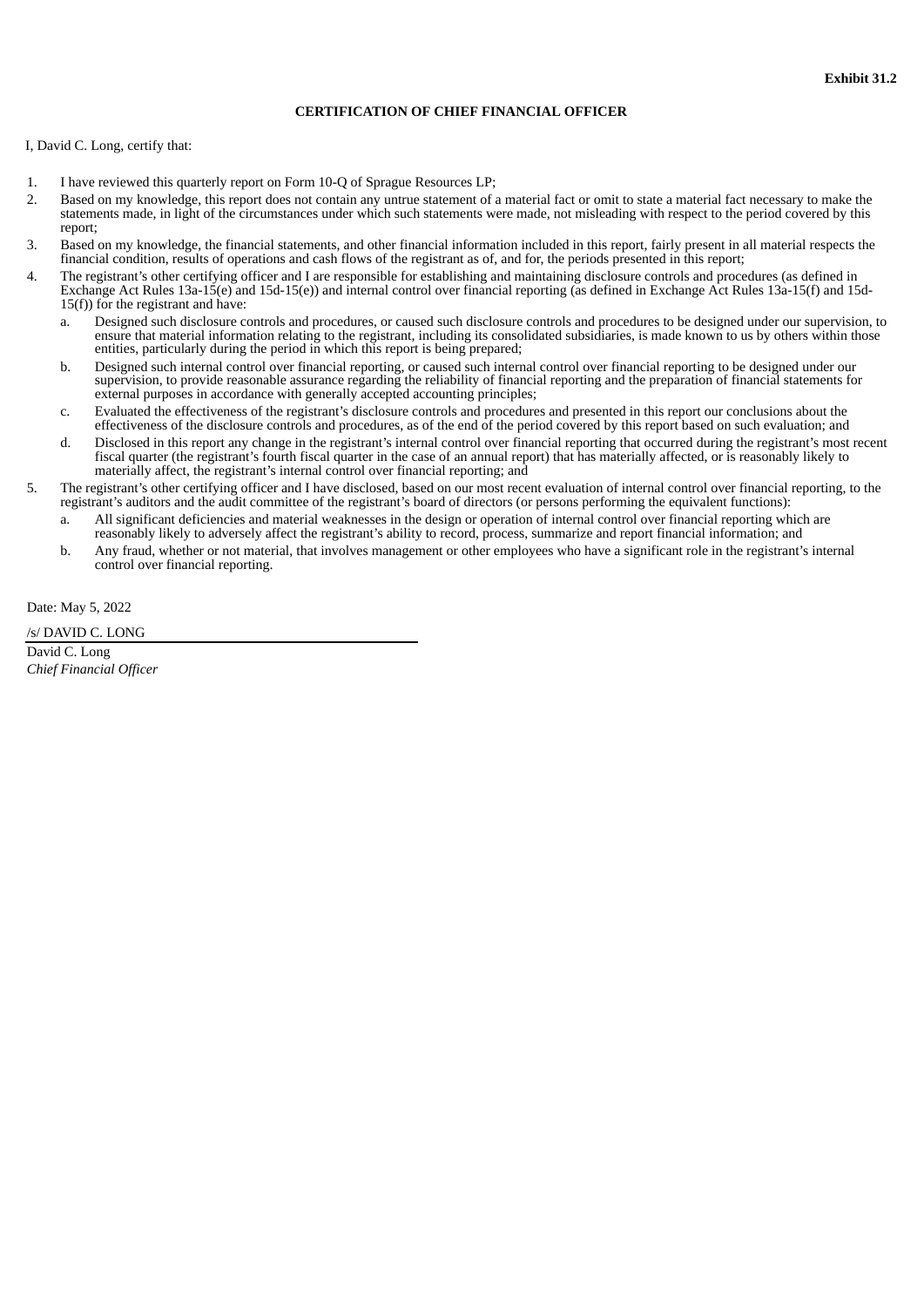**Exhibit 31.2**

**CERTIFICATION OF CHIEF FINANCIAL OFFICER**

I, David C. Long, certify that:

1. I have reviewed this quarterly report on Form 10-Q of Sprague Resources LP;
2. Based on my knowledge, this report does not contain any untrue statement of a material fact or omit to state a material fact necessary to make the statements made, in light of the circumstances under which such statements were made, not misleading with respect to the period covered by this report;
3. Based on my knowledge, the financial statements, and other financial information included in this report, fairly present in all material respects the financial condition, results of operations and cash flows of the registrant as of, and for, the periods presented in this report;
4. The registrant's other certifying officer and I are responsible for establishing and maintaining disclosure controls and procedures (as defined in Exchange Act Rules 13a-15(e) and 15d-15(e)) and internal control over financial reporting (as defined in Exchange Act Rules 13a-15(f) and 15d-15(f)) for the registrant and have:
   a. Designed such disclosure controls and procedures, or caused such disclosure controls and procedures to be designed under our supervision, to ensure that material information relating to the registrant, including its consolidated subsidiaries, is made known to us by others within those entities, particularly during the period in which this report is being prepared;
   b. Designed such internal control over financial reporting, or caused such internal control over financial reporting to be designed under our supervision, to provide reasonable assurance regarding the reliability of financial reporting and the preparation of financial statements for external purposes in accordance with generally accepted accounting principles;
   c. Evaluated the effectiveness of the registrant's disclosure controls and procedures and presented in this report our conclusions about the effectiveness of the disclosure controls and procedures, as of the end of the period covered by this report based on such evaluation; and
   d. Disclosed in this report any change in the registrant's internal control over financial reporting that occurred during the registrant's most recent fiscal quarter (the registrant's fourth fiscal quarter in the case of an annual report) that has materially affected, or is reasonably likely to materially affect, the registrant's internal control over financial reporting; and
5. The registrant's other certifying officer and I have disclosed, based on our most recent evaluation of internal control over financial reporting, to the registrant's auditors and the audit committee of the registrant's board of directors (or persons performing the equivalent functions):
   a. All significant deficiencies and material weaknesses in the design or operation of internal control over financial reporting which are reasonably likely to adversely affect the registrant's ability to record, process, summarize and report financial information; and
   b. Any fraud, whether or not material, that involves management or other employees who have a significant role in the registrant's internal control over financial reporting.

Date: May 5, 2022

/s/ DAVID C. LONG

David C. Long
*Chief Financial Officer*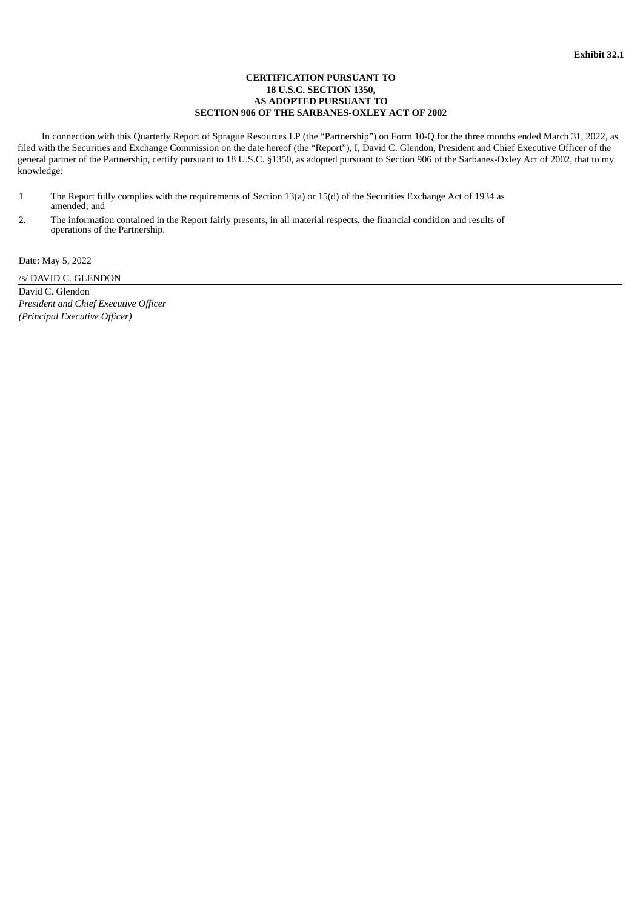**Exhibit 32.1**

**CERTIFICATION PURSUANT TO
18 U.S.C. SECTION 1350,
AS ADOPTED PURSUANT TO
SECTION 906 OF THE SARBANES-OXLEY ACT OF 2002**

In connection with this Quarterly Report of Sprague Resources LP (the "Partnership") on Form 10-Q for the three months ended March 31, 2022, as filed with the Securities and Exchange Commission on the date hereof (the "Report"), I, David C. Glendon, President and Chief Executive Officer of the general partner of the Partnership, certify pursuant to 18 U.S.C. §1350, as adopted pursuant to Section 906 of the Sarbanes-Oxley Act of 2002, that to my knowledge:

1 The Report fully complies with the requirements of Section 13(a) or 15(d) of the Securities Exchange Act of 1934 as amended; and

2. The information contained in the Report fairly presents, in all material respects, the financial condition and results of operations of the Partnership.

Date: May 5, 2022

/s/ DAVID C. GLENDON

David C. Glendon
*President and Chief Executive Officer*
*(Principal Executive Officer)*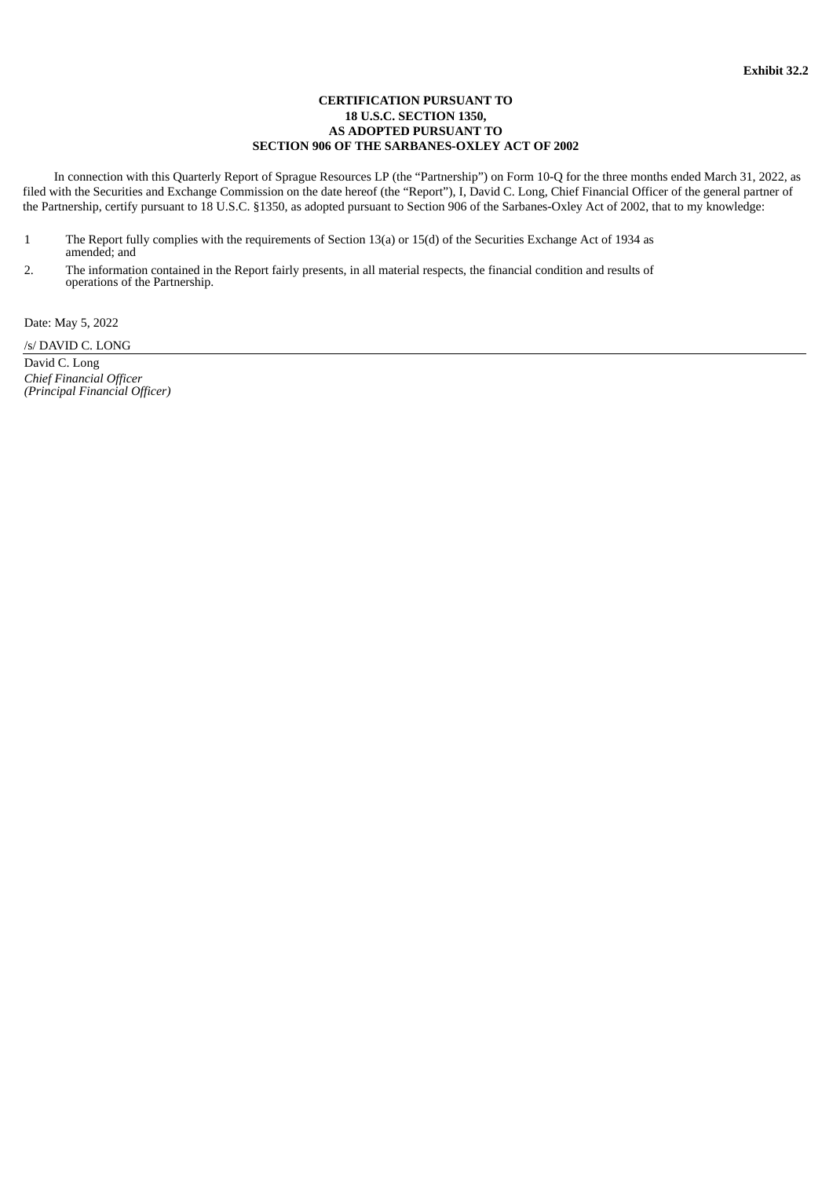**Exhibit 32.2**

**CERTIFICATION PURSUANT TO**
**18 U.S.C. SECTION 1350,**
**AS ADOPTED PURSUANT TO**
**SECTION 906 OF THE SARBANES-OXLEY ACT OF 2002**

In connection with this Quarterly Report of Sprague Resources LP (the "Partnership") on Form 10-Q for the three months ended March 31, 2022, as filed with the Securities and Exchange Commission on the date hereof (the "Report"), I, David C. Long, Chief Financial Officer of the general partner of the Partnership, certify pursuant to 18 U.S.C. §1350, as adopted pursuant to Section 906 of the Sarbanes-Oxley Act of 2002, that to my knowledge:

1 The Report fully complies with the requirements of Section 13(a) or 15(d) of the Securities Exchange Act of 1934 as amended; and

2. The information contained in the Report fairly presents, in all material respects, the financial condition and results of operations of the Partnership.

Date: May 5, 2022

/s/ DAVID C. LONG

David C. Long
*Chief Financial Officer*
*(Principal Financial Officer)*